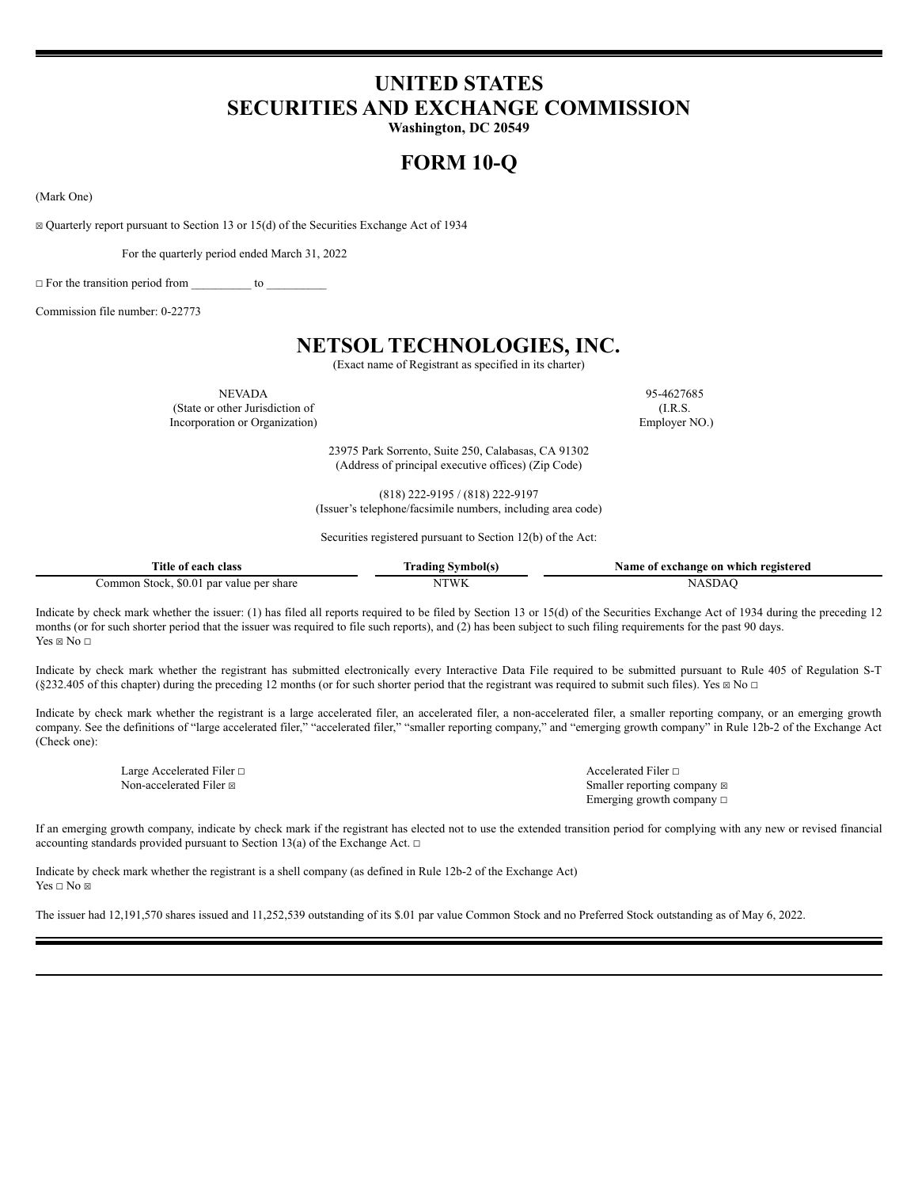# UNITED STATES
# SECURITIES AND EXCHANGE COMMISSION
**Washington, DC 20549**

# FORM 10-Q

(Mark One)

☒ Quarterly report pursuant to Section 13 or 15(d) of the Securities Exchange Act of 1934

For the quarterly period ended March 31, 2022

☐ For the transition period from __________ to __________

Commission file number: 0-22773

# NETSOL TECHNOLOGIES, INC.

(Exact name of Registrant as specified in its charter)

| | |
|---|---|
| NEVADA<br>(State or other Jurisdiction of Incorporation or Organization) | 95-4627685<br>(I.R.S. Employer NO.) |

23975 Park Sorrento, Suite 250, Calabasas, CA 91302
(Address of principal executive offices) (Zip Code)

(818) 222-9195 / (818) 222-9197
(Issuer's telephone/facsimile numbers, including area code)

Securities registered pursuant to Section 12(b) of the Act:

| Title of each class | Trading Symbol(s) | Name of exchange on which registered |
|---|---|---|
| Common Stock, $0.01 par value per share | NTWK | NASDAQ |

Indicate by check mark whether the issuer: (1) has filed all reports required to be filed by Section 13 or 15(d) of the Securities Exchange Act of 1934 during the preceding 12 months (or for such shorter period that the issuer was required to file such reports), and (2) has been subject to such filing requirements for the past 90 days.
Yes ☒ No ☐

Indicate by check mark whether the registrant has submitted electronically every Interactive Data File required to be submitted pursuant to Rule 405 of Regulation S-T (§232.405 of this chapter) during the preceding 12 months (or for such shorter period that the registrant was required to submit such files). Yes ☒ No ☐

Indicate by check mark whether the registrant is a large accelerated filer, an accelerated filer, a non-accelerated filer, a smaller reporting company, or an emerging growth company. See the definitions of "large accelerated filer," "accelerated filer," "smaller reporting company," and "emerging growth company" in Rule 12b-2 of the Exchange Act (Check one):

| | |
|---|---|
| Large Accelerated Filer ☐ | Accelerated Filer ☐ |
| Non-accelerated Filer ☒ | Smaller reporting company ☒ |
| | Emerging growth company ☐ |

If an emerging growth company, indicate by check mark if the registrant has elected not to use the extended transition period for complying with any new or revised financial accounting standards provided pursuant to Section 13(a) of the Exchange Act. ☐

Indicate by check mark whether the registrant is a shell company (as defined in Rule 12b-2 of the Exchange Act)
Yes ☐ No ☒

The issuer had 12,191,570 shares issued and 11,252,539 outstanding of its $.01 par value Common Stock and no Preferred Stock outstanding as of May 6, 2022.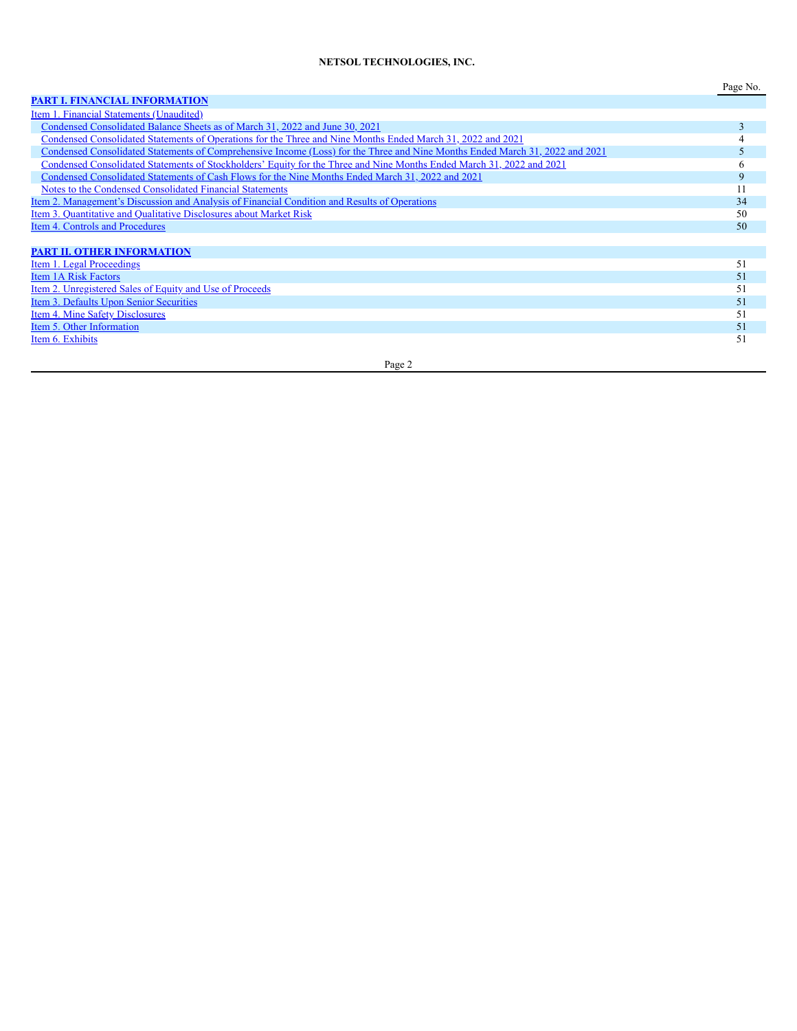**NETSOL TECHNOLOGIES, INC.**

| | Page No. |
|---|---|
| **PART I. FINANCIAL INFORMATION** | |
| Item 1. Financial Statements (Unaudited) | |
| Condensed Consolidated Balance Sheets as of March 31, 2022 and June 30, 2021 | 3 |
| Condensed Consolidated Statements of Operations for the Three and Nine Months Ended March 31, 2022 and 2021 | 4 |
| Condensed Consolidated Statements of Comprehensive Income (Loss) for the Three and Nine Months Ended March 31, 2022 and 2021 | 5 |
| Condensed Consolidated Statements of Stockholders' Equity for the Three and Nine Months Ended March 31, 2022 and 2021 | 6 |
| Condensed Consolidated Statements of Cash Flows for the Nine Months Ended March 31, 2022 and 2021 | 9 |
| Notes to the Condensed Consolidated Financial Statements | 11 |
| Item 2. Management's Discussion and Analysis of Financial Condition and Results of Operations | 34 |
| Item 3. Quantitative and Qualitative Disclosures about Market Risk | 50 |
| Item 4. Controls and Procedures | 50 |
| | |
| **PART II. OTHER INFORMATION** | |
| Item 1. Legal Proceedings | 51 |
| Item 1A Risk Factors | 51 |
| Item 2. Unregistered Sales of Equity and Use of Proceeds | 51 |
| Item 3. Defaults Upon Senior Securities | 51 |
| Item 4. Mine Safety Disclosures | 51 |
| Item 5. Other Information | 51 |
| Item 6. Exhibits | 51 |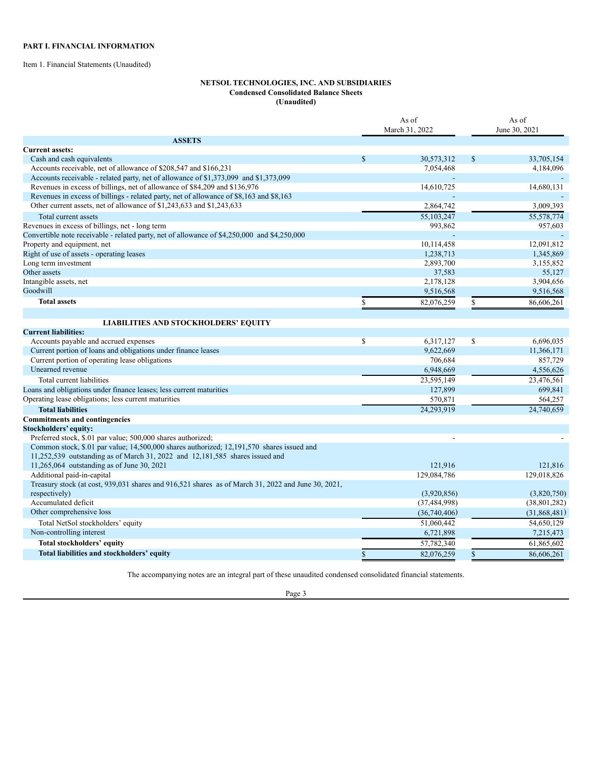**PART I. FINANCIAL INFORMATION**

Item 1. Financial Statements (Unaudited)

**NETSOL TECHNOLOGIES, INC. AND SUBSIDIARIES**
**Condensed Consolidated Balance Sheets**
**(Unaudited)**

| | As of March 31, 2022 | As of June 30, 2021 |
|---|---|---|
| **ASSETS** | | |
| **Current assets:** | | |
| Cash and cash equivalents | $ 30,573,312 | $ 33,705,154 |
| Accounts receivable, net of allowance of $208,547 and $166,231 | 7,054,468 | 4,184,096 |
| Accounts receivable - related party, net of allowance of $1,373,099 and $1,373,099 | - | - |
| Revenues in excess of billings, net of allowance of $84,209 and $136,976 | 14,610,725 | 14,680,131 |
| Revenues in excess of billings - related party, net of allowance of $8,163 and $8,163 | - | - |
| Other current assets, net of allowance of $1,243,633 and $1,243,633 | 2,864,742 | 3,009,393 |
| Total current assets | 55,103,247 | 55,578,774 |
| Revenues in excess of billings, net - long term | 993,862 | 957,603 |
| Convertible note receivable - related party, net of allowance of $4,250,000 and $4,250,000 | - | - |
| Property and equipment, net | 10,114,458 | 12,091,812 |
| Right of use of assets - operating leases | 1,238,713 | 1,345,869 |
| Long term investment | 2,893,700 | 3,155,852 |
| Other assets | 37,583 | 55,127 |
| Intangible assets, net | 2,178,128 | 3,904,656 |
| Goodwill | 9,516,568 | 9,516,568 |
| **Total assets** | $ 82,076,259 | $ 86,606,261 |
| | | |
| **LIABILITIES AND STOCKHOLDERS' EQUITY** | | |
| **Current liabilities:** | | |
| Accounts payable and accrued expenses | $ 6,317,127 | $ 6,696,035 |
| Current portion of loans and obligations under finance leases | 9,622,669 | 11,366,171 |
| Current portion of operating lease obligations | 706,684 | 857,729 |
| Unearned revenue | 6,948,669 | 4,556,626 |
| Total current liabilities | 23,595,149 | 23,476,561 |
| Loans and obligations under finance leases; less current maturities | 127,899 | 699,841 |
| Operating lease obligations; less current maturities | 570,871 | 564,257 |
| **Total liabilities** | 24,293,919 | 24,740,659 |
| **Commitments and contingencies** | | |
| **Stockholders' equity:** | | |
| Preferred stock, $.01 par value; 500,000 shares authorized; | - | - |
| Common stock, $.01 par value; 14,500,000 shares authorized; 12,191,570 shares issued and 11,252,539 outstanding as of March 31, 2022 and 12,181,585 shares issued and 11,265,064 outstanding as of June 30, 2021 | 121,916 | 121,816 |
| Additional paid-in-capital | 129,084,786 | 129,018,826 |
| Treasury stock (at cost, 939,031 shares and 916,521 shares as of March 31, 2022 and June 30, 2021, respectively) | (3,920,856) | (3,820,750) |
| Accumulated deficit | (37,484,998) | (38,801,282) |
| Other comprehensive loss | (36,740,406) | (31,868,481) |
| Total NetSol stockholders' equity | 51,060,442 | 54,650,129 |
| Non-controlling interest | 6,721,898 | 7,215,473 |
| **Total stockholders' equity** | 57,782,340 | 61,865,602 |
| **Total liabilities and stockholders' equity** | $ 82,076,259 | $ 86,606,261 |

The accompanying notes are an integral part of these unaudited condensed consolidated financial statements.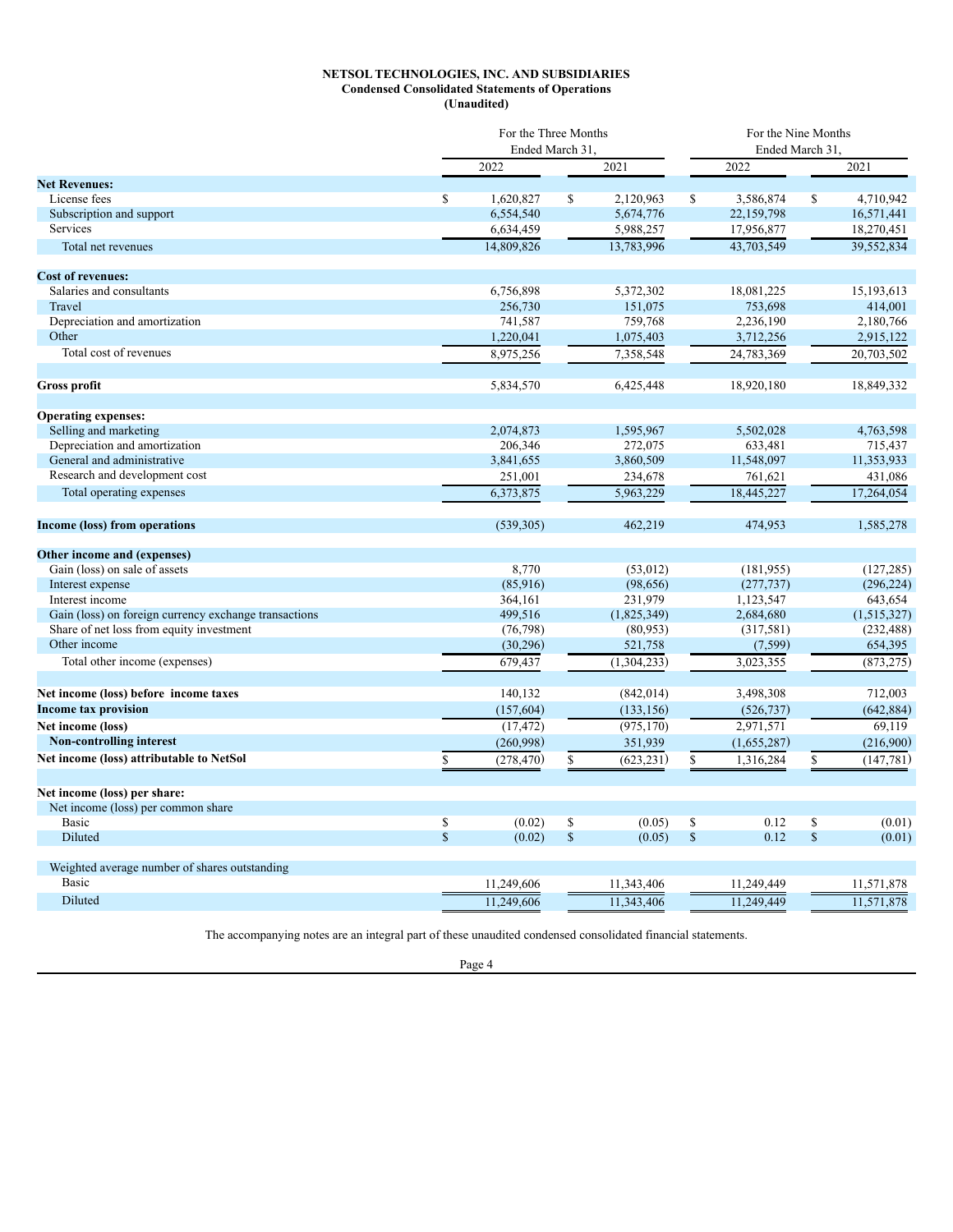**NETSOL TECHNOLOGIES, INC. AND SUBSIDIARIES**
**Condensed Consolidated Statements of Operations**
**(Unaudited)**

| | For the Three Months Ended March 31, | | For the Nine Months Ended March 31, | |
|---|---|---|---|---|
| | 2022 | 2021 | 2022 | 2021 |
| **Net Revenues:** | | | | |
| License fees | $ 1,620,827 | $ 2,120,963 | $ 3,586,874 | $ 4,710,942 |
| Subscription and support | 6,554,540 | 5,674,776 | 22,159,798 | 16,571,441 |
| Services | 6,634,459 | 5,988,257 | 17,956,877 | 18,270,451 |
| Total net revenues | 14,809,826 | 13,783,996 | 43,703,549 | 39,552,834 |
| **Cost of revenues:** | | | | |
| Salaries and consultants | 6,756,898 | 5,372,302 | 18,081,225 | 15,193,613 |
| Travel | 256,730 | 151,075 | 753,698 | 414,001 |
| Depreciation and amortization | 741,587 | 759,768 | 2,236,190 | 2,180,766 |
| Other | 1,220,041 | 1,075,403 | 3,712,256 | 2,915,122 |
| Total cost of revenues | 8,975,256 | 7,358,548 | 24,783,369 | 20,703,502 |
| **Gross profit** | 5,834,570 | 6,425,448 | 18,920,180 | 18,849,332 |
| **Operating expenses:** | | | | |
| Selling and marketing | 2,074,873 | 1,595,967 | 5,502,028 | 4,763,598 |
| Depreciation and amortization | 206,346 | 272,075 | 633,481 | 715,437 |
| General and administrative | 3,841,655 | 3,860,509 | 11,548,097 | 11,353,933 |
| Research and development cost | 251,001 | 234,678 | 761,621 | 431,086 |
| Total operating expenses | 6,373,875 | 5,963,229 | 18,445,227 | 17,264,054 |
| **Income (loss) from operations** | (539,305) | 462,219 | 474,953 | 1,585,278 |
| **Other income and (expenses)** | | | | |
| Gain (loss) on sale of assets | 8,770 | (53,012) | (181,955) | (127,285) |
| Interest expense | (85,916) | (98,656) | (277,737) | (296,224) |
| Interest income | 364,161 | 231,979 | 1,123,547 | 643,654 |
| Gain (loss) on foreign currency exchange transactions | 499,516 | (1,825,349) | 2,684,680 | (1,515,327) |
| Share of net loss from equity investment | (76,798) | (80,953) | (317,581) | (232,488) |
| Other income | (30,296) | 521,758 | (7,599) | 654,395 |
| Total other income (expenses) | 679,437 | (1,304,233) | 3,023,355 | (873,275) |
| **Net income (loss) before income taxes** | 140,132 | (842,014) | 3,498,308 | 712,003 |
| **Income tax provision** | (157,604) | (133,156) | (526,737) | (642,884) |
| **Net income (loss)** | (17,472) | (975,170) | 2,971,571 | 69,119 |
| **Non-controlling interest** | (260,998) | 351,939 | (1,655,287) | (216,900) |
| **Net income (loss) attributable to NetSol** | $ (278,470) | $ (623,231) | $ 1,316,284 | $ (147,781) |
| **Net income (loss) per share:** | | | | |
| Net income (loss) per common share | | | | |
| Basic | $ (0.02) | $ (0.05) | $ 0.12 | $ (0.01) |
| Diluted | $ (0.02) | $ (0.05) | $ 0.12 | $ (0.01) |
| Weighted average number of shares outstanding | | | | |
| Basic | 11,249,606 | 11,343,406 | 11,249,449 | 11,571,878 |
| Diluted | 11,249,606 | 11,343,406 | 11,249,449 | 11,571,878 |

The accompanying notes are an integral part of these unaudited condensed consolidated financial statements.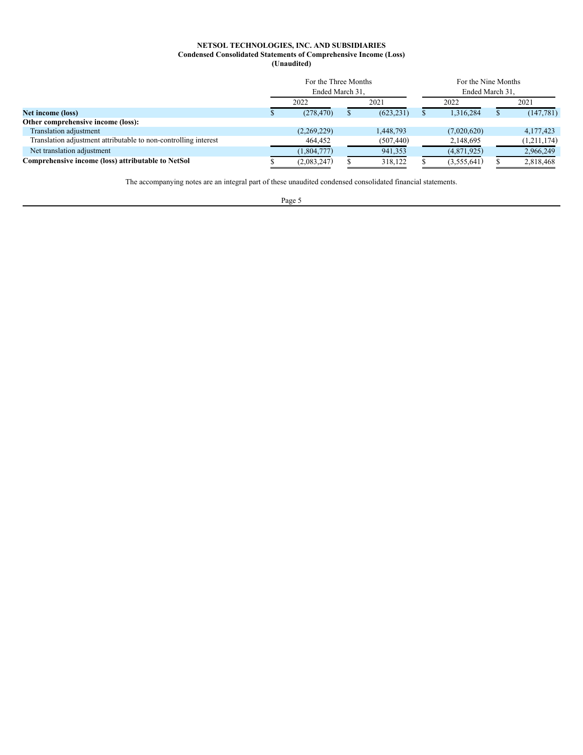**NETSOL TECHNOLOGIES, INC. AND SUBSIDIARIES**
**Condensed Consolidated Statements of Comprehensive Income (Loss)**
**(Unaudited)**

| | For the Three Months Ended March 31, | | For the Nine Months Ended March 31, | |
|---|---|---|---|---|
| | 2022 | 2021 | 2022 | 2021 |
| **Net income (loss)** | $ (278,470) | $ (623,231) | $ 1,316,284 | $ (147,781) |
| **Other comprehensive income (loss):** | | | | |
| Translation adjustment | (2,269,229) | 1,448,793 | (7,020,620) | 4,177,423 |
| Translation adjustment attributable to non-controlling interest | 464,452 | (507,440) | 2,148,695 | (1,211,174) |
| Net translation adjustment | (1,804,777) | 941,353 | (4,871,925) | 2,966,249 |
| **Comprehensive income (loss) attributable to NetSol** | $ (2,083,247) | $ 318,122 | $ (3,555,641) | $ 2,818,468 |

The accompanying notes are an integral part of these unaudited condensed consolidated financial statements.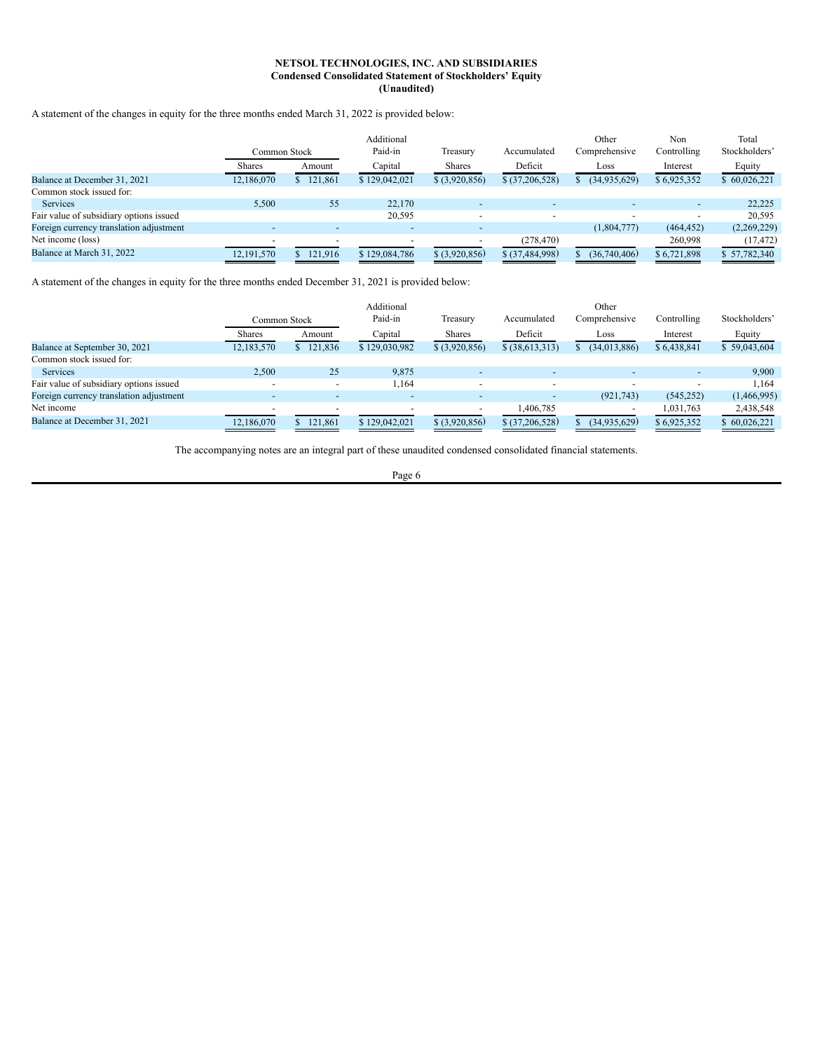**NETSOL TECHNOLOGIES, INC. AND SUBSIDIARIES**
**Condensed Consolidated Statement of Stockholders' Equity**
**(Unaudited)**

A statement of the changes in equity for the three months ended March 31, 2022 is provided below:

| | Common Stock | | Additional Paid-in | Treasury | Accumulated | Other Comprehensive | Non Controlling | Total Stockholders' |
|---|---|---|---|---|---|---|---|---|
| | Shares | Amount | Capital | Shares | Deficit | Loss | Interest | Equity |
| Balance at December 31, 2021 | 12,186,070 | $ 121,861 | $ 129,042,021 | $ (3,920,856) | $ (37,206,528) | $ (34,935,629) | $ 6,925,352 | $ 60,026,221 |
| Common stock issued for: | | | | | | | | |
| Services | 5,500 | 55 | 22,170 | - | - | - | - | 22,225 |
| Fair value of subsidiary options issued | | | 20,595 | - | - | - | - | 20,595 |
| Foreign currency translation adjustment | - | - | - | - | | (1,804,777) | (464,452) | (2,269,229) |
| Net income (loss) | - | - | - | - | (278,470) | | 260,998 | (17,472) |
| Balance at March 31, 2022 | 12,191,570 | $ 121,916 | $ 129,084,786 | $ (3,920,856) | $ (37,484,998) | $ (36,740,406) | $ 6,721,898 | $ 57,782,340 |

A statement of the changes in equity for the three months ended December 31, 2021 is provided below:

| | Common Stock | | Additional Paid-in | Treasury | Accumulated | Other Comprehensive | Controlling | Stockholders' |
|---|---|---|---|---|---|---|---|---|
| | Shares | Amount | Capital | Shares | Deficit | Loss | Interest | Equity |
| Balance at September 30, 2021 | 12,183,570 | $ 121,836 | $ 129,030,982 | $ (3,920,856) | $ (38,613,313) | $ (34,013,886) | $ 6,438,841 | $ 59,043,604 |
| Common stock issued for: | | | | | | | | |
| Services | 2,500 | 25 | 9,875 | - | - | - | - | 9,900 |
| Fair value of subsidiary options issued | - | - | 1,164 | - | - | - | - | 1,164 |
| Foreign currency translation adjustment | - | - | - | - | - | (921,743) | (545,252) | (1,466,995) |
| Net income | - | - | - | - | 1,406,785 | - | 1,031,763 | 2,438,548 |
| Balance at December 31, 2021 | 12,186,070 | $ 121,861 | $ 129,042,021 | $ (3,920,856) | $ (37,206,528) | $ (34,935,629) | $ 6,925,352 | $ 60,026,221 |

The accompanying notes are an integral part of these unaudited condensed consolidated financial statements.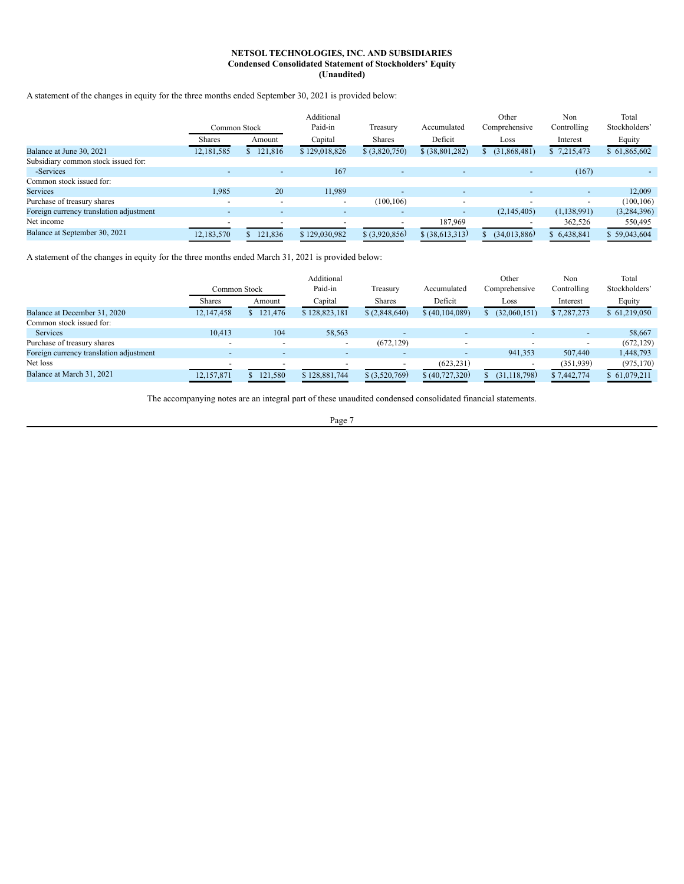**NETSOL TECHNOLOGIES, INC. AND SUBSIDIARIES**
**Condensed Consolidated Statement of Stockholders' Equity**
**(Unaudited)**

A statement of the changes in equity for the three months ended September 30, 2021 is provided below:

| | Common Stock | | Additional Paid-in | Treasury | Accumulated | Other Comprehensive | Non Controlling | Total Stockholders' |
|---|---|---|---|---|---|---|---|---|
| | Shares | Amount | Capital | Shares | Deficit | Loss | Interest | Equity |
| Balance at June 30, 2021 | 12,181,585 | $ 121,816 | $ 129,018,826 | $ (3,820,750) | $ (38,801,282) | $ (31,868,481) | $ 7,215,473 | $ 61,865,602 |
| Subsidiary common stock issued for: | | | | | | | | |
| -Services | - | - | 167 | - | - | - | (167) | - |
| Common stock issued for: | | | | | | | | |
| Services | 1,985 | 20 | 11,989 | - | - | - | - | 12,009 |
| Purchase of treasury shares | - | - | - | (100,106) | - | - | - | (100,106) |
| Foreign currency translation adjustment | - | - | - | - | - | (2,145,405) | (1,138,991) | (3,284,396) |
| Net income | - | - | - | - | 187,969 | - | 362,526 | 550,495 |
| Balance at September 30, 2021 | 12,183,570 | $ 121,836 | $ 129,030,982 | $ (3,920,856) | $ (38,613,313) | $ (34,013,886) | $ 6,438,841 | $ 59,043,604 |

A statement of the changes in equity for the three months ended March 31, 2021 is provided below:

| | Common Stock | | Additional Paid-in | Treasury | Accumulated | Other Comprehensive | Non Controlling | Total Stockholders' |
|---|---|---|---|---|---|---|---|---|
| | Shares | Amount | Capital | Shares | Deficit | Loss | Interest | Equity |
| Balance at December 31, 2020 | 12,147,458 | $ 121,476 | $ 128,823,181 | $ (2,848,640) | $ (40,104,089) | $ (32,060,151) | $ 7,287,273 | $ 61,219,050 |
| Common stock issued for: | | | | | | | | |
| Services | 10,413 | 104 | 58,563 | - | - | - | - | 58,667 |
| Purchase of treasury shares | - | - | - | (672,129) | - | - | - | (672,129) |
| Foreign currency translation adjustment | - | - | - | - | - | 941,353 | 507,440 | 1,448,793 |
| Net loss | - | - | - | - | (623,231) | - | (351,939) | (975,170) |
| Balance at March 31, 2021 | 12,157,871 | $ 121,580 | $ 128,881,744 | $ (3,520,769) | $ (40,727,320) | $ (31,118,798) | $ 7,442,774 | $ 61,079,211 |

The accompanying notes are an integral part of these unaudited condensed consolidated financial statements.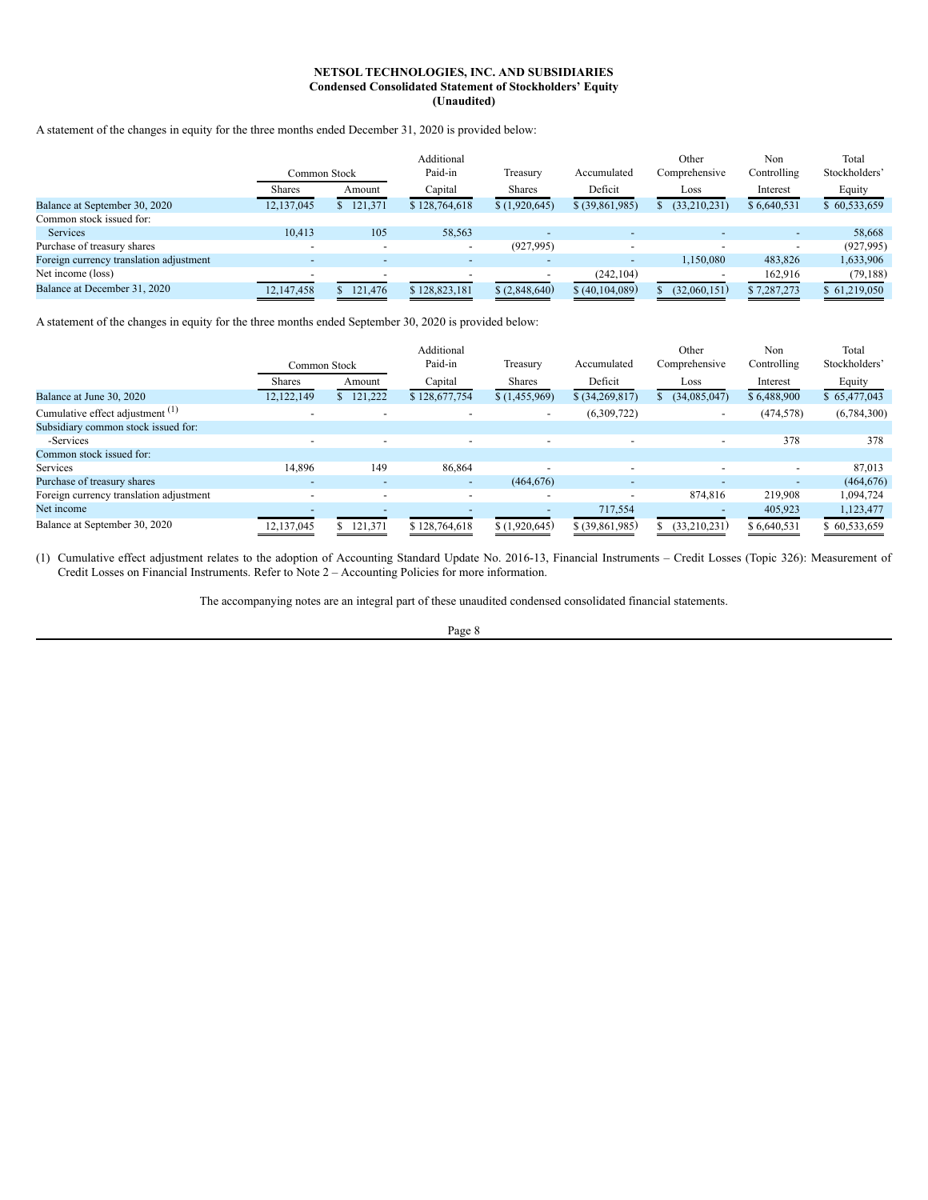**NETSOL TECHNOLOGIES, INC. AND SUBSIDIARIES**
**Condensed Consolidated Statement of Stockholders' Equity**
**(Unaudited)**

A statement of the changes in equity for the three months ended December 31, 2020 is provided below:

| | Common Stock | | Additional Paid-in | Treasury | Accumulated | Other Comprehensive | Non Controlling | Total Stockholders' |
|---|---|---|---|---|---|---|---|---|
| | Shares | Amount | Capital | Shares | Deficit | Loss | Interest | Equity |
| Balance at September 30, 2020 | 12,137,045 | $ 121,371 | $ 128,764,618 | $ (1,920,645) | $ (39,861,985) | $ (33,210,231) | $ 6,640,531 | $ 60,533,659 |
| Common stock issued for: | | | | | | | | |
| Services | 10,413 | 105 | 58,563 | - | - | - | - | 58,668 |
| Purchase of treasury shares | - | - | - | (927,995) | - | - | - | (927,995) |
| Foreign currency translation adjustment | - | - | - | - | - | 1,150,080 | 483,826 | 1,633,906 |
| Net income (loss) | - | - | - | - | (242,104) | - | 162,916 | (79,188) |
| Balance at December 31, 2020 | 12,147,458 | $ 121,476 | $ 128,823,181 | $ (2,848,640) | $ (40,104,089) | $ (32,060,151) | $ 7,287,273 | $ 61,219,050 |

A statement of the changes in equity for the three months ended September 30, 2020 is provided below:

| | Common Stock | | Additional Paid-in | Treasury | Accumulated | Other Comprehensive | Non Controlling | Total Stockholders' |
|---|---|---|---|---|---|---|---|---|
| | Shares | Amount | Capital | Shares | Deficit | Loss | Interest | Equity |
| Balance at June 30, 2020 | 12,122,149 | $ 121,222 | $ 128,677,754 | $ (1,455,969) | $ (34,269,817) | $ (34,085,047) | $ 6,488,900 | $ 65,477,043 |
| Cumulative effect adjustment (1) | - | - | - | - | (6,309,722) | - | (474,578) | (6,784,300) |
| Subsidiary common stock issued for: | | | | | | | | |
| -Services | - | - | - | - | - | - | 378 | 378 |
| Common stock issued for: | | | | | | | | |
| Services | 14,896 | 149 | 86,864 | - | - | - | - | 87,013 |
| Purchase of treasury shares | - | - | - | (464,676) | - | - | - | (464,676) |
| Foreign currency translation adjustment | - | - | - | - | - | 874,816 | 219,908 | 1,094,724 |
| Net income | - | - | - | - | 717,554 | - | 405,923 | 1,123,477 |
| Balance at September 30, 2020 | 12,137,045 | $ 121,371 | $ 128,764,618 | $ (1,920,645) | $ (39,861,985) | $ (33,210,231) | $ 6,640,531 | $ 60,533,659 |

(1) Cumulative effect adjustment relates to the adoption of Accounting Standard Update No. 2016-13, Financial Instruments – Credit Losses (Topic 326): Measurement of Credit Losses on Financial Instruments. Refer to Note 2 – Accounting Policies for more information.

The accompanying notes are an integral part of these unaudited condensed consolidated financial statements.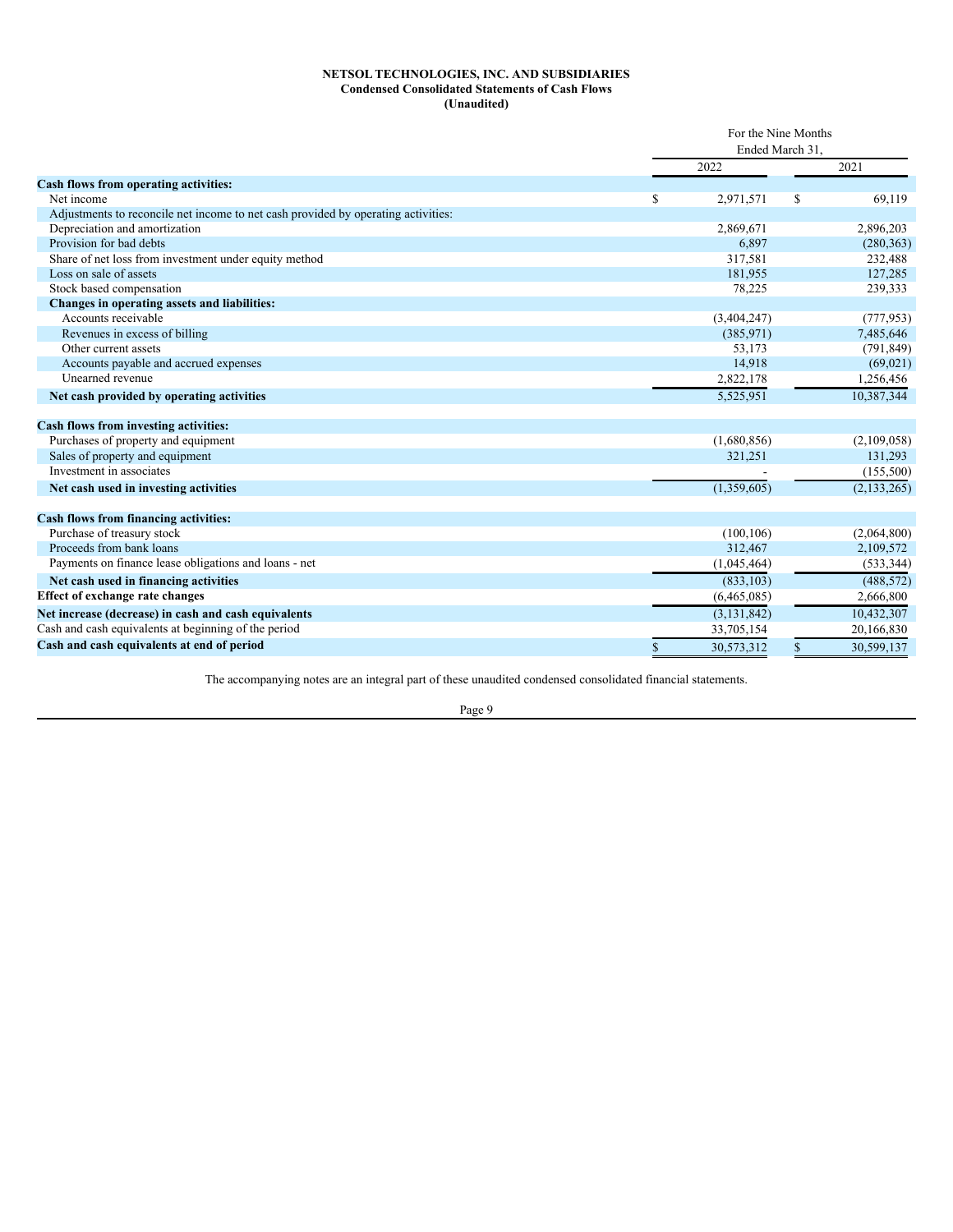**NETSOL TECHNOLOGIES, INC. AND SUBSIDIARIES**
**Condensed Consolidated Statements of Cash Flows**
**(Unaudited)**

| | For the Nine Months Ended March 31, | |
|---|---|---|
| | 2022 | 2021 |
| **Cash flows from operating activities:** | | |
| Net income | $ 2,971,571 | $ 69,119 |
| Adjustments to reconcile net income to net cash provided by operating activities: | | |
| Depreciation and amortization | 2,869,671 | 2,896,203 |
| Provision for bad debts | 6,897 | (280,363) |
| Share of net loss from investment under equity method | 317,581 | 232,488 |
| Loss on sale of assets | 181,955 | 127,285 |
| Stock based compensation | 78,225 | 239,333 |
| **Changes in operating assets and liabilities:** | | |
| Accounts receivable | (3,404,247) | (777,953) |
| Revenues in excess of billing | (385,971) | 7,485,646 |
| Other current assets | 53,173 | (791,849) |
| Accounts payable and accrued expenses | 14,918 | (69,021) |
| Unearned revenue | 2,822,178 | 1,256,456 |
| **Net cash provided by operating activities** | 5,525,951 | 10,387,344 |
| | | |
| **Cash flows from investing activities:** | | |
| Purchases of property and equipment | (1,680,856) | (2,109,058) |
| Sales of property and equipment | 321,251 | 131,293 |
| Investment in associates | - | (155,500) |
| **Net cash used in investing activities** | (1,359,605) | (2,133,265) |
| | | |
| **Cash flows from financing activities:** | | |
| Purchase of treasury stock | (100,106) | (2,064,800) |
| Proceeds from bank loans | 312,467 | 2,109,572 |
| Payments on finance lease obligations and loans - net | (1,045,464) | (533,344) |
| **Net cash used in financing activities** | (833,103) | (488,572) |
| **Effect of exchange rate changes** | (6,465,085) | 2,666,800 |
| **Net increase (decrease) in cash and cash equivalents** | (3,131,842) | 10,432,307 |
| Cash and cash equivalents at beginning of the period | 33,705,154 | 20,166,830 |
| **Cash and cash equivalents at end of period** | $ 30,573,312 | $ 30,599,137 |

The accompanying notes are an integral part of these unaudited condensed consolidated financial statements.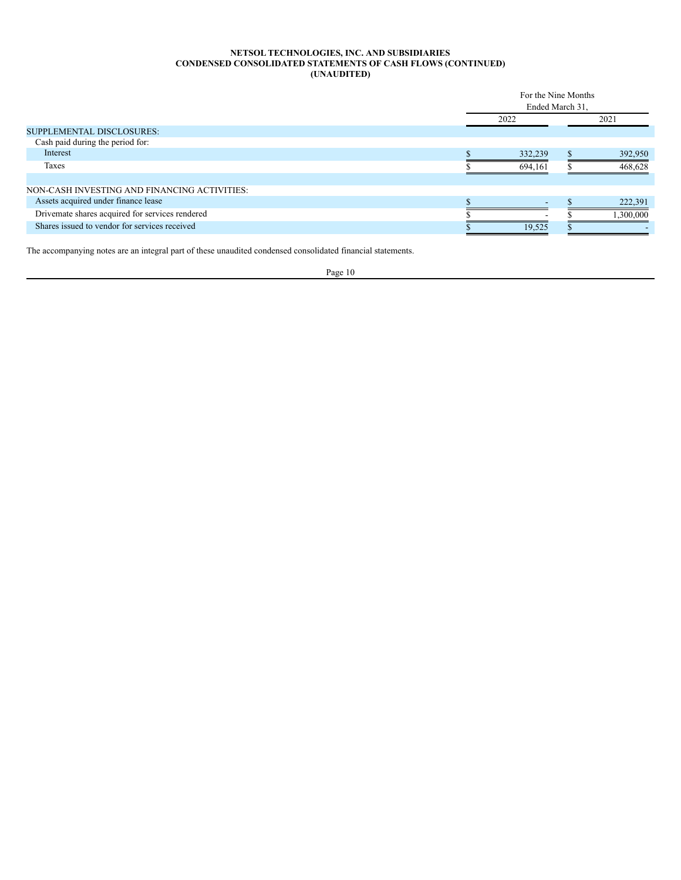**NETSOL TECHNOLOGIES, INC. AND SUBSIDIARIES**
**CONDENSED CONSOLIDATED STATEMENTS OF CASH FLOWS (CONTINUED)**
**(UNAUDITED)**

| | For the Nine Months Ended March 31, | |
|---|---|---|
| | 2022 | 2021 |
| SUPPLEMENTAL DISCLOSURES: | | |
| Cash paid during the period for: | | |
| Interest | $ 332,239 | $ 392,950 |
| Taxes | $ 694,161 | $ 468,628 |
| | | |
| NON-CASH INVESTING AND FINANCING ACTIVITIES: | | |
| Assets acquired under finance lease | $ - | $ 222,391 |
| Drivemate shares acquired for services rendered | $ - | $ 1,300,000 |
| Shares issued to vendor for services received | $ 19,525 | $ - |

The accompanying notes are an integral part of these unaudited condensed consolidated financial statements.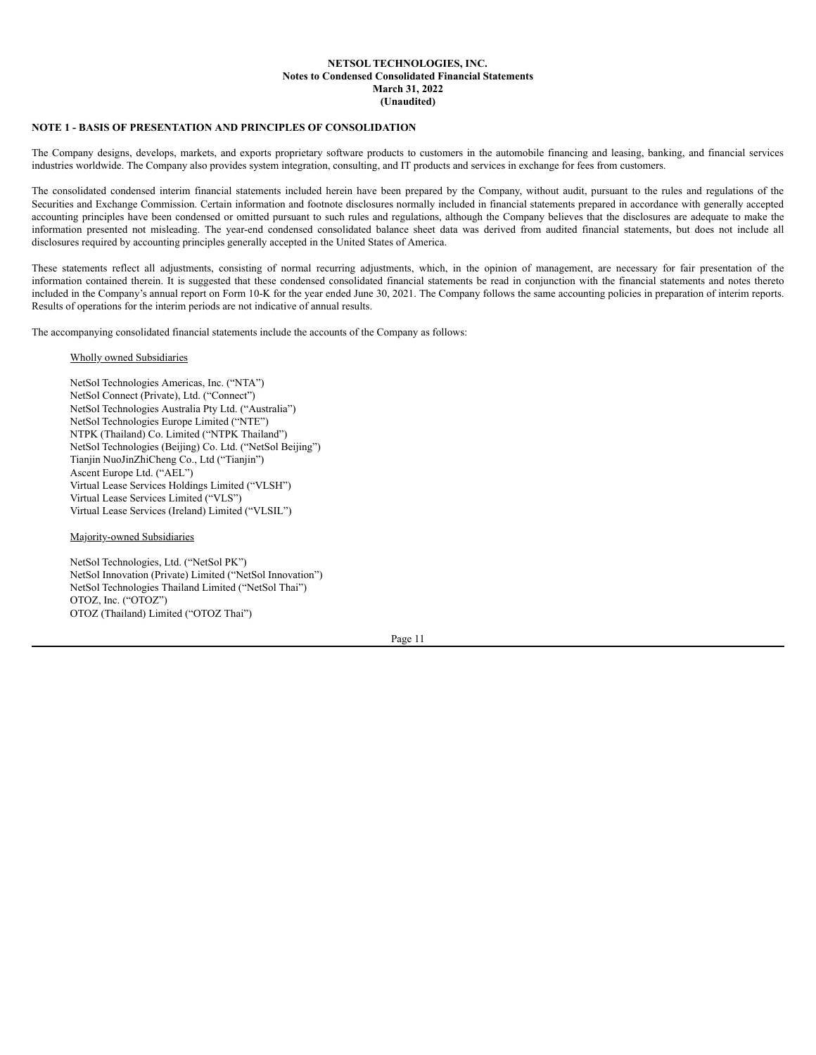**NETSOL TECHNOLOGIES, INC.**
**Notes to Condensed Consolidated Financial Statements**
**March 31, 2022**
**(Unaudited)**

## NOTE 1 - BASIS OF PRESENTATION AND PRINCIPLES OF CONSOLIDATION

The Company designs, develops, markets, and exports proprietary software products to customers in the automobile financing and leasing, banking, and financial services industries worldwide. The Company also provides system integration, consulting, and IT products and services in exchange for fees from customers.

The consolidated condensed interim financial statements included herein have been prepared by the Company, without audit, pursuant to the rules and regulations of the Securities and Exchange Commission. Certain information and footnote disclosures normally included in financial statements prepared in accordance with generally accepted accounting principles have been condensed or omitted pursuant to such rules and regulations, although the Company believes that the disclosures are adequate to make the information presented not misleading. The year-end condensed consolidated balance sheet data was derived from audited financial statements, but does not include all disclosures required by accounting principles generally accepted in the United States of America.

These statements reflect all adjustments, consisting of normal recurring adjustments, which, in the opinion of management, are necessary for fair presentation of the information contained therein. It is suggested that these condensed consolidated financial statements be read in conjunction with the financial statements and notes thereto included in the Company's annual report on Form 10-K for the year ended June 30, 2021. The Company follows the same accounting policies in preparation of interim reports. Results of operations for the interim periods are not indicative of annual results.

The accompanying consolidated financial statements include the accounts of the Company as follows:

Wholly owned Subsidiaries

NetSol Technologies Americas, Inc. ("NTA")
NetSol Connect (Private), Ltd. ("Connect")
NetSol Technologies Australia Pty Ltd. ("Australia")
NetSol Technologies Europe Limited ("NTE")
NTPK (Thailand) Co. Limited ("NTPK Thailand")
NetSol Technologies (Beijing) Co. Ltd. ("NetSol Beijing")
Tianjin NuoJinZhiCheng Co., Ltd ("Tianjin")
Ascent Europe Ltd. ("AEL")
Virtual Lease Services Holdings Limited ("VLSH")
Virtual Lease Services Limited ("VLS")
Virtual Lease Services (Ireland) Limited ("VLSIL")

Majority-owned Subsidiaries

NetSol Technologies, Ltd. ("NetSol PK")
NetSol Innovation (Private) Limited ("NetSol Innovation")
NetSol Technologies Thailand Limited ("NetSol Thai")
OTOZ, Inc. ("OTOZ")
OTOZ (Thailand) Limited ("OTOZ Thai")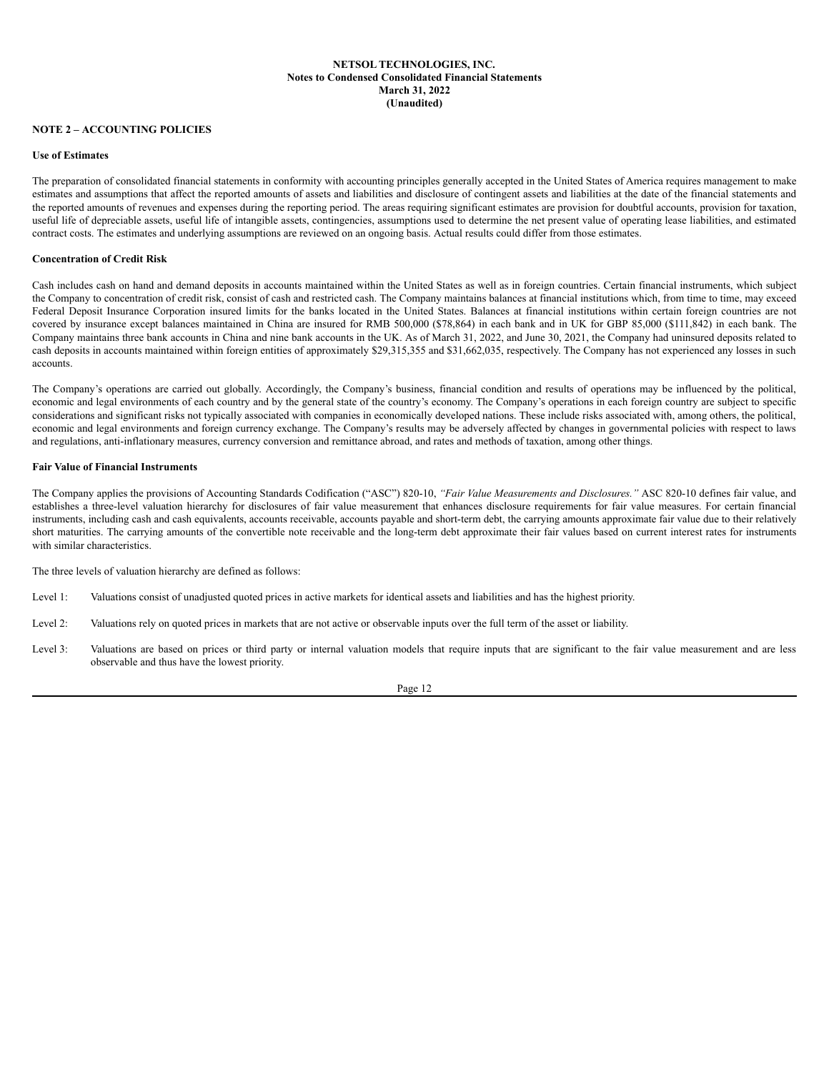**NETSOL TECHNOLOGIES, INC.**
**Notes to Condensed Consolidated Financial Statements**
**March 31, 2022**
**(Unaudited)**

## NOTE 2 – ACCOUNTING POLICIES

### Use of Estimates

The preparation of consolidated financial statements in conformity with accounting principles generally accepted in the United States of America requires management to make estimates and assumptions that affect the reported amounts of assets and liabilities and disclosure of contingent assets and liabilities at the date of the financial statements and the reported amounts of revenues and expenses during the reporting period. The areas requiring significant estimates are provision for doubtful accounts, provision for taxation, useful life of depreciable assets, useful life of intangible assets, contingencies, assumptions used to determine the net present value of operating lease liabilities, and estimated contract costs. The estimates and underlying assumptions are reviewed on an ongoing basis. Actual results could differ from those estimates.

### Concentration of Credit Risk

Cash includes cash on hand and demand deposits in accounts maintained within the United States as well as in foreign countries. Certain financial instruments, which subject the Company to concentration of credit risk, consist of cash and restricted cash. The Company maintains balances at financial institutions which, from time to time, may exceed Federal Deposit Insurance Corporation insured limits for the banks located in the United States. Balances at financial institutions within certain foreign countries are not covered by insurance except balances maintained in China are insured for RMB 500,000 ($78,864) in each bank and in UK for GBP 85,000 ($111,842) in each bank. The Company maintains three bank accounts in China and nine bank accounts in the UK. As of March 31, 2022, and June 30, 2021, the Company had uninsured deposits related to cash deposits in accounts maintained within foreign entities of approximately $29,315,355 and $31,662,035, respectively. The Company has not experienced any losses in such accounts.

The Company's operations are carried out globally. Accordingly, the Company's business, financial condition and results of operations may be influenced by the political, economic and legal environments of each country and by the general state of the country's economy. The Company's operations in each foreign country are subject to specific considerations and significant risks not typically associated with companies in economically developed nations. These include risks associated with, among others, the political, economic and legal environments and foreign currency exchange. The Company's results may be adversely affected by changes in governmental policies with respect to laws and regulations, anti-inflationary measures, currency conversion and remittance abroad, and rates and methods of taxation, among other things.

### Fair Value of Financial Instruments

The Company applies the provisions of Accounting Standards Codification ("ASC") 820-10, *"Fair Value Measurements and Disclosures."* ASC 820-10 defines fair value, and establishes a three-level valuation hierarchy for disclosures of fair value measurement that enhances disclosure requirements for fair value measures. For certain financial instruments, including cash and cash equivalents, accounts receivable, accounts payable and short-term debt, the carrying amounts approximate fair value due to their relatively short maturities. The carrying amounts of the convertible note receivable and the long-term debt approximate their fair values based on current interest rates for instruments with similar characteristics.

The three levels of valuation hierarchy are defined as follows:

Level 1: Valuations consist of unadjusted quoted prices in active markets for identical assets and liabilities and has the highest priority.

Level 2: Valuations rely on quoted prices in markets that are not active or observable inputs over the full term of the asset or liability.

Level 3: Valuations are based on prices or third party or internal valuation models that require inputs that are significant to the fair value measurement and are less observable and thus have the lowest priority.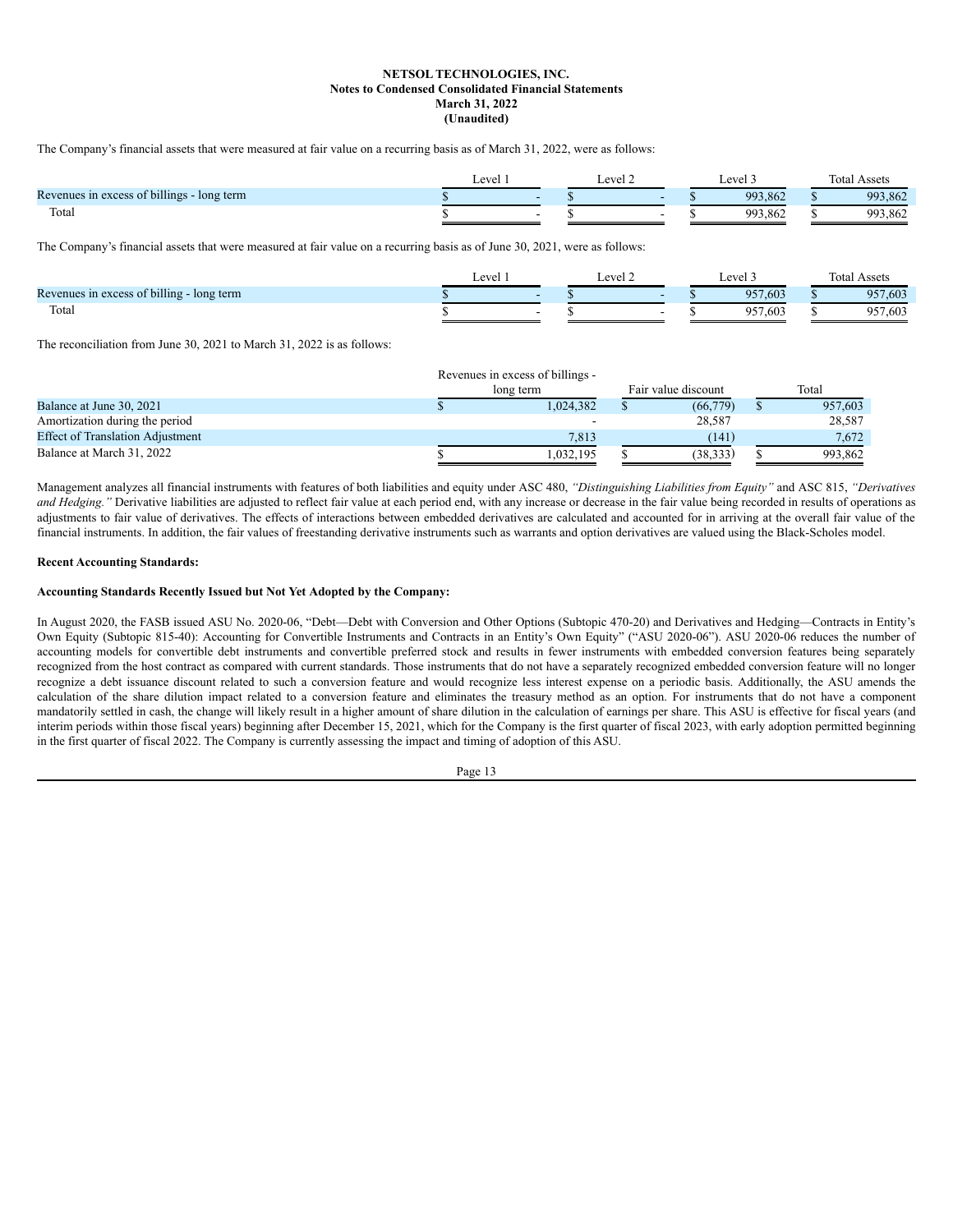The Company's financial assets that were measured at fair value on a recurring basis as of March 31, 2022, were as follows:

| | Level 1 | Level 2 | Level 3 | Total Assets |
|---|---|---|---|---|
| Revenues in excess of billings - long term | $ - | $ - | $ 993,862 | $ 993,862 |
| Total | $ - | $ - | $ 993,862 | $ 993,862 |

The Company's financial assets that were measured at fair value on a recurring basis as of June 30, 2021, were as follows:

| | Level 1 | Level 2 | Level 3 | Total Assets |
|---|---|---|---|---|
| Revenues in excess of billing - long term | $ - | $ - | $ 957,603 | $ 957,603 |
| Total | $ - | $ - | $ 957,603 | $ 957,603 |

The reconciliation from June 30, 2021 to March 31, 2022 is as follows:

| | Revenues in excess of billings - long term | Fair value discount | Total |
|---|---|---|---|
| Balance at June 30, 2021 | $ 1,024,382 | $ (66,779) | $ 957,603 |
| Amortization during the period | - | 28,587 | 28,587 |
| Effect of Translation Adjustment | 7,813 | (141) | 7,672 |
| Balance at March 31, 2022 | $ 1,032,195 | $ (38,333) | $ 993,862 |

Management analyzes all financial instruments with features of both liabilities and equity under ASC 480, *"Distinguishing Liabilities from Equity"* and ASC 815, *"Derivatives and Hedging."* Derivative liabilities are adjusted to reflect fair value at each period end, with any increase or decrease in the fair value being recorded in results of operations as adjustments to fair value of derivatives. The effects of interactions between embedded derivatives are calculated and accounted for in arriving at the overall fair value of the financial instruments. In addition, the fair values of freestanding derivative instruments such as warrants and option derivatives are valued using the Black-Scholes model.

**Recent Accounting Standards:**

**Accounting Standards Recently Issued but Not Yet Adopted by the Company:**

In August 2020, the FASB issued ASU No. 2020-06, "Debt—Debt with Conversion and Other Options (Subtopic 470-20) and Derivatives and Hedging—Contracts in Entity's Own Equity (Subtopic 815-40): Accounting for Convertible Instruments and Contracts in an Entity's Own Equity" ("ASU 2020-06"). ASU 2020-06 reduces the number of accounting models for convertible debt instruments and convertible preferred stock and results in fewer instruments with embedded conversion features being separately recognized from the host contract as compared with current standards. Those instruments that do not have a separately recognized embedded conversion feature will no longer recognize a debt issuance discount related to such a conversion feature and would recognize less interest expense on a periodic basis. Additionally, the ASU amends the calculation of the share dilution impact related to a conversion feature and eliminates the treasury method as an option. For instruments that do not have a component mandatorily settled in cash, the change will likely result in a higher amount of share dilution in the calculation of earnings per share. This ASU is effective for fiscal years (and interim periods within those fiscal years) beginning after December 15, 2021, which for the Company is the first quarter of fiscal 2023, with early adoption permitted beginning in the first quarter of fiscal 2022. The Company is currently assessing the impact and timing of adoption of this ASU.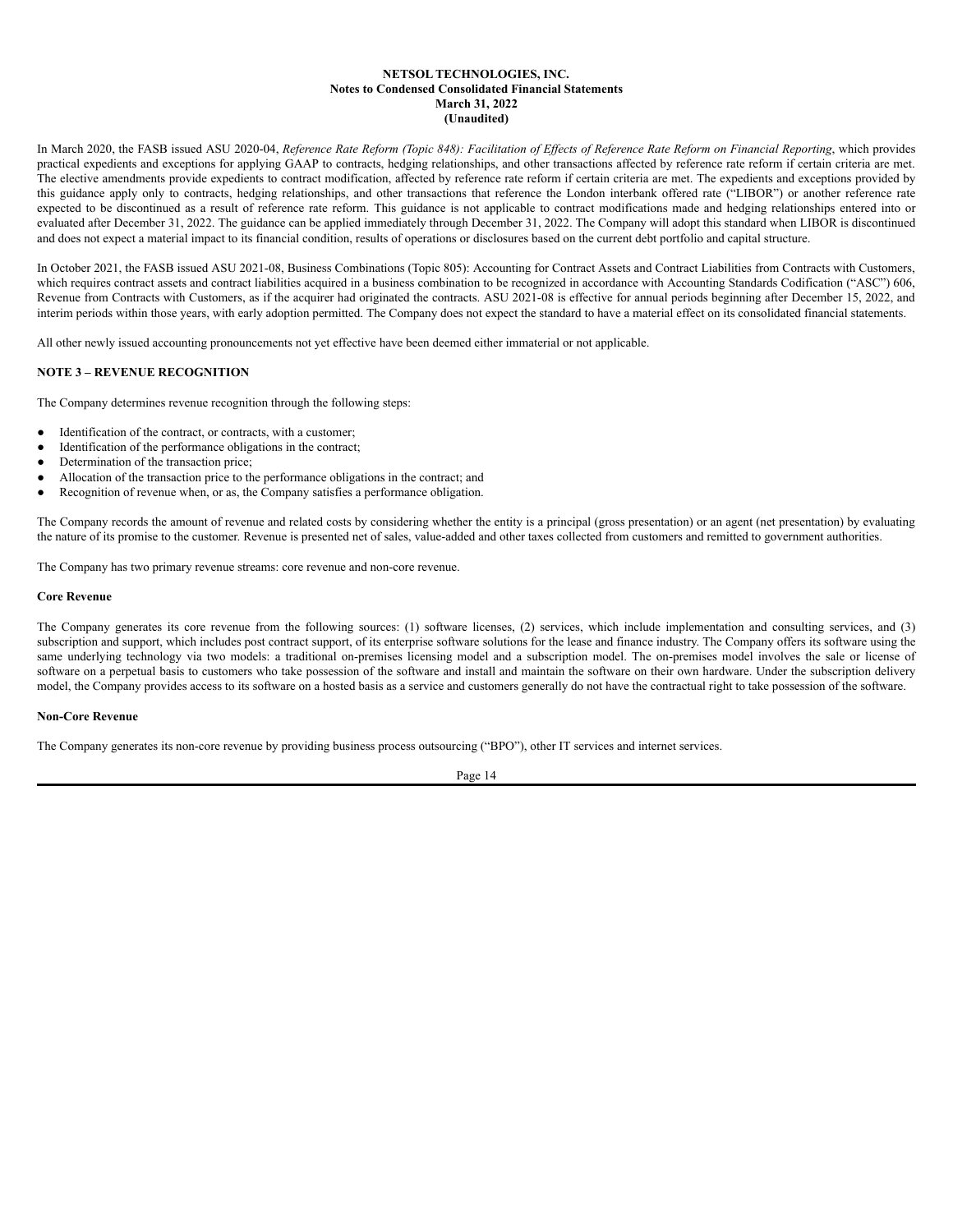In March 2020, the FASB issued ASU 2020-04, *Reference Rate Reform (Topic 848): Facilitation of Effects of Reference Rate Reform on Financial Reporting*, which provides practical expedients and exceptions for applying GAAP to contracts, hedging relationships, and other transactions affected by reference rate reform if certain criteria are met. The elective amendments provide expedients to contract modification, affected by reference rate reform if certain criteria are met. The expedients and exceptions provided by this guidance apply only to contracts, hedging relationships, and other transactions that reference the London interbank offered rate ("LIBOR") or another reference rate expected to be discontinued as a result of reference rate reform. This guidance is not applicable to contract modifications made and hedging relationships entered into or evaluated after December 31, 2022. The guidance can be applied immediately through December 31, 2022. The Company will adopt this standard when LIBOR is discontinued and does not expect a material impact to its financial condition, results of operations or disclosures based on the current debt portfolio and capital structure.

In October 2021, the FASB issued ASU 2021-08, Business Combinations (Topic 805): Accounting for Contract Assets and Contract Liabilities from Contracts with Customers, which requires contract assets and contract liabilities acquired in a business combination to be recognized in accordance with Accounting Standards Codification ("ASC") 606, Revenue from Contracts with Customers, as if the acquirer had originated the contracts. ASU 2021-08 is effective for annual periods beginning after December 15, 2022, and interim periods within those years, with early adoption permitted. The Company does not expect the standard to have a material effect on its consolidated financial statements.

All other newly issued accounting pronouncements not yet effective have been deemed either immaterial or not applicable.

## NOTE 3 – REVENUE RECOGNITION

The Company determines revenue recognition through the following steps:

- Identification of the contract, or contracts, with a customer;
- Identification of the performance obligations in the contract;
- Determination of the transaction price;
- Allocation of the transaction price to the performance obligations in the contract; and
- Recognition of revenue when, or as, the Company satisfies a performance obligation.

The Company records the amount of revenue and related costs by considering whether the entity is a principal (gross presentation) or an agent (net presentation) by evaluating the nature of its promise to the customer. Revenue is presented net of sales, value-added and other taxes collected from customers and remitted to government authorities.

The Company has two primary revenue streams: core revenue and non-core revenue.

### Core Revenue

The Company generates its core revenue from the following sources: (1) software licenses, (2) services, which include implementation and consulting services, and (3) subscription and support, which includes post contract support, of its enterprise software solutions for the lease and finance industry. The Company offers its software using the same underlying technology via two models: a traditional on-premises licensing model and a subscription model. The on-premises model involves the sale or license of software on a perpetual basis to customers who take possession of the software and install and maintain the software on their own hardware. Under the subscription delivery model, the Company provides access to its software on a hosted basis as a service and customers generally do not have the contractual right to take possession of the software.

### Non-Core Revenue

The Company generates its non-core revenue by providing business process outsourcing ("BPO"), other IT services and internet services.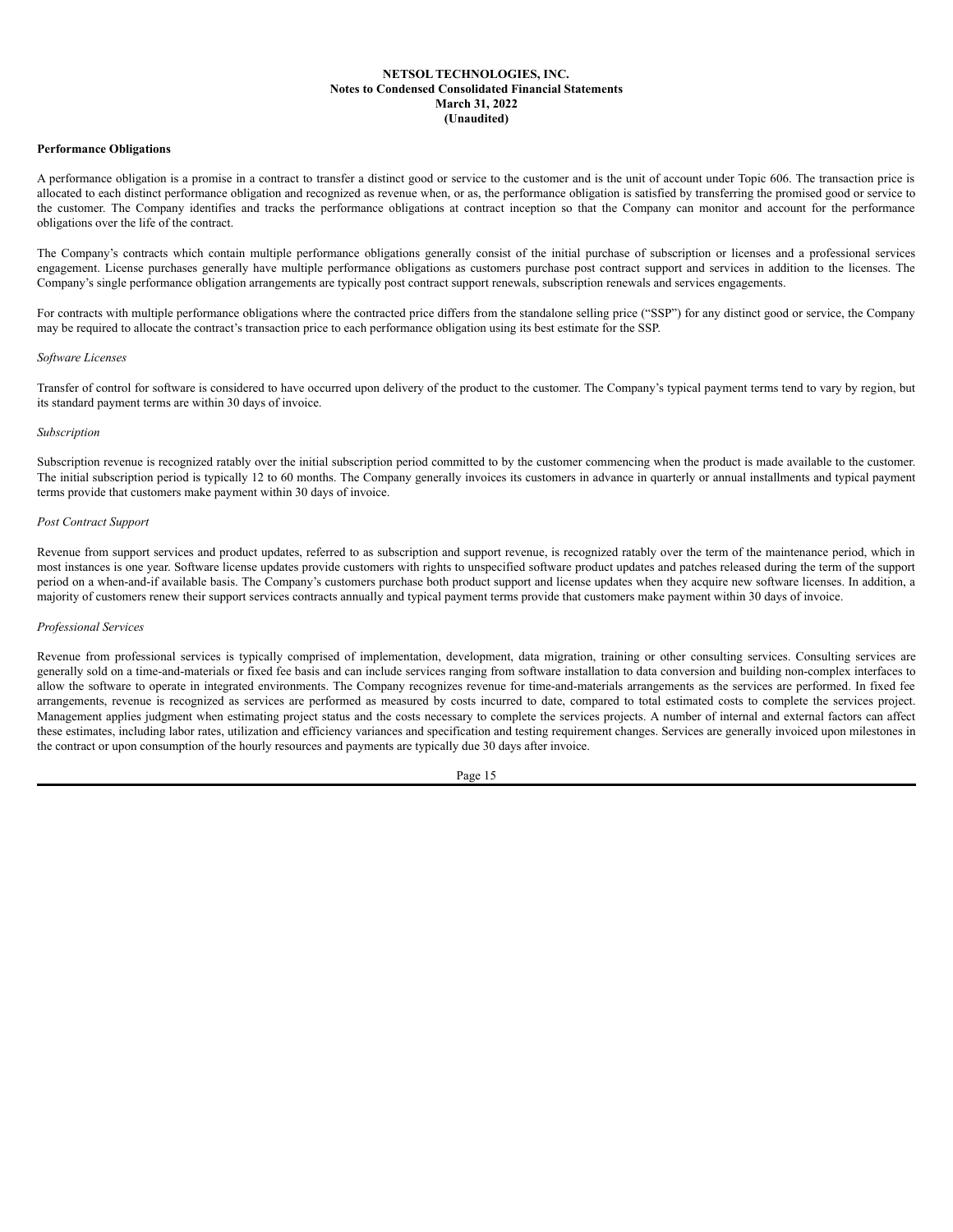**Performance Obligations**

A performance obligation is a promise in a contract to transfer a distinct good or service to the customer and is the unit of account under Topic 606. The transaction price is allocated to each distinct performance obligation and recognized as revenue when, or as, the performance obligation is satisfied by transferring the promised good or service to the customer. The Company identifies and tracks the performance obligations at contract inception so that the Company can monitor and account for the performance obligations over the life of the contract.

The Company's contracts which contain multiple performance obligations generally consist of the initial purchase of subscription or licenses and a professional services engagement. License purchases generally have multiple performance obligations as customers purchase post contract support and services in addition to the licenses. The Company's single performance obligation arrangements are typically post contract support renewals, subscription renewals and services engagements.

For contracts with multiple performance obligations where the contracted price differs from the standalone selling price ("SSP") for any distinct good or service, the Company may be required to allocate the contract's transaction price to each performance obligation using its best estimate for the SSP.

*Software Licenses*

Transfer of control for software is considered to have occurred upon delivery of the product to the customer. The Company's typical payment terms tend to vary by region, but its standard payment terms are within 30 days of invoice.

*Subscription*

Subscription revenue is recognized ratably over the initial subscription period committed to by the customer commencing when the product is made available to the customer. The initial subscription period is typically 12 to 60 months. The Company generally invoices its customers in advance in quarterly or annual installments and typical payment terms provide that customers make payment within 30 days of invoice.

*Post Contract Support*

Revenue from support services and product updates, referred to as subscription and support revenue, is recognized ratably over the term of the maintenance period, which in most instances is one year. Software license updates provide customers with rights to unspecified software product updates and patches released during the term of the support period on a when-and-if available basis. The Company's customers purchase both product support and license updates when they acquire new software licenses. In addition, a majority of customers renew their support services contracts annually and typical payment terms provide that customers make payment within 30 days of invoice.

*Professional Services*

Revenue from professional services is typically comprised of implementation, development, data migration, training or other consulting services. Consulting services are generally sold on a time-and-materials or fixed fee basis and can include services ranging from software installation to data conversion and building non-complex interfaces to allow the software to operate in integrated environments. The Company recognizes revenue for time-and-materials arrangements as the services are performed. In fixed fee arrangements, revenue is recognized as services are performed as measured by costs incurred to date, compared to total estimated costs to complete the services project. Management applies judgment when estimating project status and the costs necessary to complete the services projects. A number of internal and external factors can affect these estimates, including labor rates, utilization and efficiency variances and specification and testing requirement changes. Services are generally invoiced upon milestones in the contract or upon consumption of the hourly resources and payments are typically due 30 days after invoice.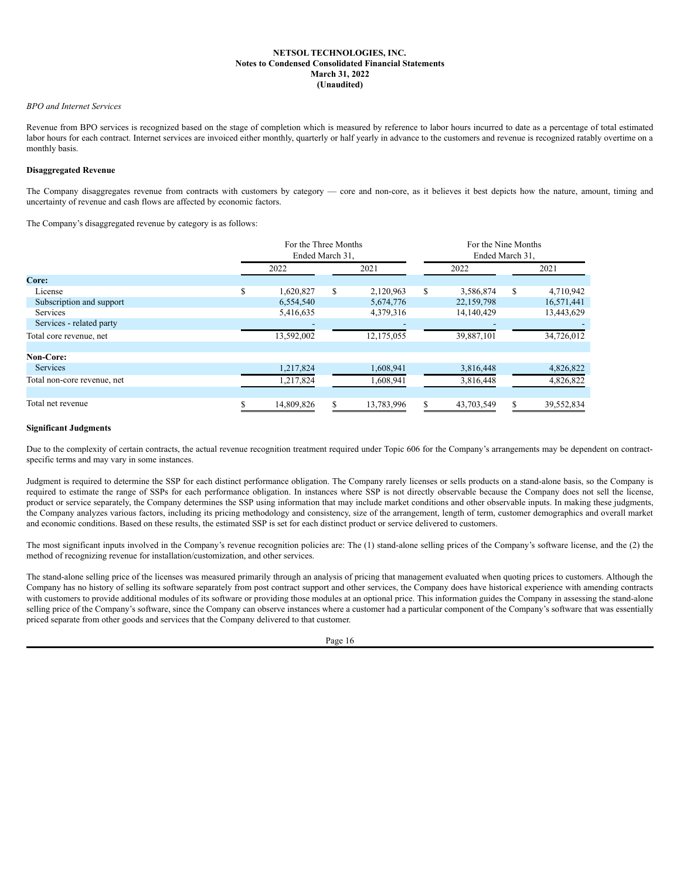*BPO and Internet Services*

Revenue from BPO services is recognized based on the stage of completion which is measured by reference to labor hours incurred to date as a percentage of total estimated labor hours for each contract. Internet services are invoiced either monthly, quarterly or half yearly in advance to the customers and revenue is recognized ratably overtime on a monthly basis.

**Disaggregated Revenue**

The Company disaggregates revenue from contracts with customers by category — core and non-core, as it believes it best depicts how the nature, amount, timing and uncertainty of revenue and cash flows are affected by economic factors.

The Company's disaggregated revenue by category is as follows:

| | For the Three Months Ended March 31, | | For the Nine Months Ended March 31, | |
|---|---|---|---|---|
| | 2022 | 2021 | 2022 | 2021 |
| **Core:** | | | | |
| License | $ 1,620,827 | $ 2,120,963 | $ 3,586,874 | $ 4,710,942 |
| Subscription and support | 6,554,540 | 5,674,776 | 22,159,798 | 16,571,441 |
| Services | 5,416,635 | 4,379,316 | 14,140,429 | 13,443,629 |
| Services - related party | - | - | - | - |
| Total core revenue, net | 13,592,002 | 12,175,055 | 39,887,101 | 34,726,012 |
| **Non-Core:** | | | | |
| Services | 1,217,824 | 1,608,941 | 3,816,448 | 4,826,822 |
| Total non-core revenue, net | 1,217,824 | 1,608,941 | 3,816,448 | 4,826,822 |
| Total net revenue | $ 14,809,826 | $ 13,783,996 | $ 43,703,549 | $ 39,552,834 |

**Significant Judgments**

Due to the complexity of certain contracts, the actual revenue recognition treatment required under Topic 606 for the Company's arrangements may be dependent on contract-specific terms and may vary in some instances.

Judgment is required to determine the SSP for each distinct performance obligation. The Company rarely licenses or sells products on a stand-alone basis, so the Company is required to estimate the range of SSPs for each performance obligation. In instances where SSP is not directly observable because the Company does not sell the license, product or service separately, the Company determines the SSP using information that may include market conditions and other observable inputs. In making these judgments, the Company analyzes various factors, including its pricing methodology and consistency, size of the arrangement, length of term, customer demographics and overall market and economic conditions. Based on these results, the estimated SSP is set for each distinct product or service delivered to customers.

The most significant inputs involved in the Company's revenue recognition policies are: The (1) stand-alone selling prices of the Company's software license, and the (2) the method of recognizing revenue for installation/customization, and other services.

The stand-alone selling price of the licenses was measured primarily through an analysis of pricing that management evaluated when quoting prices to customers. Although the Company has no history of selling its software separately from post contract support and other services, the Company does have historical experience with amending contracts with customers to provide additional modules of its software or providing those modules at an optional price. This information guides the Company in assessing the stand-alone selling price of the Company's software, since the Company can observe instances where a customer had a particular component of the Company's software that was essentially priced separate from other goods and services that the Company delivered to that customer.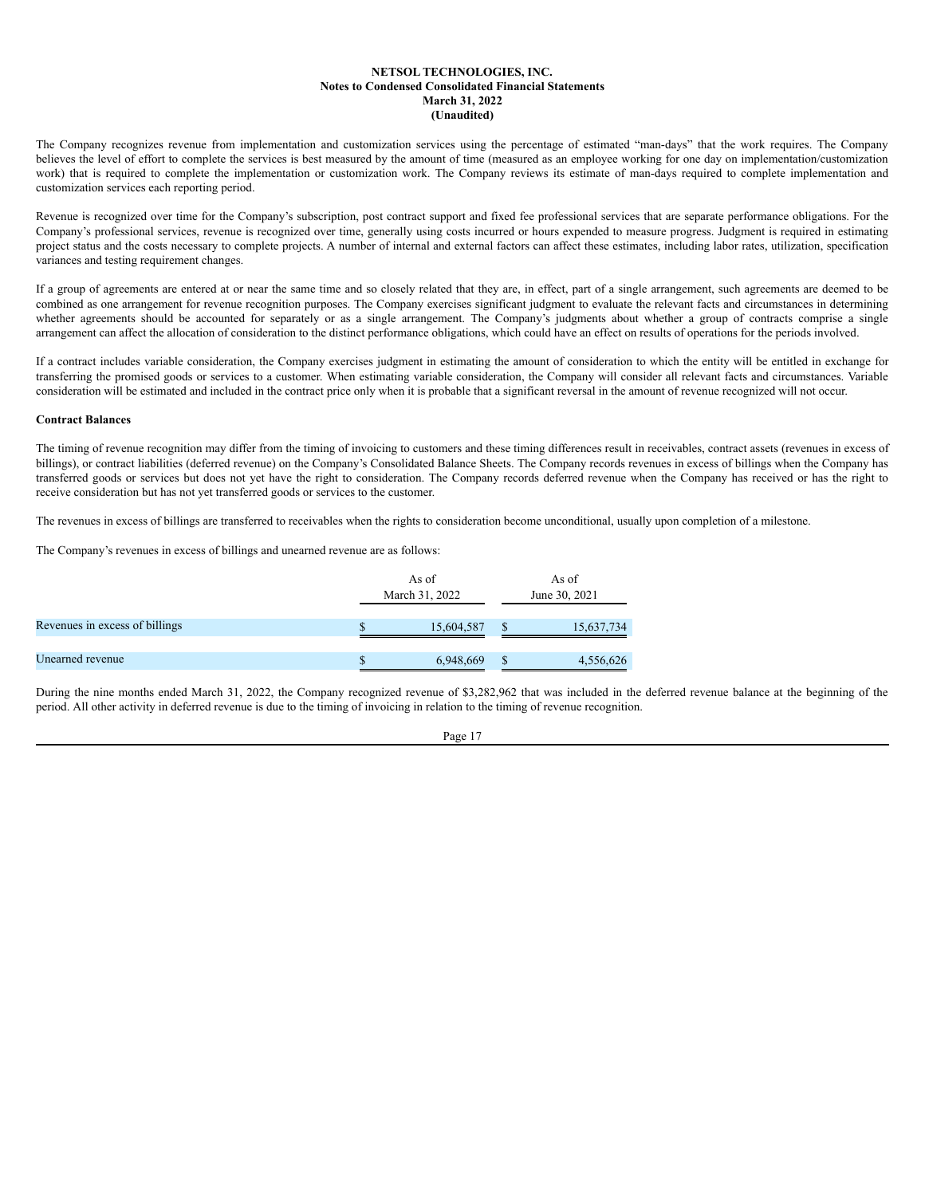The Company recognizes revenue from implementation and customization services using the percentage of estimated "man-days" that the work requires. The Company believes the level of effort to complete the services is best measured by the amount of time (measured as an employee working for one day on implementation/customization work) that is required to complete the implementation or customization work. The Company reviews its estimate of man-days required to complete implementation and customization services each reporting period.

Revenue is recognized over time for the Company's subscription, post contract support and fixed fee professional services that are separate performance obligations. For the Company's professional services, revenue is recognized over time, generally using costs incurred or hours expended to measure progress. Judgment is required in estimating project status and the costs necessary to complete projects. A number of internal and external factors can affect these estimates, including labor rates, utilization, specification variances and testing requirement changes.

If a group of agreements are entered at or near the same time and so closely related that they are, in effect, part of a single arrangement, such agreements are deemed to be combined as one arrangement for revenue recognition purposes. The Company exercises significant judgment to evaluate the relevant facts and circumstances in determining whether agreements should be accounted for separately or as a single arrangement. The Company's judgments about whether a group of contracts comprise a single arrangement can affect the allocation of consideration to the distinct performance obligations, which could have an effect on results of operations for the periods involved.

If a contract includes variable consideration, the Company exercises judgment in estimating the amount of consideration to which the entity will be entitled in exchange for transferring the promised goods or services to a customer. When estimating variable consideration, the Company will consider all relevant facts and circumstances. Variable consideration will be estimated and included in the contract price only when it is probable that a significant reversal in the amount of revenue recognized will not occur.

**Contract Balances**

The timing of revenue recognition may differ from the timing of invoicing to customers and these timing differences result in receivables, contract assets (revenues in excess of billings), or contract liabilities (deferred revenue) on the Company's Consolidated Balance Sheets. The Company records revenues in excess of billings when the Company has transferred goods or services but does not yet have the right to consideration. The Company records deferred revenue when the Company has received or has the right to receive consideration but has not yet transferred goods or services to the customer.

The revenues in excess of billings are transferred to receivables when the rights to consideration become unconditional, usually upon completion of a milestone.

The Company's revenues in excess of billings and unearned revenue are as follows:

| | As of March 31, 2022 | As of June 30, 2021 |
|---|---|---|
| Revenues in excess of billings | $ 15,604,587 | $ 15,637,734 |
| Unearned revenue | $ 6,948,669 | $ 4,556,626 |

During the nine months ended March 31, 2022, the Company recognized revenue of $3,282,962 that was included in the deferred revenue balance at the beginning of the period. All other activity in deferred revenue is due to the timing of invoicing in relation to the timing of revenue recognition.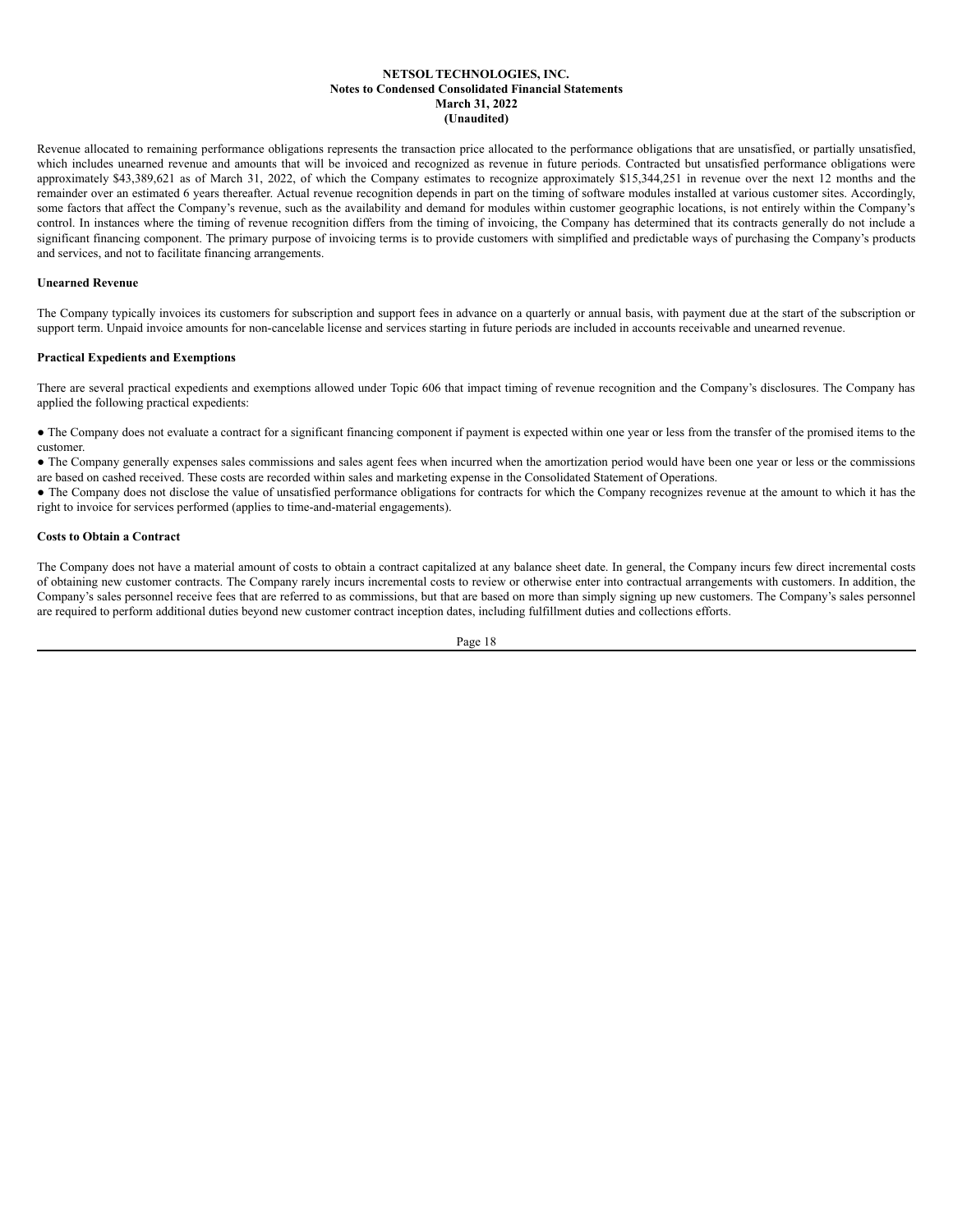Revenue allocated to remaining performance obligations represents the transaction price allocated to the performance obligations that are unsatisfied, or partially unsatisfied, which includes unearned revenue and amounts that will be invoiced and recognized as revenue in future periods. Contracted but unsatisfied performance obligations were approximately $43,389,621 as of March 31, 2022, of which the Company estimates to recognize approximately $15,344,251 in revenue over the next 12 months and the remainder over an estimated 6 years thereafter. Actual revenue recognition depends in part on the timing of software modules installed at various customer sites. Accordingly, some factors that affect the Company's revenue, such as the availability and demand for modules within customer geographic locations, is not entirely within the Company's control. In instances where the timing of revenue recognition differs from the timing of invoicing, the Company has determined that its contracts generally do not include a significant financing component. The primary purpose of invoicing terms is to provide customers with simplified and predictable ways of purchasing the Company's products and services, and not to facilitate financing arrangements.

**Unearned Revenue**

The Company typically invoices its customers for subscription and support fees in advance on a quarterly or annual basis, with payment due at the start of the subscription or support term. Unpaid invoice amounts for non-cancelable license and services starting in future periods are included in accounts receivable and unearned revenue.

**Practical Expedients and Exemptions**

There are several practical expedients and exemptions allowed under Topic 606 that impact timing of revenue recognition and the Company's disclosures. The Company has applied the following practical expedients:

- The Company does not evaluate a contract for a significant financing component if payment is expected within one year or less from the transfer of the promised items to the customer.
- The Company generally expenses sales commissions and sales agent fees when incurred when the amortization period would have been one year or less or the commissions are based on cashed received. These costs are recorded within sales and marketing expense in the Consolidated Statement of Operations.
- The Company does not disclose the value of unsatisfied performance obligations for contracts for which the Company recognizes revenue at the amount to which it has the right to invoice for services performed (applies to time-and-material engagements).

**Costs to Obtain a Contract**

The Company does not have a material amount of costs to obtain a contract capitalized at any balance sheet date. In general, the Company incurs few direct incremental costs of obtaining new customer contracts. The Company rarely incurs incremental costs to review or otherwise enter into contractual arrangements with customers. In addition, the Company's sales personnel receive fees that are referred to as commissions, but that are based on more than simply signing up new customers. The Company's sales personnel are required to perform additional duties beyond new customer contract inception dates, including fulfillment duties and collections efforts.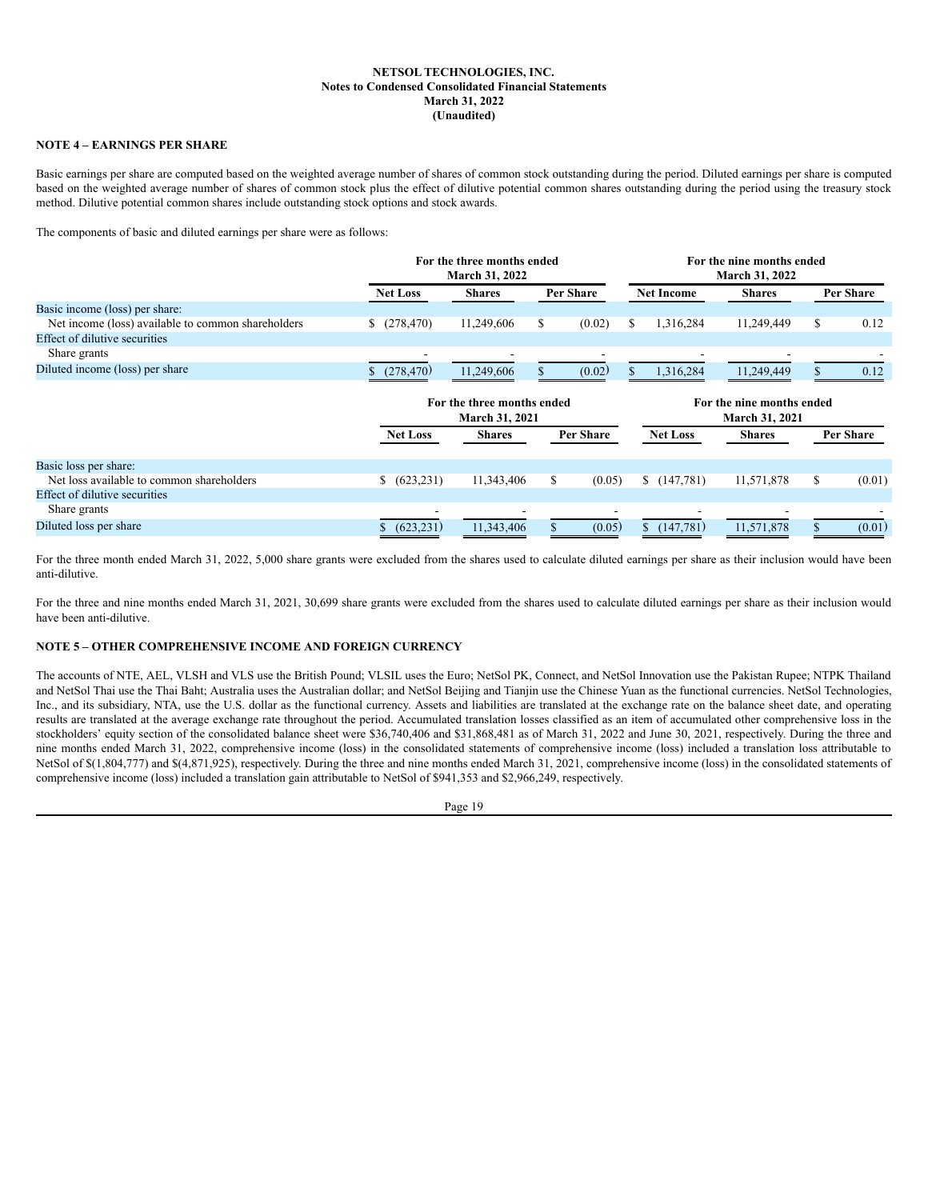**NETSOL TECHNOLOGIES, INC.**
**Notes to Condensed Consolidated Financial Statements**
**March 31, 2022**
**(Unaudited)**

**NOTE 4 – EARNINGS PER SHARE**

Basic earnings per share are computed based on the weighted average number of shares of common stock outstanding during the period. Diluted earnings per share is computed based on the weighted average number of shares of common stock plus the effect of dilutive potential common shares outstanding during the period using the treasury stock method. Dilutive potential common shares include outstanding stock options and stock awards.

The components of basic and diluted earnings per share were as follows:

| | For the three months ended March 31, 2022 | | | For the nine months ended March 31, 2022 | | |
|---|---|---|---|---|---|---|
| | Net Loss | Shares | Per Share | Net Income | Shares | Per Share |
| Basic income (loss) per share: | | | | | | |
| Net income (loss) available to common shareholders | $ (278,470) | 11,249,606 | $ (0.02) | $ 1,316,284 | 11,249,449 | $ 0.12 |
| Effect of dilutive securities | | | | | | |
| Share grants | - | - | - | - | - | - |
| Diluted income (loss) per share | $ (278,470) | 11,249,606 | $ (0.02) | $ 1,316,284 | 11,249,449 | $ 0.12 |

| | For the three months ended March 31, 2021 | | | For the nine months ended March 31, 2021 | | |
|---|---|---|---|---|---|---|
| | Net Loss | Shares | Per Share | Net Loss | Shares | Per Share |
| Basic loss per share: | | | | | | |
| Net loss available to common shareholders | $ (623,231) | 11,343,406 | $ (0.05) | $ (147,781) | 11,571,878 | $ (0.01) |
| Effect of dilutive securities | | | | | | |
| Share grants | - | - | - | - | - | - |
| Diluted loss per share | $ (623,231) | 11,343,406 | $ (0.05) | $ (147,781) | 11,571,878 | $ (0.01) |

For the three month ended March 31, 2022, 5,000 share grants were excluded from the shares used to calculate diluted earnings per share as their inclusion would have been anti-dilutive.

For the three and nine months ended March 31, 2021, 30,699 share grants were excluded from the shares used to calculate diluted earnings per share as their inclusion would have been anti-dilutive.

**NOTE 5 – OTHER COMPREHENSIVE INCOME AND FOREIGN CURRENCY**

The accounts of NTE, AEL, VLSH and VLS use the British Pound; VLSIL uses the Euro; NetSol PK, Connect, and NetSol Innovation use the Pakistan Rupee; NTPK Thailand and NetSol Thai use the Thai Baht; Australia uses the Australian dollar; and NetSol Beijing and Tianjin use the Chinese Yuan as the functional currencies. NetSol Technologies, Inc., and its subsidiary, NTA, use the U.S. dollar as the functional currency. Assets and liabilities are translated at the exchange rate on the balance sheet date, and operating results are translated at the average exchange rate throughout the period. Accumulated translation losses classified as an item of accumulated other comprehensive loss in the stockholders' equity section of the consolidated balance sheet were $36,740,406 and $31,868,481 as of March 31, 2022 and June 30, 2021, respectively. During the three and nine months ended March 31, 2022, comprehensive income (loss) in the consolidated statements of comprehensive income (loss) included a translation loss attributable to NetSol of $(1,804,777) and $(4,871,925), respectively. During the three and nine months ended March 31, 2021, comprehensive income (loss) in the consolidated statements of comprehensive income (loss) included a translation gain attributable to NetSol of $941,353 and $2,966,249, respectively.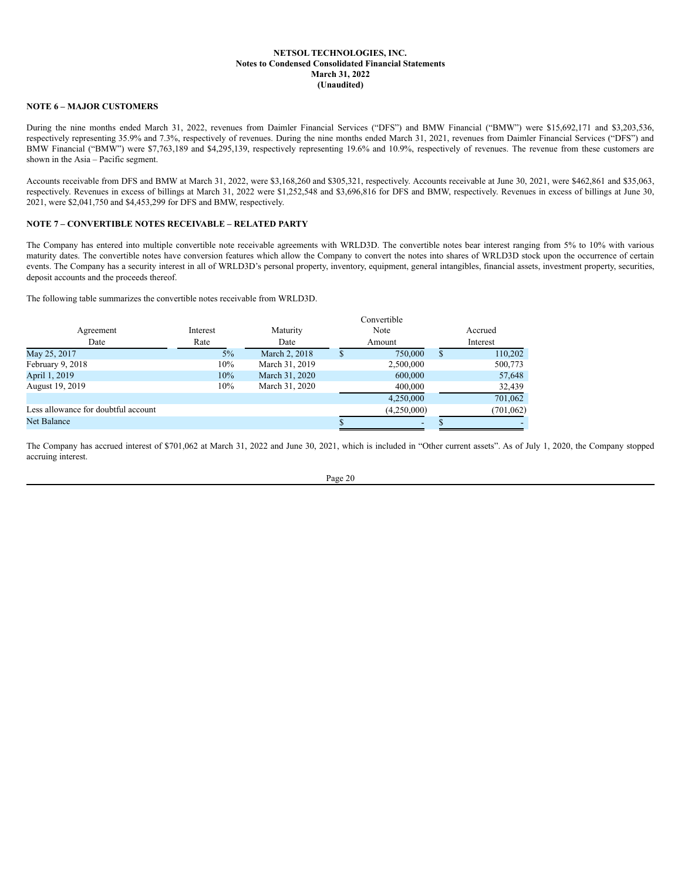**NETSOL TECHNOLOGIES, INC.**
**Notes to Condensed Consolidated Financial Statements**
**March 31, 2022**
**(Unaudited)**

## NOTE 6 – MAJOR CUSTOMERS

During the nine months ended March 31, 2022, revenues from Daimler Financial Services ("DFS") and BMW Financial ("BMW") were $15,692,171 and $3,203,536, respectively representing 35.9% and 7.3%, respectively of revenues. During the nine months ended March 31, 2021, revenues from Daimler Financial Services ("DFS") and BMW Financial ("BMW") were $7,763,189 and $4,295,139, respectively representing 19.6% and 10.9%, respectively of revenues. The revenue from these customers are shown in the Asia – Pacific segment.

Accounts receivable from DFS and BMW at March 31, 2022, were $3,168,260 and $305,321, respectively. Accounts receivable at June 30, 2021, were $462,861 and $35,063, respectively. Revenues in excess of billings at March 31, 2022 were $1,252,548 and $3,696,816 for DFS and BMW, respectively. Revenues in excess of billings at June 30, 2021, were $2,041,750 and $4,453,299 for DFS and BMW, respectively.

## NOTE 7 – CONVERTIBLE NOTES RECEIVABLE – RELATED PARTY

The Company has entered into multiple convertible note receivable agreements with WRLD3D. The convertible notes bear interest ranging from 5% to 10% with various maturity dates. The convertible notes have conversion features which allow the Company to convert the notes into shares of WRLD3D stock upon the occurrence of certain events. The Company has a security interest in all of WRLD3D's personal property, inventory, equipment, general intangibles, financial assets, investment property, securities, deposit accounts and the proceeds thereof.

The following table summarizes the convertible notes receivable from WRLD3D.

| Agreement Date | Interest Rate | Maturity Date | Convertible Note Amount | Accrued Interest |
|---|---|---|---|---|
| May 25, 2017 | 5% | March 2, 2018 | $ 750,000 | $ 110,202 |
| February 9, 2018 | 10% | March 31, 2019 | 2,500,000 | 500,773 |
| April 1, 2019 | 10% | March 31, 2020 | 600,000 | 57,648 |
| August 19, 2019 | 10% | March 31, 2020 | 400,000 | 32,439 |
| | | | 4,250,000 | 701,062 |
| Less allowance for doubtful account | | | (4,250,000) | (701,062) |
| Net Balance | | | $ - | $ - |

The Company has accrued interest of $701,062 at March 31, 2022 and June 30, 2021, which is included in "Other current assets". As of July 1, 2020, the Company stopped accruing interest.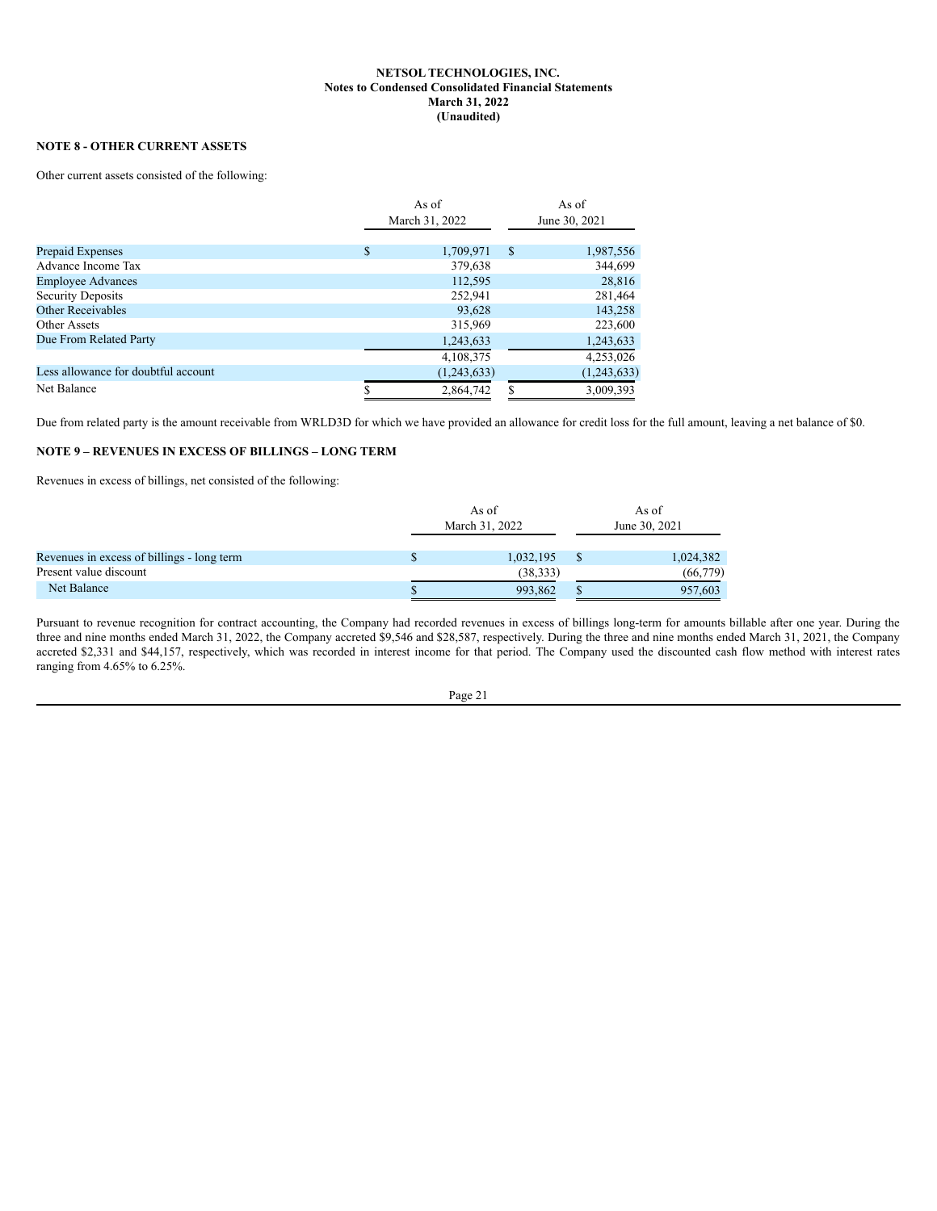**NETSOL TECHNOLOGIES, INC.**
**Notes to Condensed Consolidated Financial Statements**
**March 31, 2022**
**(Unaudited)**

## NOTE 8 - OTHER CURRENT ASSETS

Other current assets consisted of the following:

| | As of March 31, 2022 | As of June 30, 2021 |
|---|---|---|
| Prepaid Expenses | $ 1,709,971 | $ 1,987,556 |
| Advance Income Tax | 379,638 | 344,699 |
| Employee Advances | 112,595 | 28,816 |
| Security Deposits | 252,941 | 281,464 |
| Other Receivables | 93,628 | 143,258 |
| Other Assets | 315,969 | 223,600 |
| Due From Related Party | 1,243,633 | 1,243,633 |
| | 4,108,375 | 4,253,026 |
| Less allowance for doubtful account | (1,243,633) | (1,243,633) |
| Net Balance | $ 2,864,742 | $ 3,009,393 |

Due from related party is the amount receivable from WRLD3D for which we have provided an allowance for credit loss for the full amount, leaving a net balance of $0.

## NOTE 9 – REVENUES IN EXCESS OF BILLINGS – LONG TERM

Revenues in excess of billings, net consisted of the following:

| | As of March 31, 2022 | As of June 30, 2021 |
|---|---|---|
| Revenues in excess of billings - long term | $ 1,032,195 | $ 1,024,382 |
| Present value discount | (38,333) | (66,779) |
| Net Balance | $ 993,862 | $ 957,603 |

Pursuant to revenue recognition for contract accounting, the Company had recorded revenues in excess of billings long-term for amounts billable after one year. During the three and nine months ended March 31, 2022, the Company accreted $9,546 and $28,587, respectively. During the three and nine months ended March 31, 2021, the Company accreted $2,331 and $44,157, respectively, which was recorded in interest income for that period. The Company used the discounted cash flow method with interest rates ranging from 4.65% to 6.25%.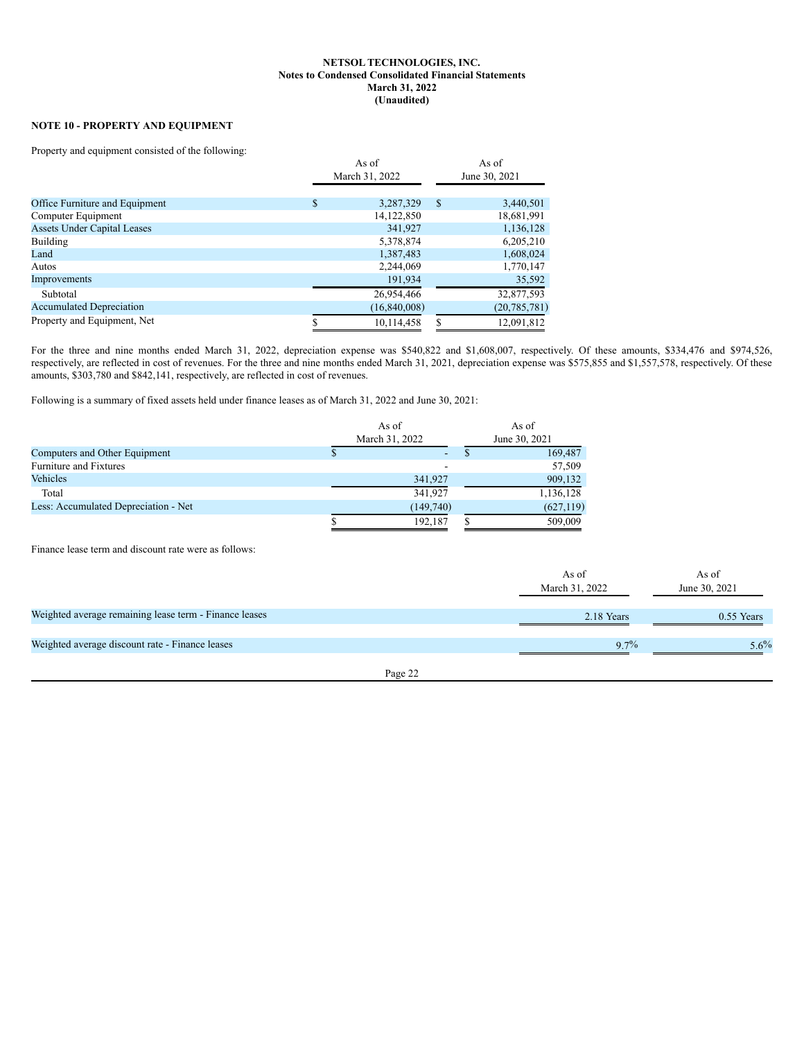**NETSOL TECHNOLOGIES, INC.**
**Notes to Condensed Consolidated Financial Statements**
**March 31, 2022**
**(Unaudited)**

### NOTE 10 - PROPERTY AND EQUIPMENT

Property and equipment consisted of the following:

| | As of March 31, 2022 | As of June 30, 2021 |
|---|---|---|
| Office Furniture and Equipment | $ 3,287,329 | $ 3,440,501 |
| Computer Equipment | 14,122,850 | 18,681,991 |
| Assets Under Capital Leases | 341,927 | 1,136,128 |
| Building | 5,378,874 | 6,205,210 |
| Land | 1,387,483 | 1,608,024 |
| Autos | 2,244,069 | 1,770,147 |
| Improvements | 191,934 | 35,592 |
| Subtotal | 26,954,466 | 32,877,593 |
| Accumulated Depreciation | (16,840,008) | (20,785,781) |
| Property and Equipment, Net | $ 10,114,458 | $ 12,091,812 |

For the three and nine months ended March 31, 2022, depreciation expense was $540,822 and $1,608,007, respectively. Of these amounts, $334,476 and $974,526, respectively, are reflected in cost of revenues. For the three and nine months ended March 31, 2021, depreciation expense was $575,855 and $1,557,578, respectively. Of these amounts, $303,780 and $842,141, respectively, are reflected in cost of revenues.

Following is a summary of fixed assets held under finance leases as of March 31, 2022 and June 30, 2021:

| | As of March 31, 2022 | As of June 30, 2021 |
|---|---|---|
| Computers and Other Equipment | $ - | $ 169,487 |
| Furniture and Fixtures | - | 57,509 |
| Vehicles | 341,927 | 909,132 |
| Total | 341,927 | 1,136,128 |
| Less: Accumulated Depreciation - Net | (149,740) | (627,119) |
| | $ 192,187 | $ 509,009 |

Finance lease term and discount rate were as follows:

| | As of March 31, 2022 | As of June 30, 2021 |
|---|---|---|
| Weighted average remaining lease term - Finance leases | 2.18 Years | 0.55 Years |
| Weighted average discount rate - Finance leases | 9.7% | 5.6% |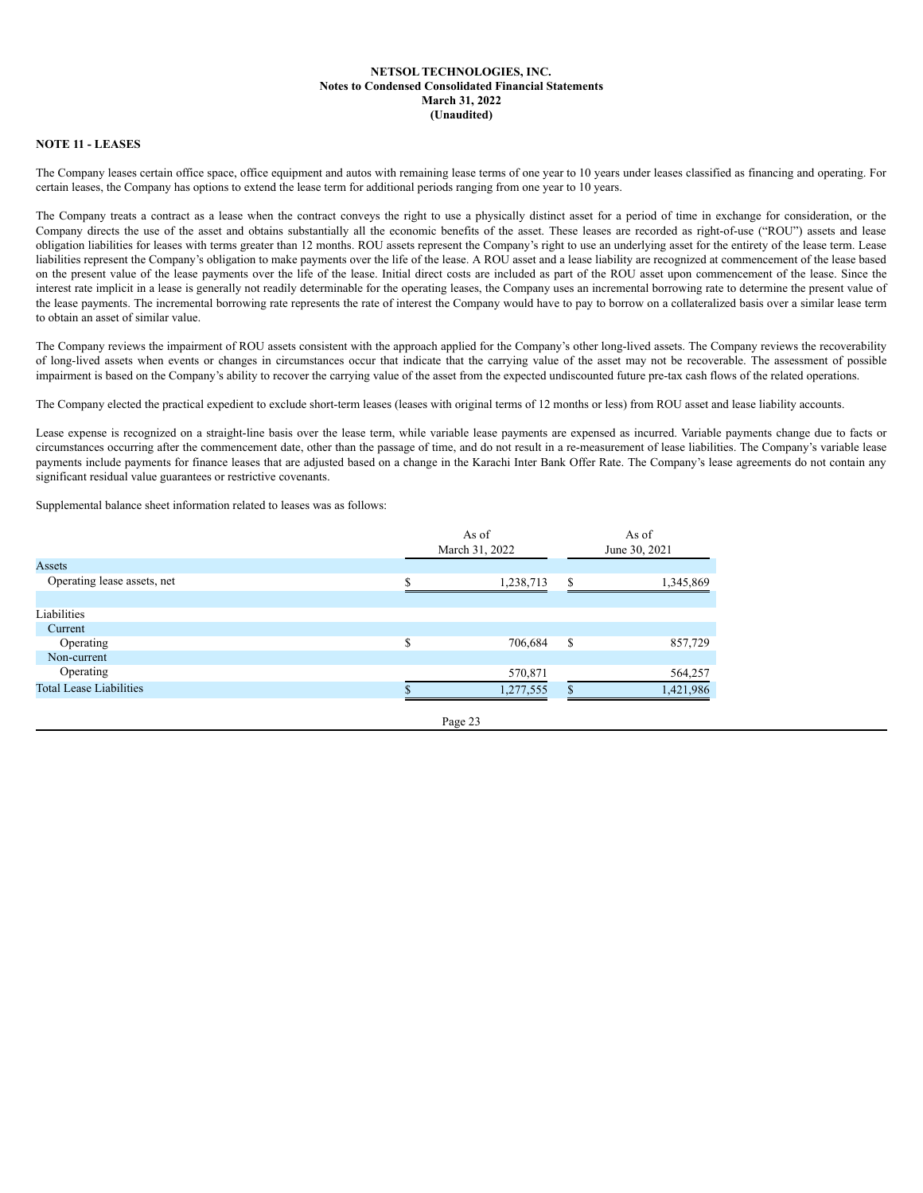**NETSOL TECHNOLOGIES, INC.**
**Notes to Condensed Consolidated Financial Statements**
**March 31, 2022**
**(Unaudited)**

## NOTE 11 - LEASES

The Company leases certain office space, office equipment and autos with remaining lease terms of one year to 10 years under leases classified as financing and operating. For certain leases, the Company has options to extend the lease term for additional periods ranging from one year to 10 years.

The Company treats a contract as a lease when the contract conveys the right to use a physically distinct asset for a period of time in exchange for consideration, or the Company directs the use of the asset and obtains substantially all the economic benefits of the asset. These leases are recorded as right-of-use ("ROU") assets and lease obligation liabilities for leases with terms greater than 12 months. ROU assets represent the Company's right to use an underlying asset for the entirety of the lease term. Lease liabilities represent the Company's obligation to make payments over the life of the lease. A ROU asset and a lease liability are recognized at commencement of the lease based on the present value of the lease payments over the life of the lease. Initial direct costs are included as part of the ROU asset upon commencement of the lease. Since the interest rate implicit in a lease is generally not readily determinable for the operating leases, the Company uses an incremental borrowing rate to determine the present value of the lease payments. The incremental borrowing rate represents the rate of interest the Company would have to pay to borrow on a collateralized basis over a similar lease term to obtain an asset of similar value.

The Company reviews the impairment of ROU assets consistent with the approach applied for the Company's other long-lived assets. The Company reviews the recoverability of long-lived assets when events or changes in circumstances occur that indicate that the carrying value of the asset may not be recoverable. The assessment of possible impairment is based on the Company's ability to recover the carrying value of the asset from the expected undiscounted future pre-tax cash flows of the related operations.

The Company elected the practical expedient to exclude short-term leases (leases with original terms of 12 months or less) from ROU asset and lease liability accounts.

Lease expense is recognized on a straight-line basis over the lease term, while variable lease payments are expensed as incurred. Variable payments change due to facts or circumstances occurring after the commencement date, other than the passage of time, and do not result in a re-measurement of lease liabilities. The Company's variable lease payments include payments for finance leases that are adjusted based on a change in the Karachi Inter Bank Offer Rate. The Company's lease agreements do not contain any significant residual value guarantees or restrictive covenants.

Supplemental balance sheet information related to leases was as follows:

| | As of March 31, 2022 | As of June 30, 2021 |
|---|---|---|
| Assets | | |
| Operating lease assets, net | $ 1,238,713 | $ 1,345,869 |
| | | |
| Liabilities | | |
| Current | | |
| Operating | $ 706,684 | $ 857,729 |
| Non-current | | |
| Operating | 570,871 | 564,257 |
| Total Lease Liabilities | $ 1,277,555 | $ 1,421,986 |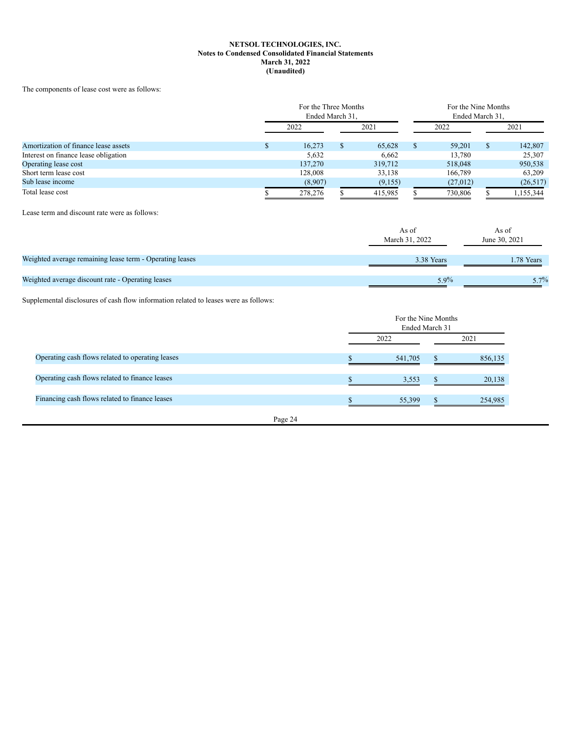The components of lease cost were as follows:

| | For the Three Months Ended March 31, | | For the Nine Months Ended March 31, | |
|---|---|---|---|---|
| | 2022 | 2021 | 2022 | 2021 |
| Amortization of finance lease assets | $ 16,273 | $ 65,628 | $ 59,201 | $ 142,807 |
| Interest on finance lease obligation | 5,632 | 6,662 | 13,780 | 25,307 |
| Operating lease cost | 137,270 | 319,712 | 518,048 | 950,538 |
| Short term lease cost | 128,008 | 33,138 | 166,789 | 63,209 |
| Sub lease income | (8,907) | (9,155) | (27,012) | (26,517) |
| Total lease cost | $ 278,276 | $ 415,985 | $ 730,806 | $ 1,155,344 |

Lease term and discount rate were as follows:

| | As of March 31, 2022 | As of June 30, 2021 |
|---|---|---|
| Weighted average remaining lease term - Operating leases | 3.38 Years | 1.78 Years |
| Weighted average discount rate - Operating leases | 5.9% | 5.7% |

Supplemental disclosures of cash flow information related to leases were as follows:

| | For the Nine Months Ended March 31 | |
|---|---|---|
| | 2022 | 2021 |
| Operating cash flows related to operating leases | $ 541,705 | $ 856,135 |
| Operating cash flows related to finance leases | $ 3,553 | $ 20,138 |
| Financing cash flows related to finance leases | $ 55,399 | $ 254,985 |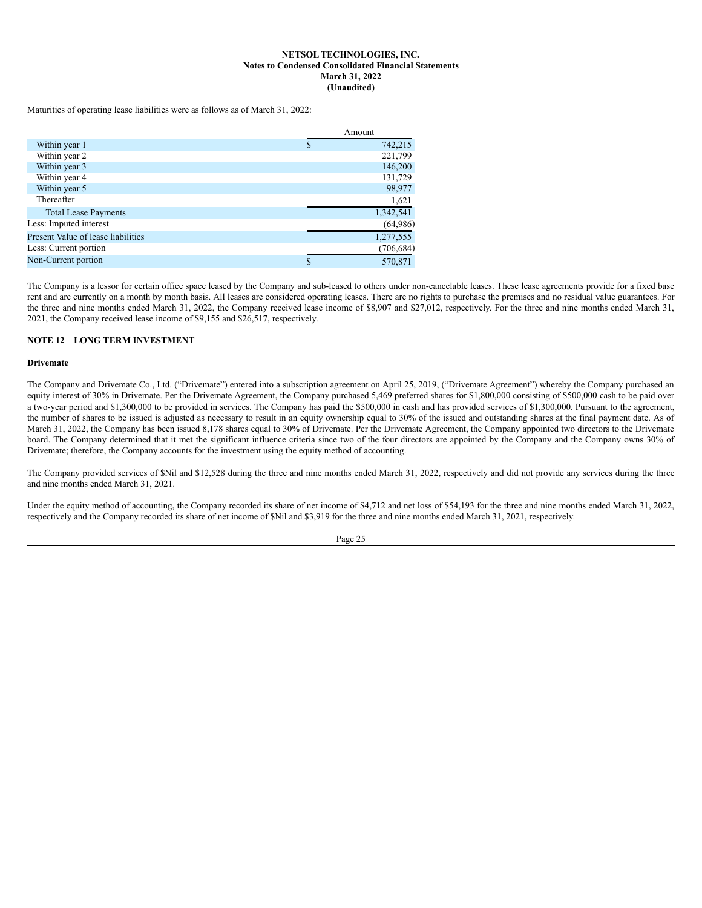Maturities of operating lease liabilities were as follows as of March 31, 2022:

| | Amount |
|---|---|
| Within year 1 | $ 742,215 |
| Within year 2 | 221,799 |
| Within year 3 | 146,200 |
| Within year 4 | 131,729 |
| Within year 5 | 98,977 |
| Thereafter | 1,621 |
| Total Lease Payments | 1,342,541 |
| Less: Imputed interest | (64,986) |
| Present Value of lease liabilities | 1,277,555 |
| Less: Current portion | (706,684) |
| Non-Current portion | $ 570,871 |

The Company is a lessor for certain office space leased by the Company and sub-leased to others under non-cancelable leases. These lease agreements provide for a fixed base rent and are currently on a month by month basis. All leases are considered operating leases. There are no rights to purchase the premises and no residual value guarantees. For the three and nine months ended March 31, 2022, the Company received lease income of $8,907 and $27,012, respectively. For the three and nine months ended March 31, 2021, the Company received lease income of $9,155 and $26,517, respectively.

## NOTE 12 – LONG TERM INVESTMENT

**Drivemate**

The Company and Drivemate Co., Ltd. ("Drivemate") entered into a subscription agreement on April 25, 2019, ("Drivemate Agreement") whereby the Company purchased an equity interest of 30% in Drivemate. Per the Drivemate Agreement, the Company purchased 5,469 preferred shares for $1,800,000 consisting of $500,000 cash to be paid over a two-year period and $1,300,000 to be provided in services. The Company has paid the $500,000 in cash and has provided services of $1,300,000. Pursuant to the agreement, the number of shares to be issued is adjusted as necessary to result in an equity ownership equal to 30% of the issued and outstanding shares at the final payment date. As of March 31, 2022, the Company has been issued 8,178 shares equal to 30% of Drivemate. Per the Drivemate Agreement, the Company appointed two directors to the Drivemate board. The Company determined that it met the significant influence criteria since two of the four directors are appointed by the Company and the Company owns 30% of Drivemate; therefore, the Company accounts for the investment using the equity method of accounting.

The Company provided services of $Nil and $12,528 during the three and nine months ended March 31, 2022, respectively and did not provide any services during the three and nine months ended March 31, 2021.

Under the equity method of accounting, the Company recorded its share of net income of $4,712 and net loss of $54,193 for the three and nine months ended March 31, 2022, respectively and the Company recorded its share of net income of $Nil and $3,919 for the three and nine months ended March 31, 2021, respectively.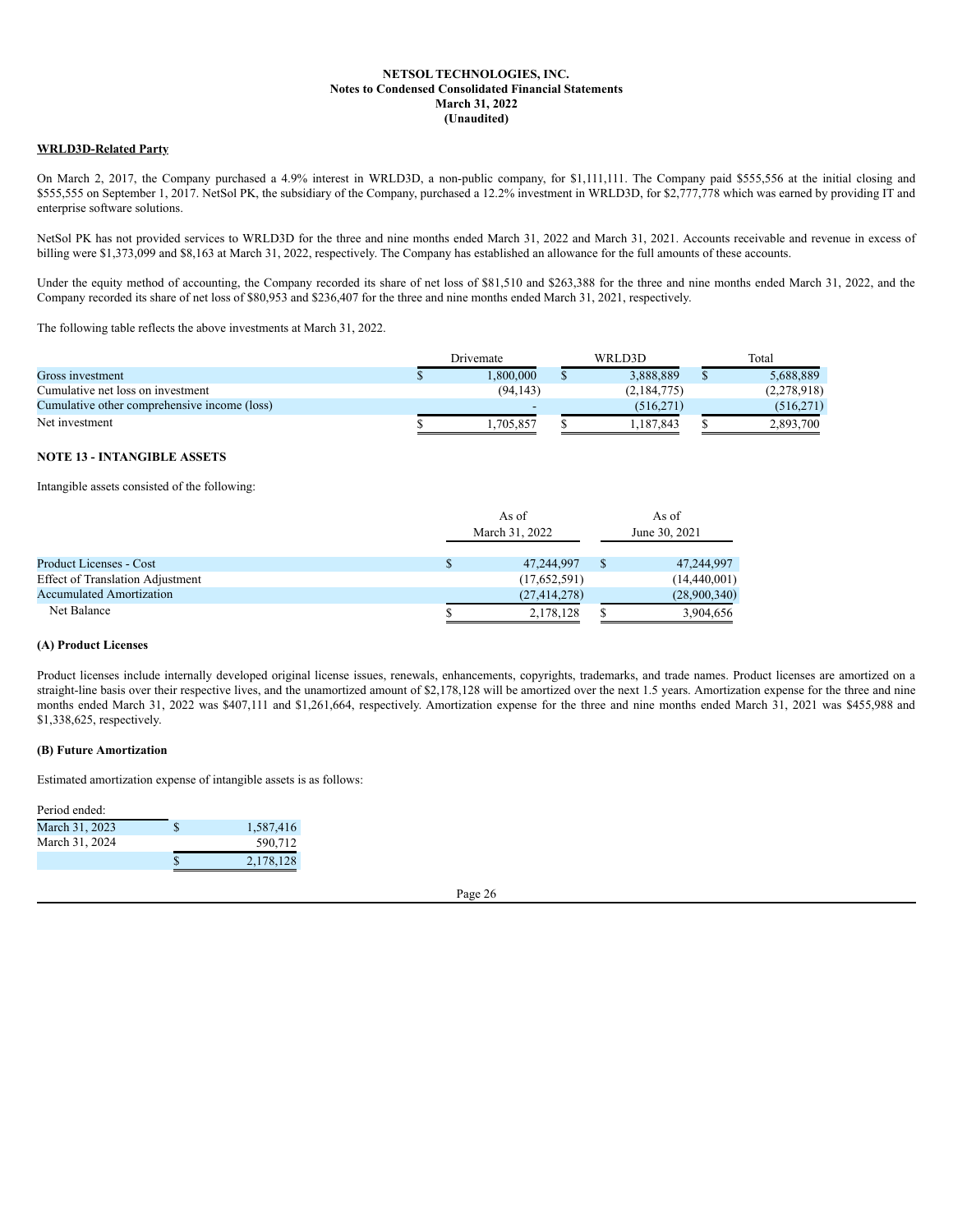**WRLD3D-Related Party**

On March 2, 2017, the Company purchased a 4.9% interest in WRLD3D, a non-public company, for $1,111,111. The Company paid $555,556 at the initial closing and $555,555 on September 1, 2017. NetSol PK, the subsidiary of the Company, purchased a 12.2% investment in WRLD3D, for $2,777,778 which was earned by providing IT and enterprise software solutions.

NetSol PK has not provided services to WRLD3D for the three and nine months ended March 31, 2022 and March 31, 2021. Accounts receivable and revenue in excess of billing were $1,373,099 and $8,163 at March 31, 2022, respectively. The Company has established an allowance for the full amounts of these accounts.

Under the equity method of accounting, the Company recorded its share of net loss of $81,510 and $263,388 for the three and nine months ended March 31, 2022, and the Company recorded its share of net loss of $80,953 and $236,407 for the three and nine months ended March 31, 2021, respectively.

The following table reflects the above investments at March 31, 2022.

| | Drivemate | WRLD3D | Total |
|---|---|---|---|
| Gross investment | $ 1,800,000 | $ 3,888,889 | $ 5,688,889 |
| Cumulative net loss on investment | (94,143) | (2,184,775) | (2,278,918) |
| Cumulative other comprehensive income (loss) | - | (516,271) | (516,271) |
| Net investment | $ 1,705,857 | $ 1,187,843 | $ 2,893,700 |

**NOTE 13 - INTANGIBLE ASSETS**

Intangible assets consisted of the following:

| | As of March 31, 2022 | As of June 30, 2021 |
|---|---|---|
| Product Licenses - Cost | $ 47,244,997 | $ 47,244,997 |
| Effect of Translation Adjustment | (17,652,591) | (14,440,001) |
| Accumulated Amortization | (27,414,278) | (28,900,340) |
| Net Balance | $ 2,178,128 | $ 3,904,656 |

**(A) Product Licenses**

Product licenses include internally developed original license issues, renewals, enhancements, copyrights, trademarks, and trade names. Product licenses are amortized on a straight-line basis over their respective lives, and the unamortized amount of $2,178,128 will be amortized over the next 1.5 years. Amortization expense for the three and nine months ended March 31, 2022 was $407,111 and $1,261,664, respectively. Amortization expense for the three and nine months ended March 31, 2021 was $455,988 and $1,338,625, respectively.

**(B) Future Amortization**

Estimated amortization expense of intangible assets is as follows:

| Period ended: | |
|---|---|
| March 31, 2023 | $ 1,587,416 |
| March 31, 2024 | 590,712 |
| | $ 2,178,128 |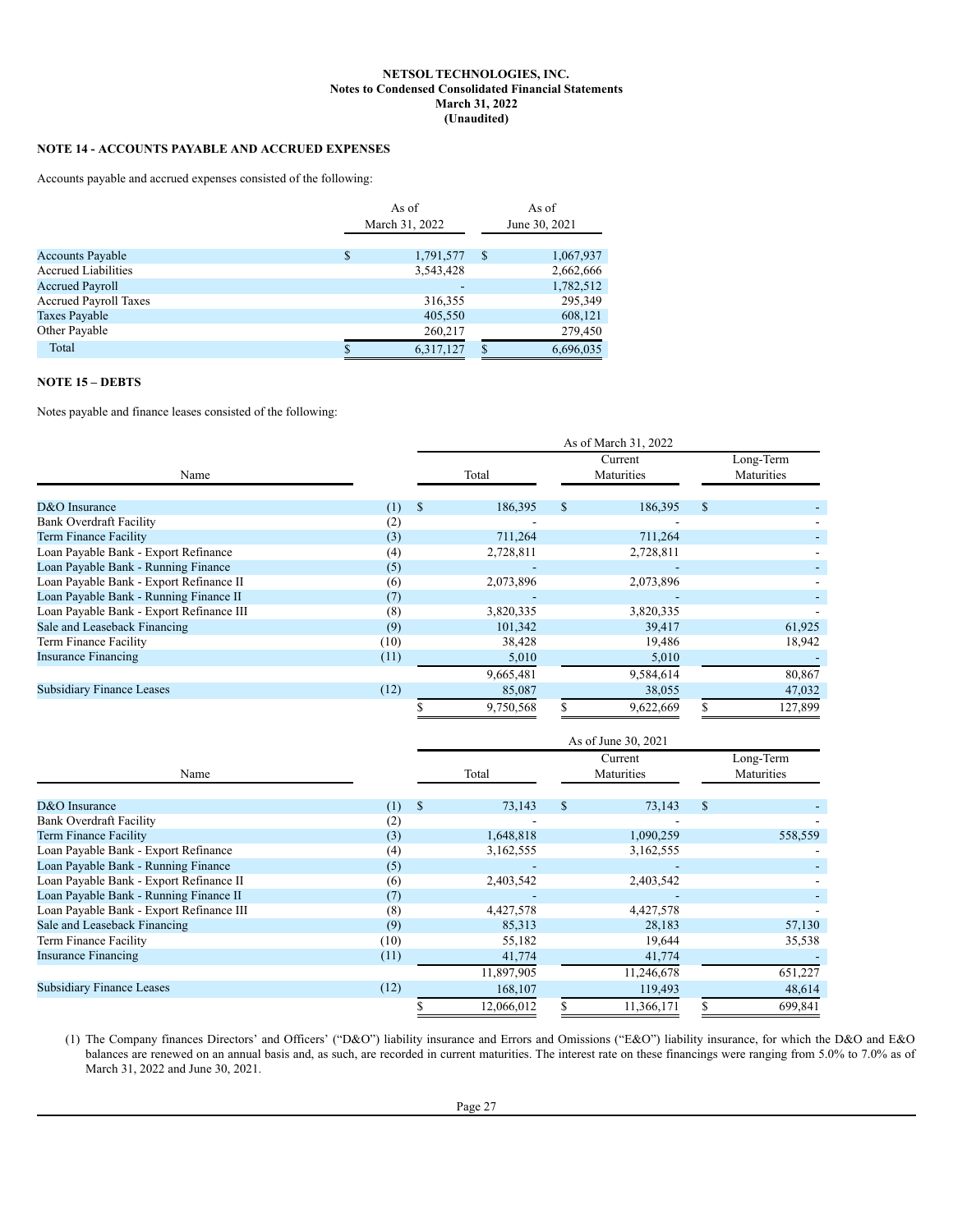**NOTE 14 - ACCOUNTS PAYABLE AND ACCRUED EXPENSES**

Accounts payable and accrued expenses consisted of the following:

| | As of March 31, 2022 | As of June 30, 2021 |
|---|---|---|
| Accounts Payable | $ 1,791,577 | $ 1,067,937 |
| Accrued Liabilities | 3,543,428 | 2,662,666 |
| Accrued Payroll | - | 1,782,512 |
| Accrued Payroll Taxes | 316,355 | 295,349 |
| Taxes Payable | 405,550 | 608,121 |
| Other Payable | 260,217 | 279,450 |
| Total | $ 6,317,127 | $ 6,696,035 |

**NOTE 15 – DEBTS**

Notes payable and finance leases consisted of the following:

| | | As of March 31, 2022 | | |
|---|---|---|---|---|
| Name | | Total | Current Maturities | Long-Term Maturities |
| D&O Insurance | (1) | $ 186,395 | $ 186,395 | $ - |
| Bank Overdraft Facility | (2) | - | - | - |
| Term Finance Facility | (3) | 711,264 | 711,264 | - |
| Loan Payable Bank - Export Refinance | (4) | 2,728,811 | 2,728,811 | - |
| Loan Payable Bank - Running Finance | (5) | - | - | - |
| Loan Payable Bank - Export Refinance II | (6) | 2,073,896 | 2,073,896 | - |
| Loan Payable Bank - Running Finance II | (7) | - | - | - |
| Loan Payable Bank - Export Refinance III | (8) | 3,820,335 | 3,820,335 | - |
| Sale and Leaseback Financing | (9) | 101,342 | 39,417 | 61,925 |
| Term Finance Facility | (10) | 38,428 | 19,486 | 18,942 |
| Insurance Financing | (11) | 5,010 | 5,010 | - |
| | | 9,665,481 | 9,584,614 | 80,867 |
| Subsidiary Finance Leases | (12) | 85,087 | 38,055 | 47,032 |
| | | $ 9,750,568 | $ 9,622,669 | $ 127,899 |

| | | As of June 30, 2021 | | |
|---|---|---|---|---|
| Name | | Total | Current Maturities | Long-Term Maturities |
| D&O Insurance | (1) | $ 73,143 | $ 73,143 | $ - |
| Bank Overdraft Facility | (2) | - | - | - |
| Term Finance Facility | (3) | 1,648,818 | 1,090,259 | 558,559 |
| Loan Payable Bank - Export Refinance | (4) | 3,162,555 | 3,162,555 | - |
| Loan Payable Bank - Running Finance | (5) | - | - | - |
| Loan Payable Bank - Export Refinance II | (6) | 2,403,542 | 2,403,542 | - |
| Loan Payable Bank - Running Finance II | (7) | - | - | - |
| Loan Payable Bank - Export Refinance III | (8) | 4,427,578 | 4,427,578 | - |
| Sale and Leaseback Financing | (9) | 85,313 | 28,183 | 57,130 |
| Term Finance Facility | (10) | 55,182 | 19,644 | 35,538 |
| Insurance Financing | (11) | 41,774 | 41,774 | - |
| | | 11,897,905 | 11,246,678 | 651,227 |
| Subsidiary Finance Leases | (12) | 168,107 | 119,493 | 48,614 |
| | | $ 12,066,012 | $ 11,366,171 | $ 699,841 |

(1) The Company finances Directors' and Officers' ("D&O") liability insurance and Errors and Omissions ("E&O") liability insurance, for which the D&O and E&O balances are renewed on an annual basis and, as such, are recorded in current maturities. The interest rate on these financings were ranging from 5.0% to 7.0% as of March 31, 2022 and June 30, 2021.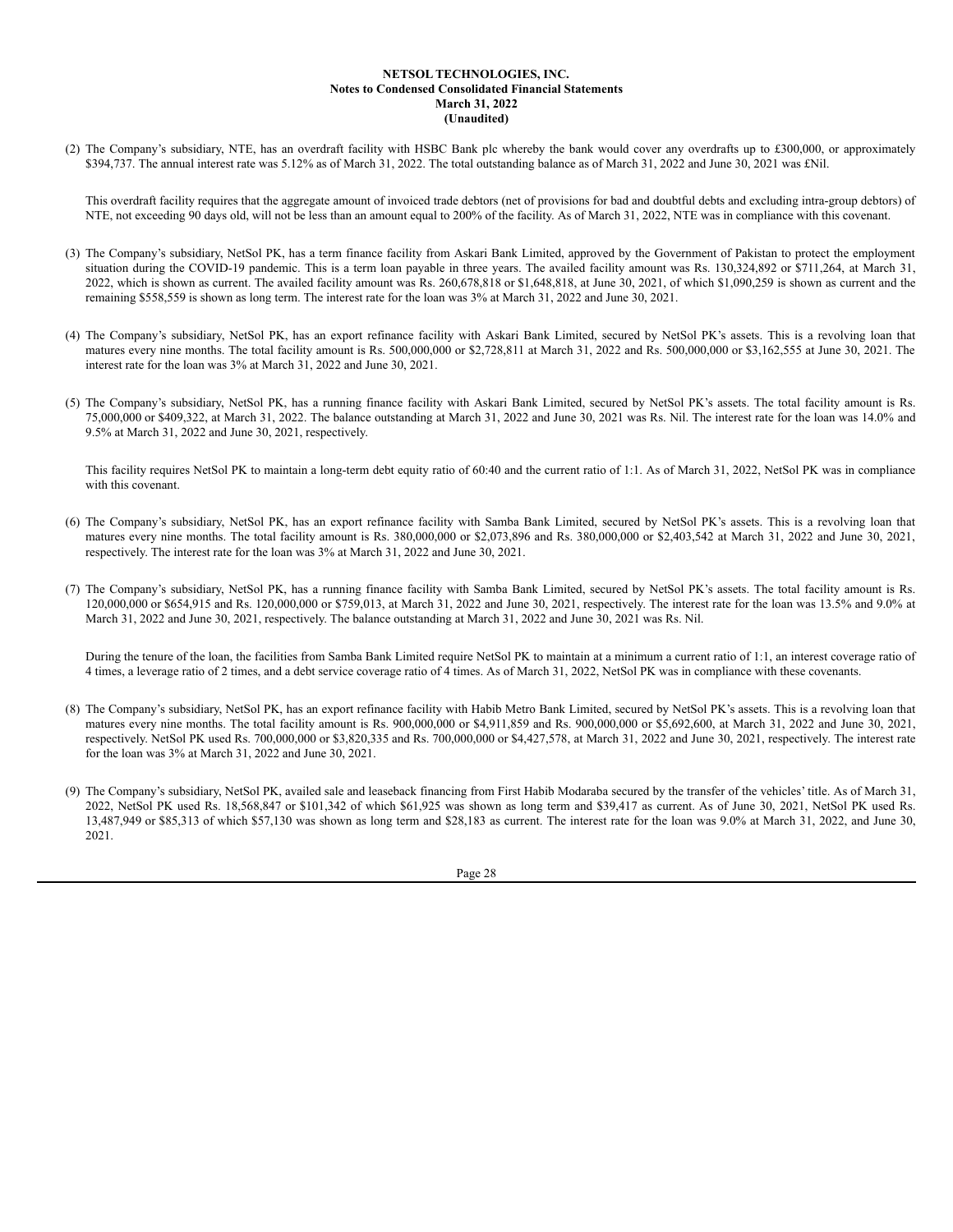(2) The Company's subsidiary, NTE, has an overdraft facility with HSBC Bank plc whereby the bank would cover any overdrafts up to £300,000, or approximately $394,737. The annual interest rate was 5.12% as of March 31, 2022. The total outstanding balance as of March 31, 2022 and June 30, 2021 was £Nil.

This overdraft facility requires that the aggregate amount of invoiced trade debtors (net of provisions for bad and doubtful debts and excluding intra-group debtors) of NTE, not exceeding 90 days old, will not be less than an amount equal to 200% of the facility. As of March 31, 2022, NTE was in compliance with this covenant.

(3) The Company's subsidiary, NetSol PK, has a term finance facility from Askari Bank Limited, approved by the Government of Pakistan to protect the employment situation during the COVID-19 pandemic. This is a term loan payable in three years. The availed facility amount was Rs. 130,324,892 or $711,264, at March 31, 2022, which is shown as current. The availed facility amount was Rs. 260,678,818 or $1,648,818, at June 30, 2021, of which $1,090,259 is shown as current and the remaining $558,559 is shown as long term. The interest rate for the loan was 3% at March 31, 2022 and June 30, 2021.

(4) The Company's subsidiary, NetSol PK, has an export refinance facility with Askari Bank Limited, secured by NetSol PK's assets. This is a revolving loan that matures every nine months. The total facility amount is Rs. 500,000,000 or $2,728,811 at March 31, 2022 and Rs. 500,000,000 or $3,162,555 at June 30, 2021. The interest rate for the loan was 3% at March 31, 2022 and June 30, 2021.

(5) The Company's subsidiary, NetSol PK, has a running finance facility with Askari Bank Limited, secured by NetSol PK's assets. The total facility amount is Rs. 75,000,000 or $409,322, at March 31, 2022. The balance outstanding at March 31, 2022 and June 30, 2021 was Rs. Nil. The interest rate for the loan was 14.0% and 9.5% at March 31, 2022 and June 30, 2021, respectively.

This facility requires NetSol PK to maintain a long-term debt equity ratio of 60:40 and the current ratio of 1:1. As of March 31, 2022, NetSol PK was in compliance with this covenant.

(6) The Company's subsidiary, NetSol PK, has an export refinance facility with Samba Bank Limited, secured by NetSol PK's assets. This is a revolving loan that matures every nine months. The total facility amount is Rs. 380,000,000 or $2,073,896 and Rs. 380,000,000 or $2,403,542 at March 31, 2022 and June 30, 2021, respectively. The interest rate for the loan was 3% at March 31, 2022 and June 30, 2021.

(7) The Company's subsidiary, NetSol PK, has a running finance facility with Samba Bank Limited, secured by NetSol PK's assets. The total facility amount is Rs. 120,000,000 or $654,915 and Rs. 120,000,000 or $759,013, at March 31, 2022 and June 30, 2021, respectively. The interest rate for the loan was 13.5% and 9.0% at March 31, 2022 and June 30, 2021, respectively. The balance outstanding at March 31, 2022 and June 30, 2021 was Rs. Nil.

During the tenure of the loan, the facilities from Samba Bank Limited require NetSol PK to maintain at a minimum a current ratio of 1:1, an interest coverage ratio of 4 times, a leverage ratio of 2 times, and a debt service coverage ratio of 4 times. As of March 31, 2022, NetSol PK was in compliance with these covenants.

(8) The Company's subsidiary, NetSol PK, has an export refinance facility with Habib Metro Bank Limited, secured by NetSol PK's assets. This is a revolving loan that matures every nine months. The total facility amount is Rs. 900,000,000 or $4,911,859 and Rs. 900,000,000 or $5,692,600, at March 31, 2022 and June 30, 2021, respectively. NetSol PK used Rs. 700,000,000 or $3,820,335 and Rs. 700,000,000 or $4,427,578, at March 31, 2022 and June 30, 2021, respectively. The interest rate for the loan was 3% at March 31, 2022 and June 30, 2021.

(9) The Company's subsidiary, NetSol PK, availed sale and leaseback financing from First Habib Modaraba secured by the transfer of the vehicles' title. As of March 31, 2022, NetSol PK used Rs. 18,568,847 or $101,342 of which $61,925 was shown as long term and $39,417 as current. As of June 30, 2021, NetSol PK used Rs. 13,487,949 or $85,313 of which $57,130 was shown as long term and $28,183 as current. The interest rate for the loan was 9.0% at March 31, 2022, and June 30, 2021.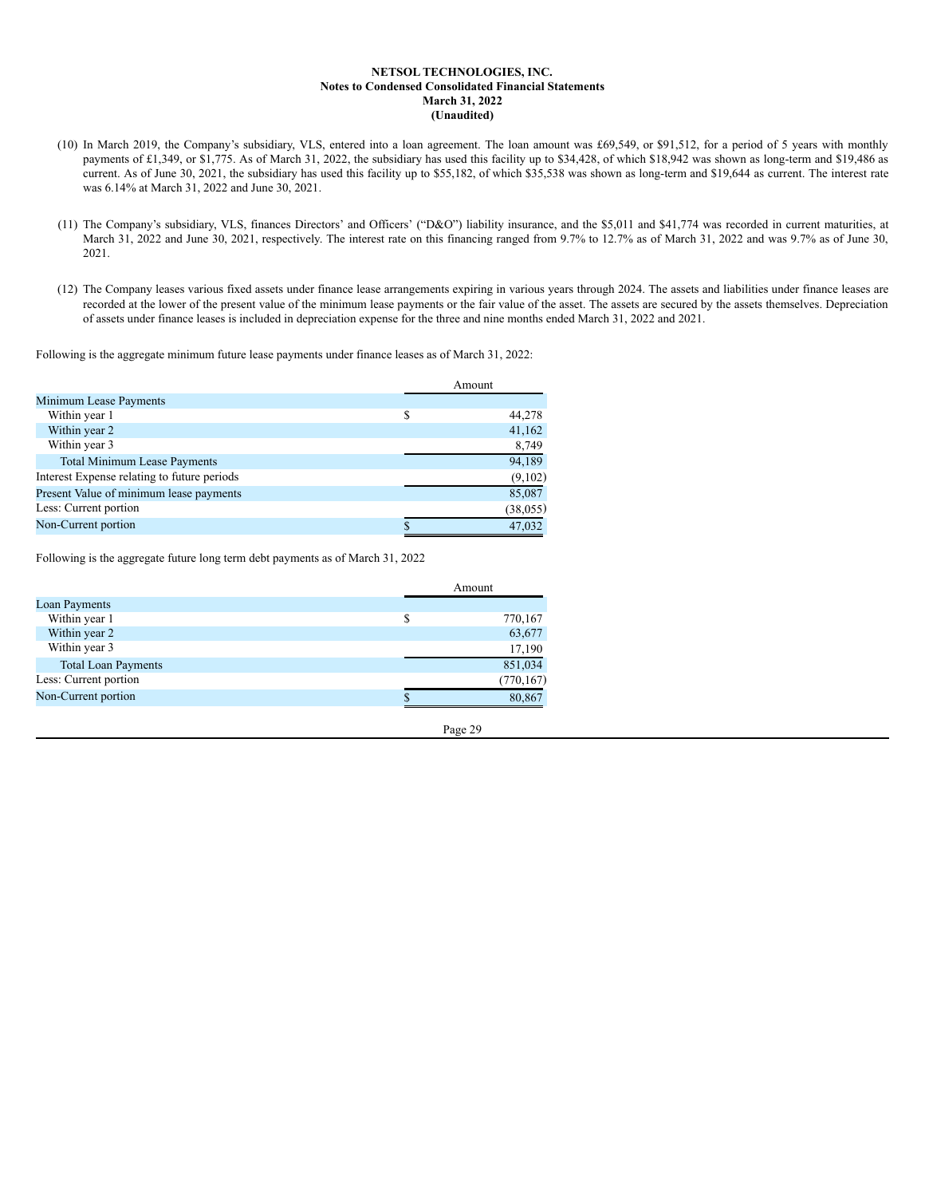**NETSOL TECHNOLOGIES, INC.**
**Notes to Condensed Consolidated Financial Statements**
**March 31, 2022**
**(Unaudited)**

(10) In March 2019, the Company's subsidiary, VLS, entered into a loan agreement. The loan amount was £69,549, or $91,512, for a period of 5 years with monthly payments of £1,349, or $1,775. As of March 31, 2022, the subsidiary has used this facility up to $34,428, of which $18,942 was shown as long-term and $19,486 as current. As of June 30, 2021, the subsidiary has used this facility up to $55,182, of which $35,538 was shown as long-term and $19,644 as current. The interest rate was 6.14% at March 31, 2022 and June 30, 2021.

(11) The Company's subsidiary, VLS, finances Directors' and Officers' ("D&O") liability insurance, and the $5,011 and $41,774 was recorded in current maturities, at March 31, 2022 and June 30, 2021, respectively. The interest rate on this financing ranged from 9.7% to 12.7% as of March 31, 2022 and was 9.7% as of June 30, 2021.

(12) The Company leases various fixed assets under finance lease arrangements expiring in various years through 2024. The assets and liabilities under finance leases are recorded at the lower of the present value of the minimum lease payments or the fair value of the asset. The assets are secured by the assets themselves. Depreciation of assets under finance leases is included in depreciation expense for the three and nine months ended March 31, 2022 and 2021.

Following is the aggregate minimum future lease payments under finance leases as of March 31, 2022:

| | | Amount |
|---|---|---|
| Minimum Lease Payments | | |
| Within year 1 | $ | 44,278 |
| Within year 2 | | 41,162 |
| Within year 3 | | 8,749 |
| Total Minimum Lease Payments | | 94,189 |
| Interest Expense relating to future periods | | (9,102) |
| Present Value of minimum lease payments | | 85,087 |
| Less: Current portion | | (38,055) |
| Non-Current portion | $ | 47,032 |

Following is the aggregate future long term debt payments as of March 31, 2022

| | | Amount |
|---|---|---|
| Loan Payments | | |
| Within year 1 | $ | 770,167 |
| Within year 2 | | 63,677 |
| Within year 3 | | 17,190 |
| Total Loan Payments | | 851,034 |
| Less: Current portion | | (770,167) |
| Non-Current portion | $ | 80,867 |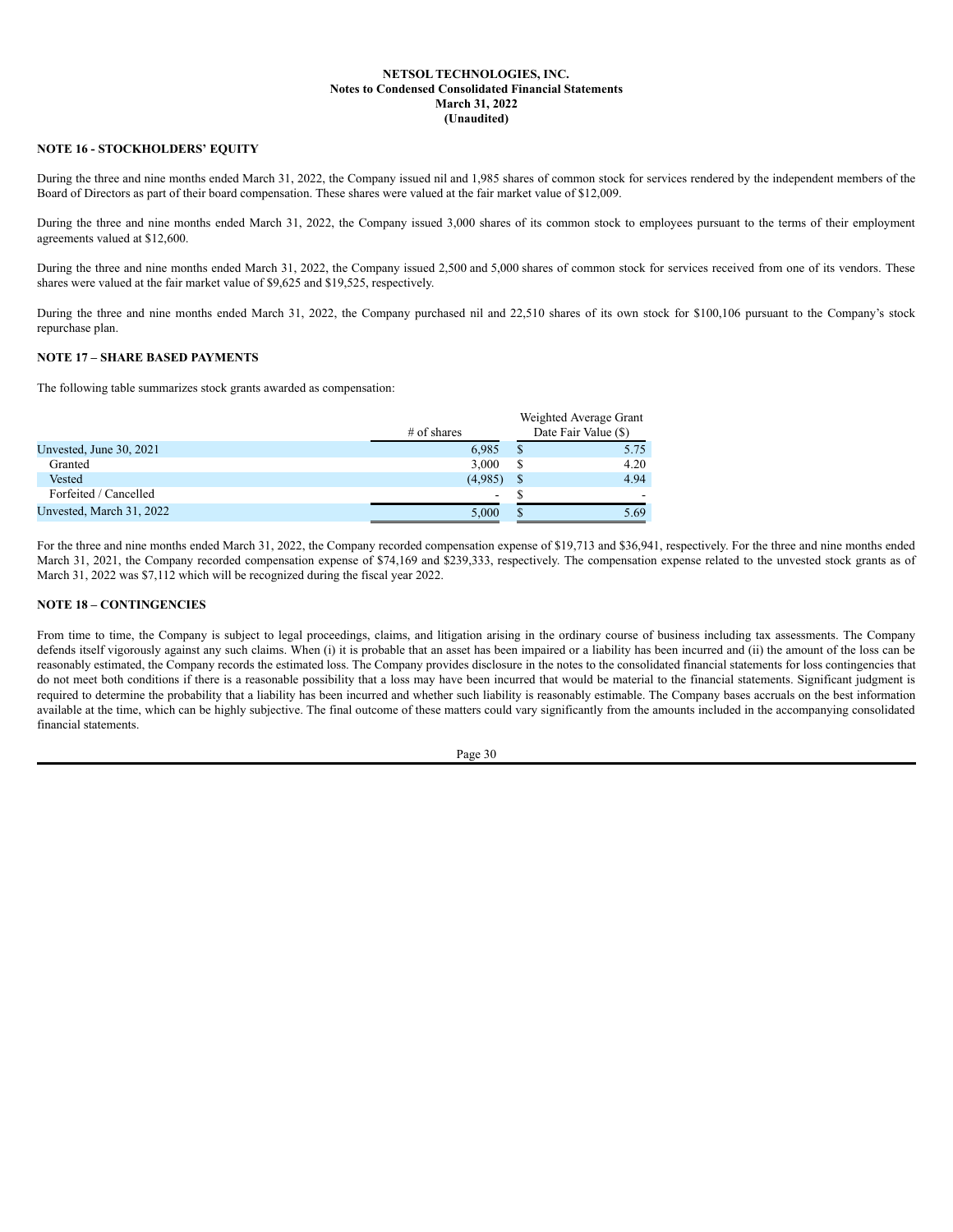# NETSOL TECHNOLOGIES, INC.
## Notes to Condensed Consolidated Financial Statements
## March 31, 2022
## (Unaudited)

### NOTE 16 - STOCKHOLDERS' EQUITY

During the three and nine months ended March 31, 2022, the Company issued nil and 1,985 shares of common stock for services rendered by the independent members of the Board of Directors as part of their board compensation. These shares were valued at the fair market value of $12,009.

During the three and nine months ended March 31, 2022, the Company issued 3,000 shares of its common stock to employees pursuant to the terms of their employment agreements valued at $12,600.

During the three and nine months ended March 31, 2022, the Company issued 2,500 and 5,000 shares of common stock for services received from one of its vendors. These shares were valued at the fair market value of $9,625 and $19,525, respectively.

During the three and nine months ended March 31, 2022, the Company purchased nil and 22,510 shares of its own stock for $100,106 pursuant to the Company's stock repurchase plan.

### NOTE 17 – SHARE BASED PAYMENTS

The following table summarizes stock grants awarded as compensation:

| | # of shares | Weighted Average Grant Date Fair Value ($) |
|---|---|---|
| Unvested, June 30, 2021 | 6,985 | $ 5.75 |
| Granted | 3,000 | $ 4.20 |
| Vested | (4,985) | $ 4.94 |
| Forfeited / Cancelled | - | $ - |
| Unvested, March 31, 2022 | 5,000 | $ 5.69 |

For the three and nine months ended March 31, 2022, the Company recorded compensation expense of $19,713 and $36,941, respectively. For the three and nine months ended March 31, 2021, the Company recorded compensation expense of $74,169 and $239,333, respectively. The compensation expense related to the unvested stock grants as of March 31, 2022 was $7,112 which will be recognized during the fiscal year 2022.

### NOTE 18 – CONTINGENCIES

From time to time, the Company is subject to legal proceedings, claims, and litigation arising in the ordinary course of business including tax assessments. The Company defends itself vigorously against any such claims. When (i) it is probable that an asset has been impaired or a liability has been incurred and (ii) the amount of the loss can be reasonably estimated, the Company records the estimated loss. The Company provides disclosure in the notes to the consolidated financial statements for loss contingencies that do not meet both conditions if there is a reasonable possibility that a loss may have been incurred that would be material to the financial statements. Significant judgment is required to determine the probability that a liability has been incurred and whether such liability is reasonably estimable. The Company bases accruals on the best information available at the time, which can be highly subjective. The final outcome of these matters could vary significantly from the amounts included in the accompanying consolidated financial statements.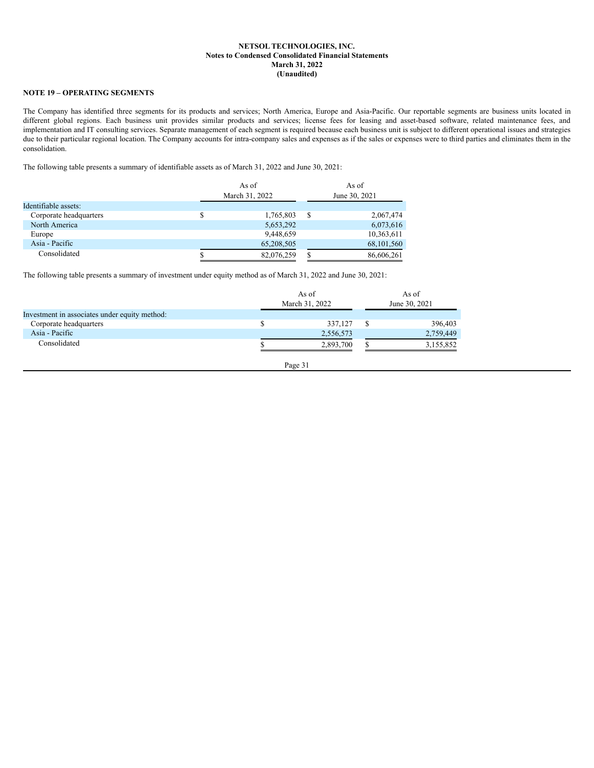**NETSOL TECHNOLOGIES, INC.**
**Notes to Condensed Consolidated Financial Statements**
**March 31, 2022**
**(Unaudited)**

## NOTE 19 – OPERATING SEGMENTS

The Company has identified three segments for its products and services; North America, Europe and Asia-Pacific. Our reportable segments are business units located in different global regions. Each business unit provides similar products and services; license fees for leasing and asset-based software, related maintenance fees, and implementation and IT consulting services. Separate management of each segment is required because each business unit is subject to different operational issues and strategies due to their particular regional location. The Company accounts for intra-company sales and expenses as if the sales or expenses were to third parties and eliminates them in the consolidation.

The following table presents a summary of identifiable assets as of March 31, 2022 and June 30, 2021:

| | As of March 31, 2022 | As of June 30, 2021 |
|---|---|---|
| Identifiable assets: | | |
| Corporate headquarters | $ 1,765,803 | $ 2,067,474 |
| North America | 5,653,292 | 6,073,616 |
| Europe | 9,448,659 | 10,363,611 |
| Asia - Pacific | 65,208,505 | 68,101,560 |
| Consolidated | $ 82,076,259 | $ 86,606,261 |

The following table presents a summary of investment under equity method as of March 31, 2022 and June 30, 2021:

| | As of March 31, 2022 | As of June 30, 2021 |
|---|---|---|
| Investment in associates under equity method: | | |
| Corporate headquarters | $ 337,127 | $ 396,403 |
| Asia - Pacific | 2,556,573 | 2,759,449 |
| Consolidated | $ 2,893,700 | $ 3,155,852 |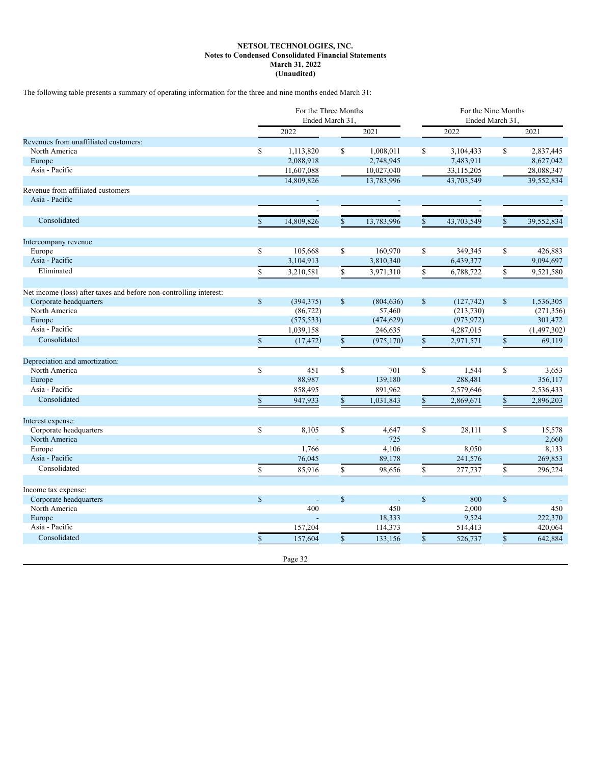**NETSOL TECHNOLOGIES, INC.**
**Notes to Condensed Consolidated Financial Statements**
**March 31, 2022**
**(Unaudited)**

The following table presents a summary of operating information for the three and nine months ended March 31:

| | For the Three Months Ended March 31, | | For the Nine Months Ended March 31, | |
|---|---|---|---|---|
| | 2022 | 2021 | 2022 | 2021 |
| Revenues from unaffiliated customers: | | | | |
| North America | $ 1,113,820 | $ 1,008,011 | $ 3,104,433 | $ 2,837,445 |
| Europe | 2,088,918 | 2,748,945 | 7,483,911 | 8,627,042 |
| Asia - Pacific | 11,607,088 | 10,027,040 | 33,115,205 | 28,088,347 |
| | 14,809,826 | 13,783,996 | 43,703,549 | 39,552,834 |
| Revenue from affiliated customers | | | | |
| Asia - Pacific | - | - | - | - |
| | - | - | - | - |
| Consolidated | $ 14,809,826 | $ 13,783,996 | $ 43,703,549 | $ 39,552,834 |
| | | | | |
| Intercompany revenue | | | | |
| Europe | $ 105,668 | $ 160,970 | $ 349,345 | $ 426,883 |
| Asia - Pacific | 3,104,913 | 3,810,340 | 6,439,377 | 9,094,697 |
| Eliminated | $ 3,210,581 | $ 3,971,310 | $ 6,788,722 | $ 9,521,580 |
| | | | | |
| Net income (loss) after taxes and before non-controlling interest: | | | | |
| Corporate headquarters | $ (394,375) | $ (804,636) | $ (127,742) | $ 1,536,305 |
| North America | (86,722) | 57,460 | (213,730) | (271,356) |
| Europe | (575,533) | (474,629) | (973,972) | 301,472 |
| Asia - Pacific | 1,039,158 | 246,635 | 4,287,015 | (1,497,302) |
| Consolidated | $ (17,472) | $ (975,170) | $ 2,971,571 | $ 69,119 |
| | | | | |
| Depreciation and amortization: | | | | |
| North America | $ 451 | $ 701 | $ 1,544 | $ 3,653 |
| Europe | 88,987 | 139,180 | 288,481 | 356,117 |
| Asia - Pacific | 858,495 | 891,962 | 2,579,646 | 2,536,433 |
| Consolidated | $ 947,933 | $ 1,031,843 | $ 2,869,671 | $ 2,896,203 |
| | | | | |
| Interest expense: | | | | |
| Corporate headquarters | $ 8,105 | $ 4,647 | $ 28,111 | $ 15,578 |
| North America | - | 725 | - | 2,660 |
| Europe | 1,766 | 4,106 | 8,050 | 8,133 |
| Asia - Pacific | 76,045 | 89,178 | 241,576 | 269,853 |
| Consolidated | $ 85,916 | $ 98,656 | $ 277,737 | $ 296,224 |
| | | | | |
| Income tax expense: | | | | |
| Corporate headquarters | $ - | $ - | $ 800 | $ - |
| North America | 400 | 450 | 2,000 | 450 |
| Europe | - | 18,333 | 9,524 | 222,370 |
| Asia - Pacific | 157,204 | 114,373 | 514,413 | 420,064 |
| Consolidated | $ 157,604 | $ 133,156 | $ 526,737 | $ 642,884 |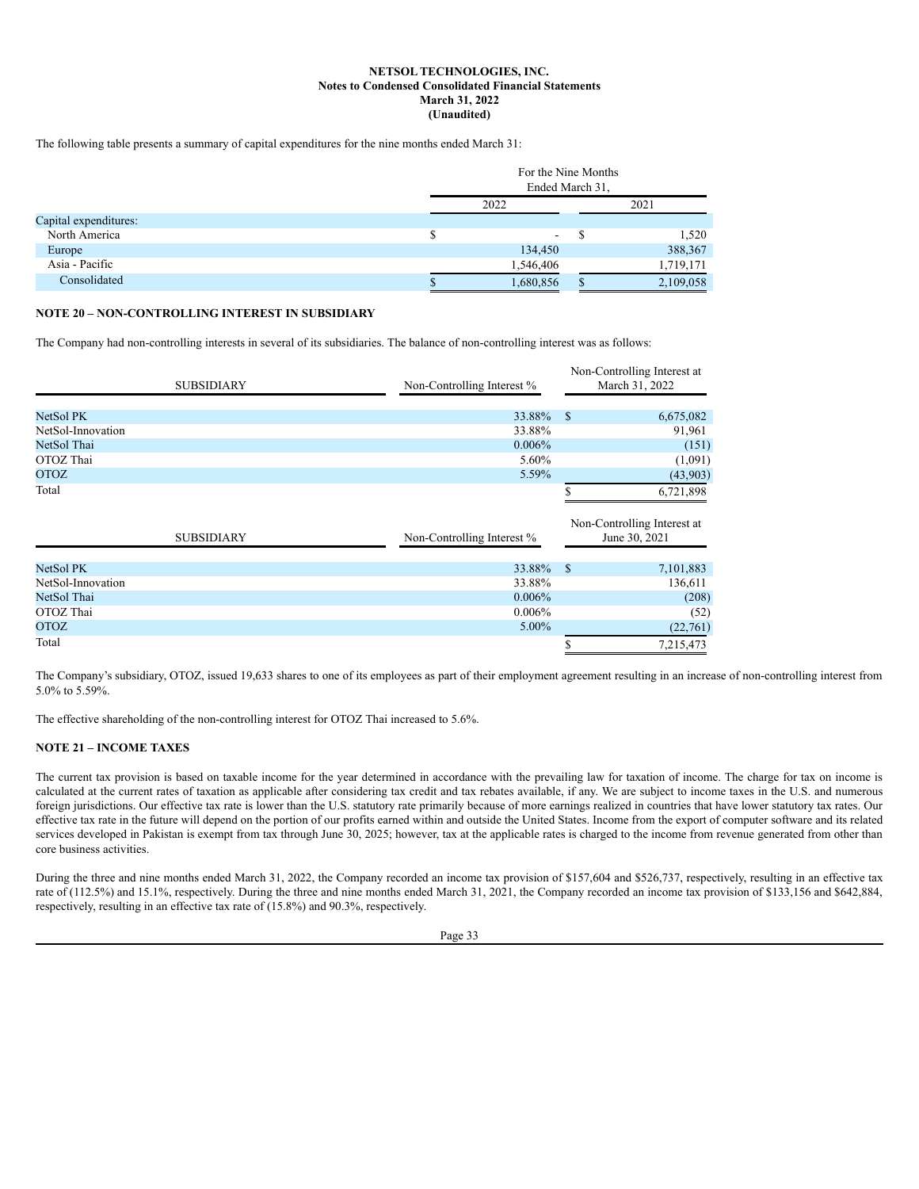The following table presents a summary of capital expenditures for the nine months ended March 31:

| | For the Nine Months Ended March 31, | |
|---|---|---|
| | 2022 | 2021 |
| Capital expenditures: | | |
| North America | $ - | $ 1,520 |
| Europe | 134,450 | 388,367 |
| Asia - Pacific | 1,546,406 | 1,719,171 |
| Consolidated | $ 1,680,856 | $ 2,109,058 |

## NOTE 20 – NON-CONTROLLING INTEREST IN SUBSIDIARY

The Company had non-controlling interests in several of its subsidiaries. The balance of non-controlling interest was as follows:

| SUBSIDIARY | Non-Controlling Interest % | Non-Controlling Interest at March 31, 2022 |
|---|---|---|
| NetSol PK | 33.88% | $ 6,675,082 |
| NetSol-Innovation | 33.88% | 91,961 |
| NetSol Thai | 0.006% | (151) |
| OTOZ Thai | 5.60% | (1,091) |
| OTOZ | 5.59% | (43,903) |
| Total | | $ 6,721,898 |

| SUBSIDIARY | Non-Controlling Interest % | Non-Controlling Interest at June 30, 2021 |
|---|---|---|
| NetSol PK | 33.88% | $ 7,101,883 |
| NetSol-Innovation | 33.88% | 136,611 |
| NetSol Thai | 0.006% | (208) |
| OTOZ Thai | 0.006% | (52) |
| OTOZ | 5.00% | (22,761) |
| Total | | $ 7,215,473 |

The Company's subsidiary, OTOZ, issued 19,633 shares to one of its employees as part of their employment agreement resulting in an increase of non-controlling interest from 5.0% to 5.59%.

The effective shareholding of the non-controlling interest for OTOZ Thai increased to 5.6%.

## NOTE 21 – INCOME TAXES

The current tax provision is based on taxable income for the year determined in accordance with the prevailing law for taxation of income. The charge for tax on income is calculated at the current rates of taxation as applicable after considering tax credit and tax rebates available, if any. We are subject to income taxes in the U.S. and numerous foreign jurisdictions. Our effective tax rate is lower than the U.S. statutory rate primarily because of more earnings realized in countries that have lower statutory tax rates. Our effective tax rate in the future will depend on the portion of our profits earned within and outside the United States. Income from the export of computer software and its related services developed in Pakistan is exempt from tax through June 30, 2025; however, tax at the applicable rates is charged to the income from revenue generated from other than core business activities.

During the three and nine months ended March 31, 2022, the Company recorded an income tax provision of $157,604 and $526,737, respectively, resulting in an effective tax rate of (112.5%) and 15.1%, respectively. During the three and nine months ended March 31, 2021, the Company recorded an income tax provision of $133,156 and $642,884, respectively, resulting in an effective tax rate of (15.8%) and 90.3%, respectively.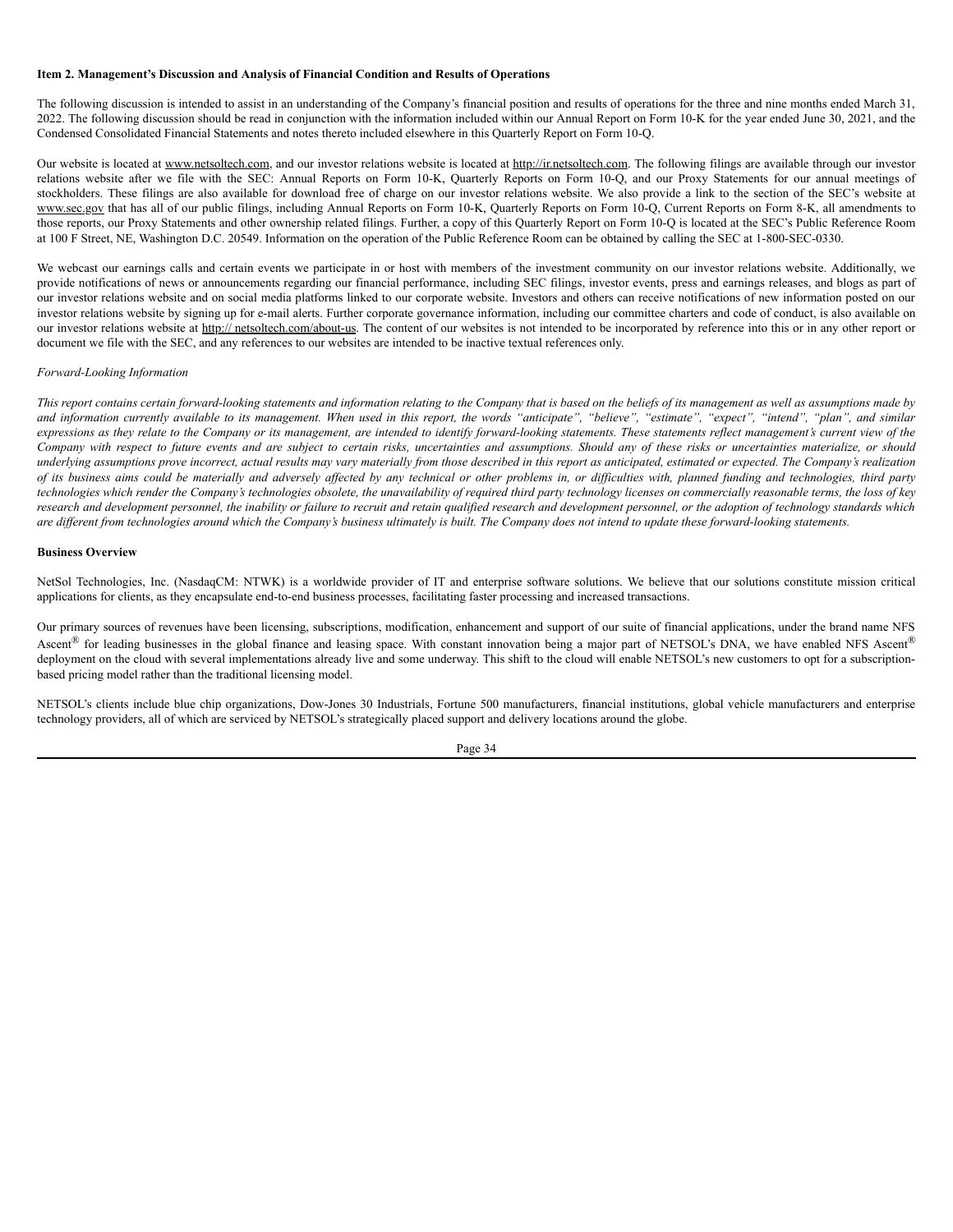**Item 2. Management's Discussion and Analysis of Financial Condition and Results of Operations**

The following discussion is intended to assist in an understanding of the Company's financial position and results of operations for the three and nine months ended March 31, 2022. The following discussion should be read in conjunction with the information included within our Annual Report on Form 10-K for the year ended June 30, 2021, and the Condensed Consolidated Financial Statements and notes thereto included elsewhere in this Quarterly Report on Form 10-Q.

Our website is located at www.netsoltech.com, and our investor relations website is located at http://ir.netsoltech.com. The following filings are available through our investor relations website after we file with the SEC: Annual Reports on Form 10-K, Quarterly Reports on Form 10-Q, and our Proxy Statements for our annual meetings of stockholders. These filings are also available for download free of charge on our investor relations website. We also provide a link to the section of the SEC's website at www.sec.gov that has all of our public filings, including Annual Reports on Form 10-K, Quarterly Reports on Form 10-Q, Current Reports on Form 8-K, all amendments to those reports, our Proxy Statements and other ownership related filings. Further, a copy of this Quarterly Report on Form 10-Q is located at the SEC's Public Reference Room at 100 F Street, NE, Washington D.C. 20549. Information on the operation of the Public Reference Room can be obtained by calling the SEC at 1-800-SEC-0330.

We webcast our earnings calls and certain events we participate in or host with members of the investment community on our investor relations website. Additionally, we provide notifications of news or announcements regarding our financial performance, including SEC filings, investor events, press and earnings releases, and blogs as part of our investor relations website and on social media platforms linked to our corporate website. Investors and others can receive notifications of new information posted on our investor relations website by signing up for e-mail alerts. Further corporate governance information, including our committee charters and code of conduct, is also available on our investor relations website at http:// netsoltech.com/about-us. The content of our websites is not intended to be incorporated by reference into this or in any other report or document we file with the SEC, and any references to our websites are intended to be inactive textual references only.

*Forward-Looking Information*

*This report contains certain forward-looking statements and information relating to the Company that is based on the beliefs of its management as well as assumptions made by and information currently available to its management. When used in this report, the words "anticipate", "believe", "estimate", "expect", "intend", "plan", and similar expressions as they relate to the Company or its management, are intended to identify forward-looking statements. These statements reflect management's current view of the Company with respect to future events and are subject to certain risks, uncertainties and assumptions. Should any of these risks or uncertainties materialize, or should underlying assumptions prove incorrect, actual results may vary materially from those described in this report as anticipated, estimated or expected. The Company's realization of its business aims could be materially and adversely affected by any technical or other problems in, or difficulties with, planned funding and technologies, third party technologies which render the Company's technologies obsolete, the unavailability of required third party technology licenses on commercially reasonable terms, the loss of key research and development personnel, the inability or failure to recruit and retain qualified research and development personnel, or the adoption of technology standards which are different from technologies around which the Company's business ultimately is built. The Company does not intend to update these forward-looking statements.*

**Business Overview**

NetSol Technologies, Inc. (NasdaqCM: NTWK) is a worldwide provider of IT and enterprise software solutions. We believe that our solutions constitute mission critical applications for clients, as they encapsulate end-to-end business processes, facilitating faster processing and increased transactions.

Our primary sources of revenues have been licensing, subscriptions, modification, enhancement and support of our suite of financial applications, under the brand name NFS Ascent® for leading businesses in the global finance and leasing space. With constant innovation being a major part of NETSOL's DNA, we have enabled NFS Ascent® deployment on the cloud with several implementations already live and some underway. This shift to the cloud will enable NETSOL's new customers to opt for a subscription-based pricing model rather than the traditional licensing model.

NETSOL's clients include blue chip organizations, Dow-Jones 30 Industrials, Fortune 500 manufacturers, financial institutions, global vehicle manufacturers and enterprise technology providers, all of which are serviced by NETSOL's strategically placed support and delivery locations around the globe.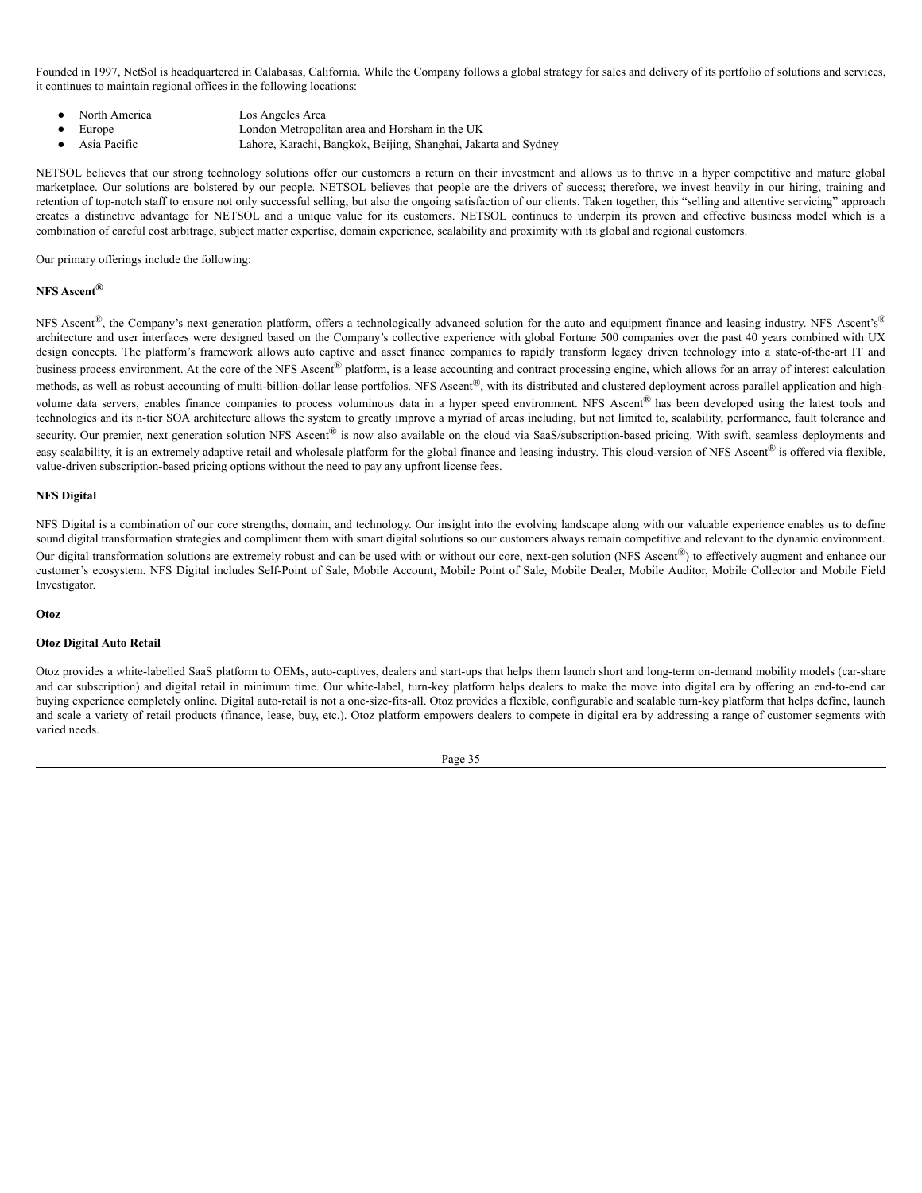Founded in 1997, NetSol is headquartered in Calabasas, California. While the Company follows a global strategy for sales and delivery of its portfolio of solutions and services, it continues to maintain regional offices in the following locations:

- North America — Los Angeles Area
- Europe — London Metropolitan area and Horsham in the UK
- Asia Pacific — Lahore, Karachi, Bangkok, Beijing, Shanghai, Jakarta and Sydney

NETSOL believes that our strong technology solutions offer our customers a return on their investment and allows us to thrive in a hyper competitive and mature global marketplace. Our solutions are bolstered by our people. NETSOL believes that people are the drivers of success; therefore, we invest heavily in our hiring, training and retention of top-notch staff to ensure not only successful selling, but also the ongoing satisfaction of our clients. Taken together, this "selling and attentive servicing" approach creates a distinctive advantage for NETSOL and a unique value for its customers. NETSOL continues to underpin its proven and effective business model which is a combination of careful cost arbitrage, subject matter expertise, domain experience, scalability and proximity with its global and regional customers.

Our primary offerings include the following:

**NFS Ascent®**

NFS Ascent®, the Company's next generation platform, offers a technologically advanced solution for the auto and equipment finance and leasing industry. NFS Ascent's® architecture and user interfaces were designed based on the Company's collective experience with global Fortune 500 companies over the past 40 years combined with UX design concepts. The platform's framework allows auto captive and asset finance companies to rapidly transform legacy driven technology into a state-of-the-art IT and business process environment. At the core of the NFS Ascent® platform, is a lease accounting and contract processing engine, which allows for an array of interest calculation methods, as well as robust accounting of multi-billion-dollar lease portfolios. NFS Ascent®, with its distributed and clustered deployment across parallel application and high-volume data servers, enables finance companies to process voluminous data in a hyper speed environment. NFS Ascent® has been developed using the latest tools and technologies and its n-tier SOA architecture allows the system to greatly improve a myriad of areas including, but not limited to, scalability, performance, fault tolerance and security. Our premier, next generation solution NFS Ascent® is now also available on the cloud via SaaS/subscription-based pricing. With swift, seamless deployments and easy scalability, it is an extremely adaptive retail and wholesale platform for the global finance and leasing industry. This cloud-version of NFS Ascent® is offered via flexible, value-driven subscription-based pricing options without the need to pay any upfront license fees.

**NFS Digital**

NFS Digital is a combination of our core strengths, domain, and technology. Our insight into the evolving landscape along with our valuable experience enables us to define sound digital transformation strategies and compliment them with smart digital solutions so our customers always remain competitive and relevant to the dynamic environment. Our digital transformation solutions are extremely robust and can be used with or without our core, next-gen solution (NFS Ascent®) to effectively augment and enhance our customer's ecosystem. NFS Digital includes Self-Point of Sale, Mobile Account, Mobile Point of Sale, Mobile Dealer, Mobile Auditor, Mobile Collector and Mobile Field Investigator.

**Otoz**

**Otoz Digital Auto Retail**

Otoz provides a white-labelled SaaS platform to OEMs, auto-captives, dealers and start-ups that helps them launch short and long-term on-demand mobility models (car-share and car subscription) and digital retail in minimum time. Our white-label, turn-key platform helps dealers to make the move into digital era by offering an end-to-end car buying experience completely online. Digital auto-retail is not a one-size-fits-all. Otoz provides a flexible, configurable and scalable turn-key platform that helps define, launch and scale a variety of retail products (finance, lease, buy, etc.). Otoz platform empowers dealers to compete in digital era by addressing a range of customer segments with varied needs.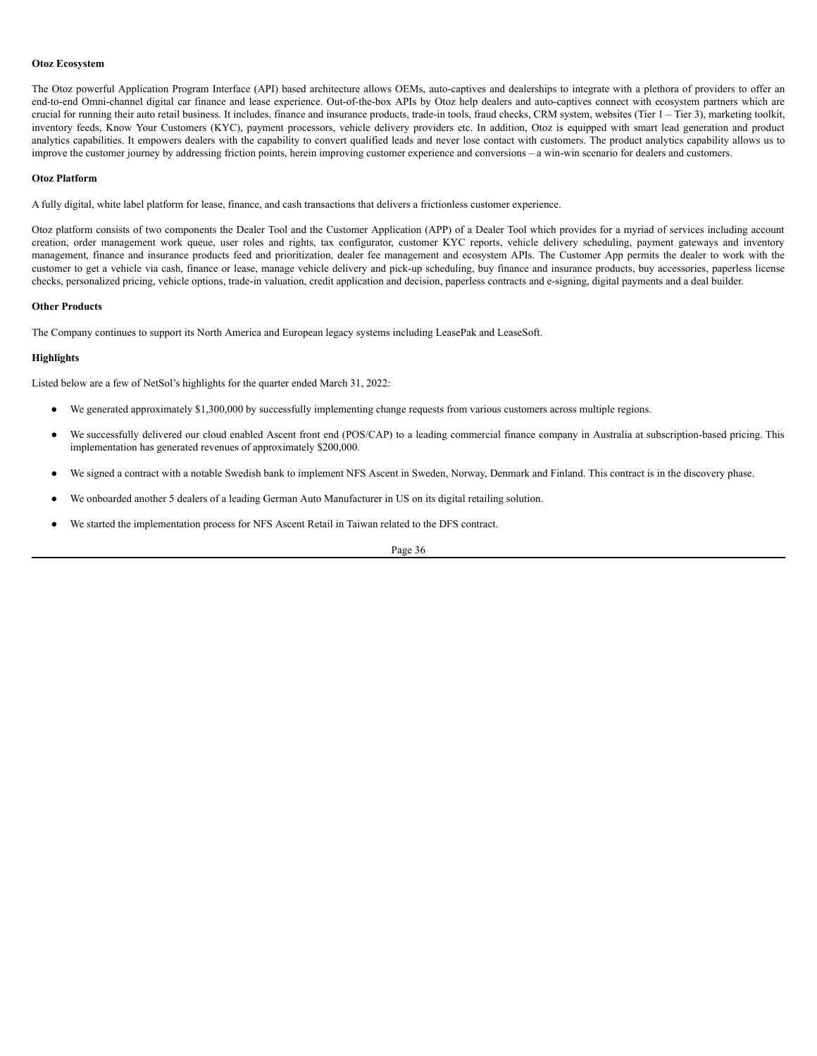**Otoz Ecosystem**

The Otoz powerful Application Program Interface (API) based architecture allows OEMs, auto-captives and dealerships to integrate with a plethora of providers to offer an end-to-end Omni-channel digital car finance and lease experience. Out-of-the-box APIs by Otoz help dealers and auto-captives connect with ecosystem partners which are crucial for running their auto retail business. It includes, finance and insurance products, trade-in tools, fraud checks, CRM system, websites (Tier 1 – Tier 3), marketing toolkit, inventory feeds, Know Your Customers (KYC), payment processors, vehicle delivery providers etc. In addition, Otoz is equipped with smart lead generation and product analytics capabilities. It empowers dealers with the capability to convert qualified leads and never lose contact with customers. The product analytics capability allows us to improve the customer journey by addressing friction points, herein improving customer experience and conversions – a win-win scenario for dealers and customers.

**Otoz Platform**

A fully digital, white label platform for lease, finance, and cash transactions that delivers a frictionless customer experience.

Otoz platform consists of two components the Dealer Tool and the Customer Application (APP) of a Dealer Tool which provides for a myriad of services including account creation, order management work queue, user roles and rights, tax configurator, customer KYC reports, vehicle delivery scheduling, payment gateways and inventory management, finance and insurance products feed and prioritization, dealer fee management and ecosystem APIs. The Customer App permits the dealer to work with the customer to get a vehicle via cash, finance or lease, manage vehicle delivery and pick-up scheduling, buy finance and insurance products, buy accessories, paperless license checks, personalized pricing, vehicle options, trade-in valuation, credit application and decision, paperless contracts and e-signing, digital payments and a deal builder.

**Other Products**

The Company continues to support its North America and European legacy systems including LeasePak and LeaseSoft.

**Highlights**

Listed below are a few of NetSol's highlights for the quarter ended March 31, 2022:

- We generated approximately $1,300,000 by successfully implementing change requests from various customers across multiple regions.
- We successfully delivered our cloud enabled Ascent front end (POS/CAP) to a leading commercial finance company in Australia at subscription-based pricing. This implementation has generated revenues of approximately $200,000.
- We signed a contract with a notable Swedish bank to implement NFS Ascent in Sweden, Norway, Denmark and Finland. This contract is in the discovery phase.
- We onboarded another 5 dealers of a leading German Auto Manufacturer in US on its digital retailing solution.
- We started the implementation process for NFS Ascent Retail in Taiwan related to the DFS contract.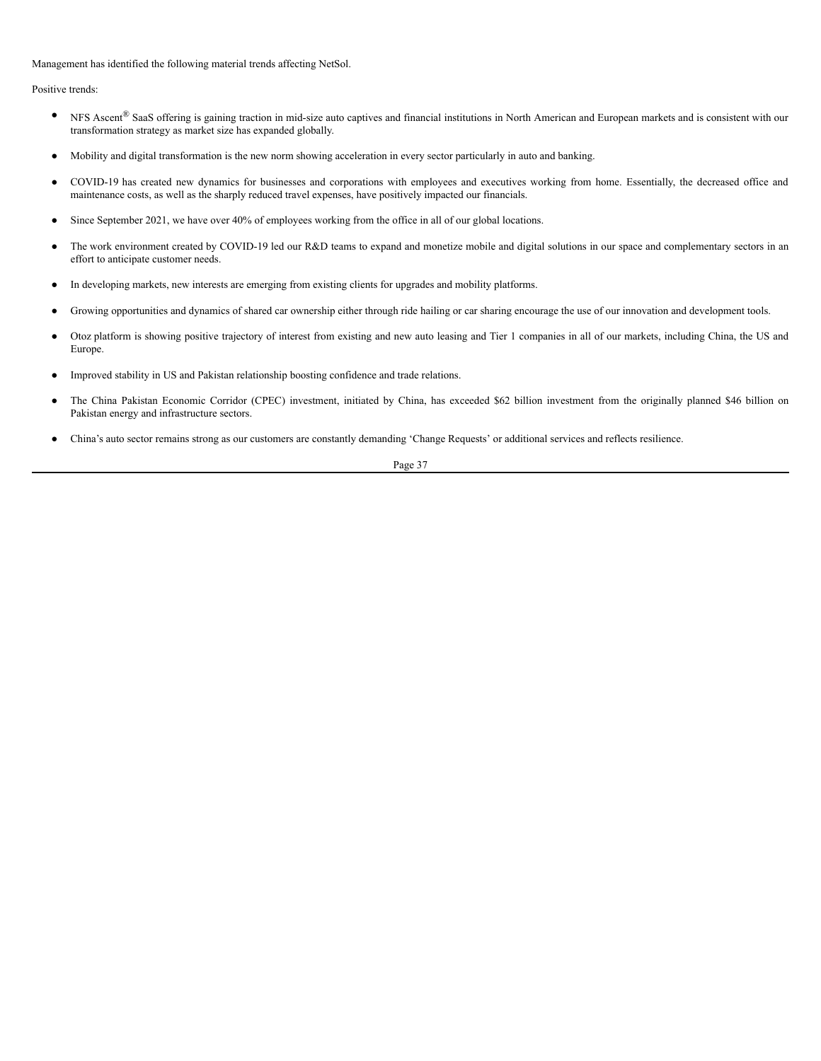Management has identified the following material trends affecting NetSol.

Positive trends:

- NFS Ascent® SaaS offering is gaining traction in mid-size auto captives and financial institutions in North American and European markets and is consistent with our transformation strategy as market size has expanded globally.
- Mobility and digital transformation is the new norm showing acceleration in every sector particularly in auto and banking.
- COVID-19 has created new dynamics for businesses and corporations with employees and executives working from home. Essentially, the decreased office and maintenance costs, as well as the sharply reduced travel expenses, have positively impacted our financials.
- Since September 2021, we have over 40% of employees working from the office in all of our global locations.
- The work environment created by COVID-19 led our R&D teams to expand and monetize mobile and digital solutions in our space and complementary sectors in an effort to anticipate customer needs.
- In developing markets, new interests are emerging from existing clients for upgrades and mobility platforms.
- Growing opportunities and dynamics of shared car ownership either through ride hailing or car sharing encourage the use of our innovation and development tools.
- Otoz platform is showing positive trajectory of interest from existing and new auto leasing and Tier 1 companies in all of our markets, including China, the US and Europe.
- Improved stability in US and Pakistan relationship boosting confidence and trade relations.
- The China Pakistan Economic Corridor (CPEC) investment, initiated by China, has exceeded $62 billion investment from the originally planned $46 billion on Pakistan energy and infrastructure sectors.
- China's auto sector remains strong as our customers are constantly demanding 'Change Requests' or additional services and reflects resilience.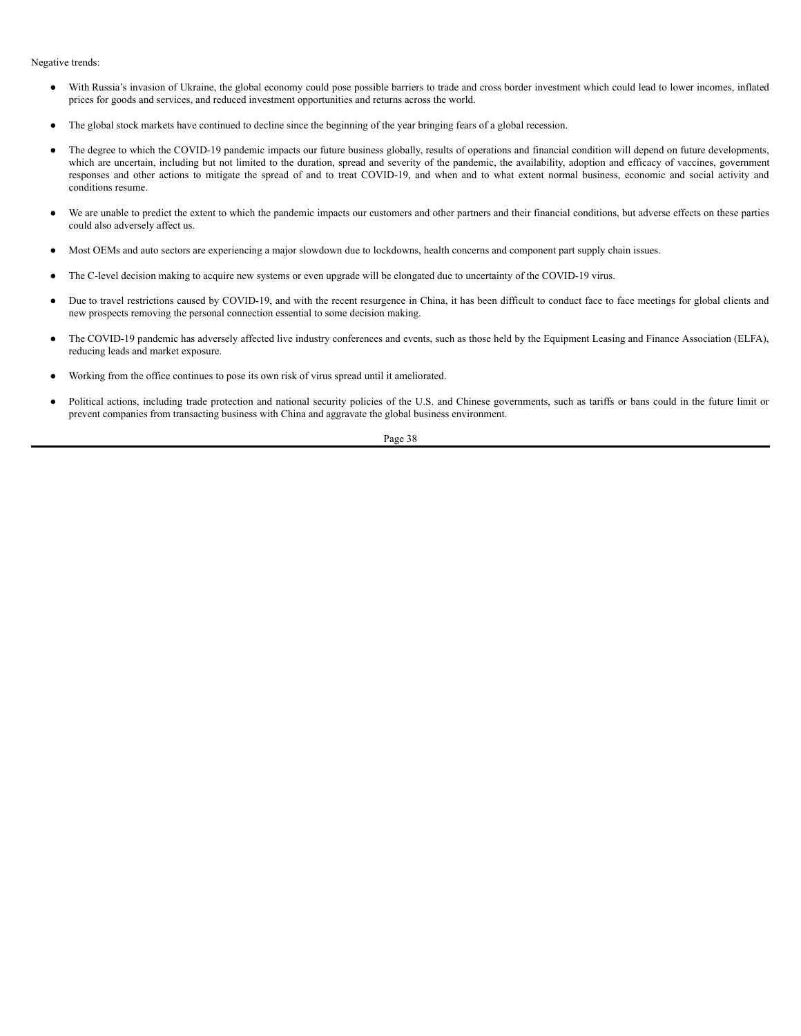Negative trends:

- With Russia's invasion of Ukraine, the global economy could pose possible barriers to trade and cross border investment which could lead to lower incomes, inflated prices for goods and services, and reduced investment opportunities and returns across the world.
- The global stock markets have continued to decline since the beginning of the year bringing fears of a global recession.
- The degree to which the COVID-19 pandemic impacts our future business globally, results of operations and financial condition will depend on future developments, which are uncertain, including but not limited to the duration, spread and severity of the pandemic, the availability, adoption and efficacy of vaccines, government responses and other actions to mitigate the spread of and to treat COVID-19, and when and to what extent normal business, economic and social activity and conditions resume.
- We are unable to predict the extent to which the pandemic impacts our customers and other partners and their financial conditions, but adverse effects on these parties could also adversely affect us.
- Most OEMs and auto sectors are experiencing a major slowdown due to lockdowns, health concerns and component part supply chain issues.
- The C-level decision making to acquire new systems or even upgrade will be elongated due to uncertainty of the COVID-19 virus.
- Due to travel restrictions caused by COVID-19, and with the recent resurgence in China, it has been difficult to conduct face to face meetings for global clients and new prospects removing the personal connection essential to some decision making.
- The COVID-19 pandemic has adversely affected live industry conferences and events, such as those held by the Equipment Leasing and Finance Association (ELFA), reducing leads and market exposure.
- Working from the office continues to pose its own risk of virus spread until it ameliorated.
- Political actions, including trade protection and national security policies of the U.S. and Chinese governments, such as tariffs or bans could in the future limit or prevent companies from transacting business with China and aggravate the global business environment.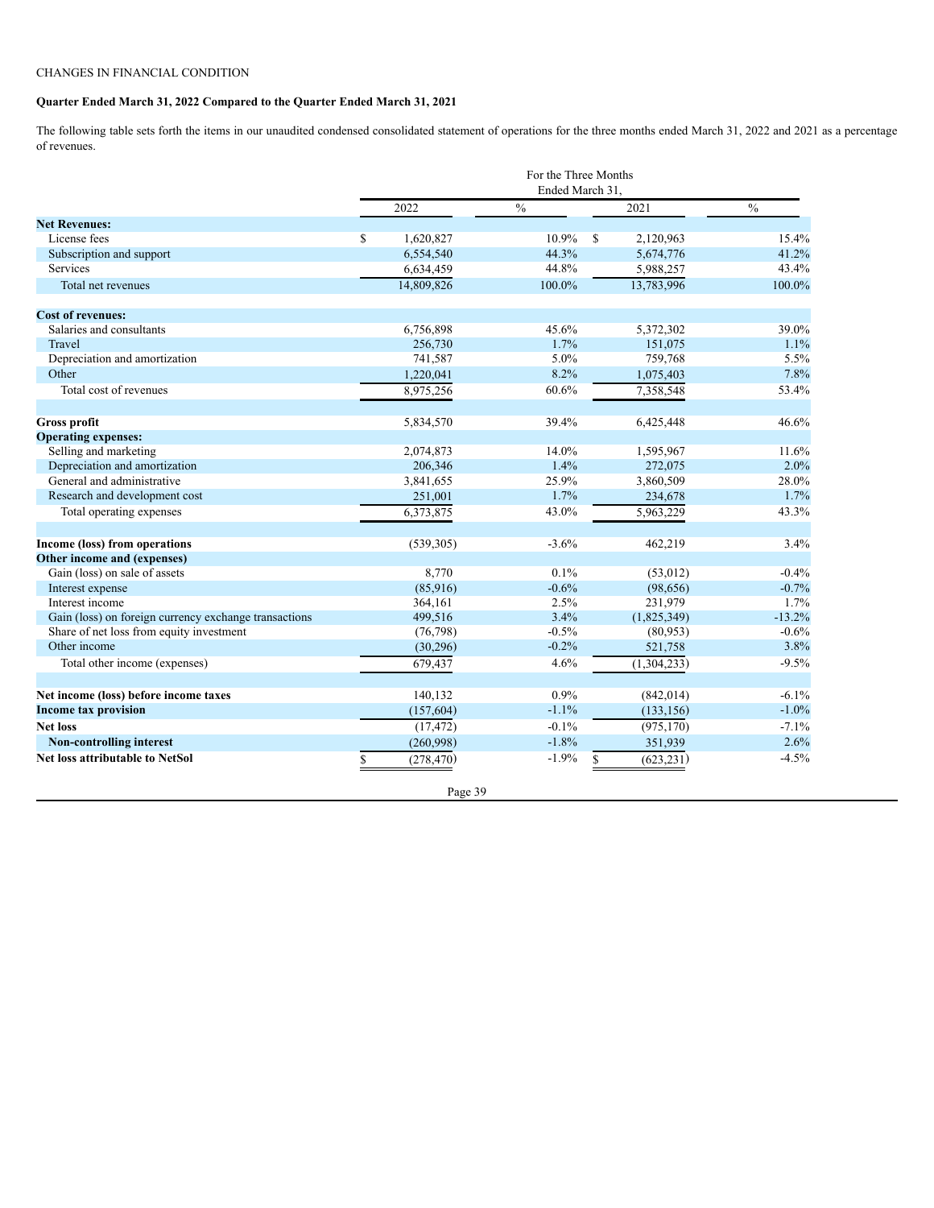CHANGES IN FINANCIAL CONDITION

**Quarter Ended March 31, 2022 Compared to the Quarter Ended March 31, 2021**

The following table sets forth the items in our unaudited condensed consolidated statement of operations for the three months ended March 31, 2022 and 2021 as a percentage of revenues.

| | For the Three Months Ended March 31, | | | |
|---|---|---|---|---|
| | 2022 | % | 2021 | % |
| **Net Revenues:** | | | | |
| License fees | $ 1,620,827 | 10.9% | $ 2,120,963 | 15.4% |
| Subscription and support | 6,554,540 | 44.3% | 5,674,776 | 41.2% |
| Services | 6,634,459 | 44.8% | 5,988,257 | 43.4% |
| Total net revenues | 14,809,826 | 100.0% | 13,783,996 | 100.0% |
| | | | | |
| **Cost of revenues:** | | | | |
| Salaries and consultants | 6,756,898 | 45.6% | 5,372,302 | 39.0% |
| Travel | 256,730 | 1.7% | 151,075 | 1.1% |
| Depreciation and amortization | 741,587 | 5.0% | 759,768 | 5.5% |
| Other | 1,220,041 | 8.2% | 1,075,403 | 7.8% |
| Total cost of revenues | 8,975,256 | 60.6% | 7,358,548 | 53.4% |
| | | | | |
| **Gross profit** | 5,834,570 | 39.4% | 6,425,448 | 46.6% |
| **Operating expenses:** | | | | |
| Selling and marketing | 2,074,873 | 14.0% | 1,595,967 | 11.6% |
| Depreciation and amortization | 206,346 | 1.4% | 272,075 | 2.0% |
| General and administrative | 3,841,655 | 25.9% | 3,860,509 | 28.0% |
| Research and development cost | 251,001 | 1.7% | 234,678 | 1.7% |
| Total operating expenses | 6,373,875 | 43.0% | 5,963,229 | 43.3% |
| | | | | |
| **Income (loss) from operations** | (539,305) | -3.6% | 462,219 | 3.4% |
| **Other income and (expenses)** | | | | |
| Gain (loss) on sale of assets | 8,770 | 0.1% | (53,012) | -0.4% |
| Interest expense | (85,916) | -0.6% | (98,656) | -0.7% |
| Interest income | 364,161 | 2.5% | 231,979 | 1.7% |
| Gain (loss) on foreign currency exchange transactions | 499,516 | 3.4% | (1,825,349) | -13.2% |
| Share of net loss from equity investment | (76,798) | -0.5% | (80,953) | -0.6% |
| Other income | (30,296) | -0.2% | 521,758 | 3.8% |
| Total other income (expenses) | 679,437 | 4.6% | (1,304,233) | -9.5% |
| | | | | |
| **Net income (loss) before income taxes** | 140,132 | 0.9% | (842,014) | -6.1% |
| **Income tax provision** | (157,604) | -1.1% | (133,156) | -1.0% |
| **Net loss** | (17,472) | -0.1% | (975,170) | -7.1% |
| **Non-controlling interest** | (260,998) | -1.8% | 351,939 | 2.6% |
| **Net loss attributable to NetSol** | $ (278,470) | -1.9% | $ (623,231) | -4.5% |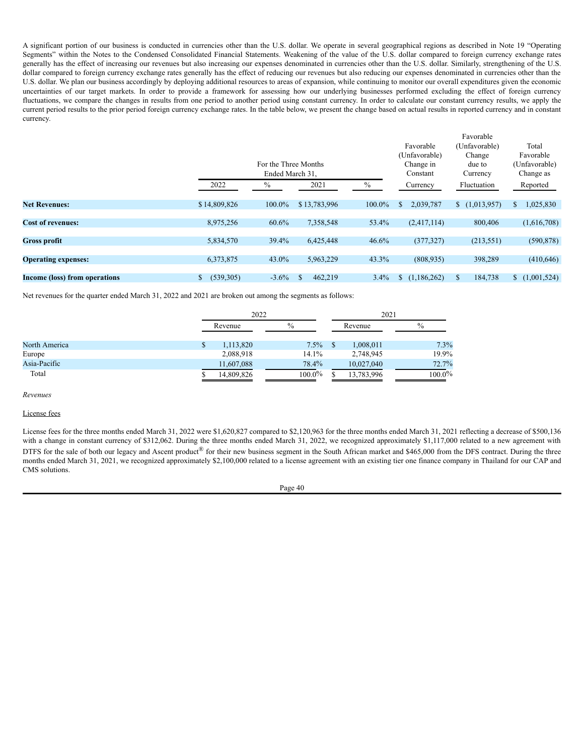A significant portion of our business is conducted in currencies other than the U.S. dollar. We operate in several geographical regions as described in Note 19 "Operating Segments" within the Notes to the Condensed Consolidated Financial Statements. Weakening of the value of the U.S. dollar compared to foreign currency exchange rates generally has the effect of increasing our revenues but also increasing our expenses denominated in currencies other than the U.S. dollar. Similarly, strengthening of the U.S. dollar compared to foreign currency exchange rates generally has the effect of reducing our revenues but also reducing our expenses denominated in currencies other than the U.S. dollar. We plan our business accordingly by deploying additional resources to areas of expansion, while continuing to monitor our overall expenditures given the economic uncertainties of our target markets. In order to provide a framework for assessing how our underlying businesses performed excluding the effect of foreign currency fluctuations, we compare the changes in results from one period to another period using constant currency. In order to calculate our constant currency results, we apply the current period results to the prior period foreign currency exchange rates. In the table below, we present the change based on actual results in reported currency and in constant currency.

| | For the Three Months Ended March 31, | | | | Favorable (Unfavorable) Change in Constant Currency | Favorable (Unfavorable) Change due to Currency Fluctuation | Total Favorable (Unfavorable) Change as Reported |
|---|---|---|---|---|---|---|---|
| | 2022 | % | 2021 | % | | | |
| **Net Revenues:** | $ 14,809,826 | 100.0% | $ 13,783,996 | 100.0% | $ 2,039,787 | $ (1,013,957) | $ 1,025,830 |
| **Cost of revenues:** | 8,975,256 | 60.6% | 7,358,548 | 53.4% | (2,417,114) | 800,406 | (1,616,708) |
| **Gross profit** | 5,834,570 | 39.4% | 6,425,448 | 46.6% | (377,327) | (213,551) | (590,878) |
| **Operating expenses:** | 6,373,875 | 43.0% | 5,963,229 | 43.3% | (808,935) | 398,289 | (410,646) |
| **Income (loss) from operations** | $ (539,305) | -3.6% | $ 462,219 | 3.4% | $ (1,186,262) | $ 184,738 | $ (1,001,524) |

Net revenues for the quarter ended March 31, 2022 and 2021 are broken out among the segments as follows:

| | 2022 | | 2021 | |
|---|---|---|---|---|
| | Revenue | % | Revenue | % |
| North America | $ 1,113,820 | 7.5% | $ 1,008,011 | 7.3% |
| Europe | 2,088,918 | 14.1% | 2,748,945 | 19.9% |
| Asia-Pacific | 11,607,088 | 78.4% | 10,027,040 | 72.7% |
| Total | $ 14,809,826 | 100.0% | $ 13,783,996 | 100.0% |

*Revenues*

License fees

License fees for the three months ended March 31, 2022 were $1,620,827 compared to $2,120,963 for the three months ended March 31, 2021 reflecting a decrease of $500,136 with a change in constant currency of $312,062. During the three months ended March 31, 2022, we recognized approximately $1,117,000 related to a new agreement with DTFS for the sale of both our legacy and Ascent product® for their new business segment in the South African market and $465,000 from the DFS contract. During the three months ended March 31, 2021, we recognized approximately $2,100,000 related to a license agreement with an existing tier one finance company in Thailand for our CAP and CMS solutions.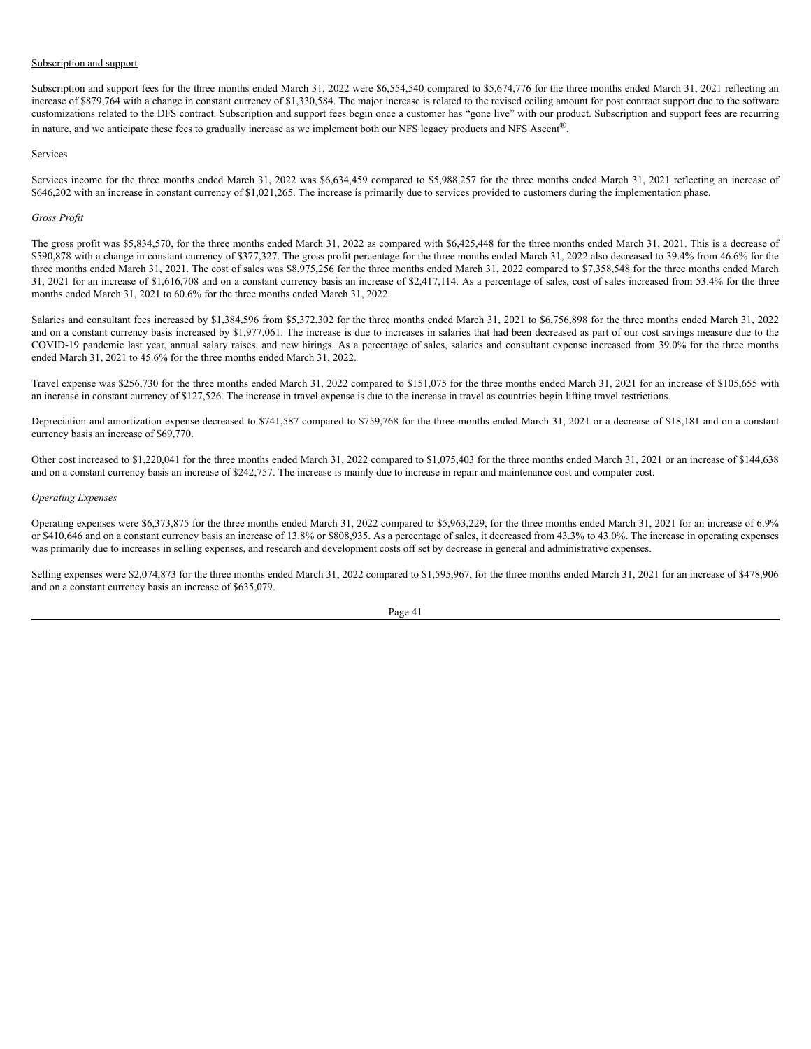Subscription and support

Subscription and support fees for the three months ended March 31, 2022 were $6,554,540 compared to $5,674,776 for the three months ended March 31, 2021 reflecting an increase of $879,764 with a change in constant currency of $1,330,584. The major increase is related to the revised ceiling amount for post contract support due to the software customizations related to the DFS contract. Subscription and support fees begin once a customer has "gone live" with our product. Subscription and support fees are recurring in nature, and we anticipate these fees to gradually increase as we implement both our NFS legacy products and NFS Ascent®.

Services

Services income for the three months ended March 31, 2022 was $6,634,459 compared to $5,988,257 for the three months ended March 31, 2021 reflecting an increase of $646,202 with an increase in constant currency of $1,021,265. The increase is primarily due to services provided to customers during the implementation phase.

*Gross Profit*

The gross profit was $5,834,570, for the three months ended March 31, 2022 as compared with $6,425,448 for the three months ended March 31, 2021. This is a decrease of $590,878 with a change in constant currency of $377,327. The gross profit percentage for the three months ended March 31, 2022 also decreased to 39.4% from 46.6% for the three months ended March 31, 2021. The cost of sales was $8,975,256 for the three months ended March 31, 2022 compared to $7,358,548 for the three months ended March 31, 2021 for an increase of $1,616,708 and on a constant currency basis an increase of $2,417,114. As a percentage of sales, cost of sales increased from 53.4% for the three months ended March 31, 2021 to 60.6% for the three months ended March 31, 2022.

Salaries and consultant fees increased by $1,384,596 from $5,372,302 for the three months ended March 31, 2021 to $6,756,898 for the three months ended March 31, 2022 and on a constant currency basis increased by $1,977,061. The increase is due to increases in salaries that had been decreased as part of our cost savings measure due to the COVID-19 pandemic last year, annual salary raises, and new hirings. As a percentage of sales, salaries and consultant expense increased from 39.0% for the three months ended March 31, 2021 to 45.6% for the three months ended March 31, 2022.

Travel expense was $256,730 for the three months ended March 31, 2022 compared to $151,075 for the three months ended March 31, 2021 for an increase of $105,655 with an increase in constant currency of $127,526. The increase in travel expense is due to the increase in travel as countries begin lifting travel restrictions.

Depreciation and amortization expense decreased to $741,587 compared to $759,768 for the three months ended March 31, 2021 or a decrease of $18,181 and on a constant currency basis an increase of $69,770.

Other cost increased to $1,220,041 for the three months ended March 31, 2022 compared to $1,075,403 for the three months ended March 31, 2021 or an increase of $144,638 and on a constant currency basis an increase of $242,757. The increase is mainly due to increase in repair and maintenance cost and computer cost.

*Operating Expenses*

Operating expenses were $6,373,875 for the three months ended March 31, 2022 compared to $5,963,229, for the three months ended March 31, 2021 for an increase of 6.9% or $410,646 and on a constant currency basis an increase of 13.8% or $808,935. As a percentage of sales, it decreased from 43.3% to 43.0%. The increase in operating expenses was primarily due to increases in selling expenses, and research and development costs off set by decrease in general and administrative expenses.

Selling expenses were $2,074,873 for the three months ended March 31, 2022 compared to $1,595,967, for the three months ended March 31, 2021 for an increase of $478,906 and on a constant currency basis an increase of $635,079.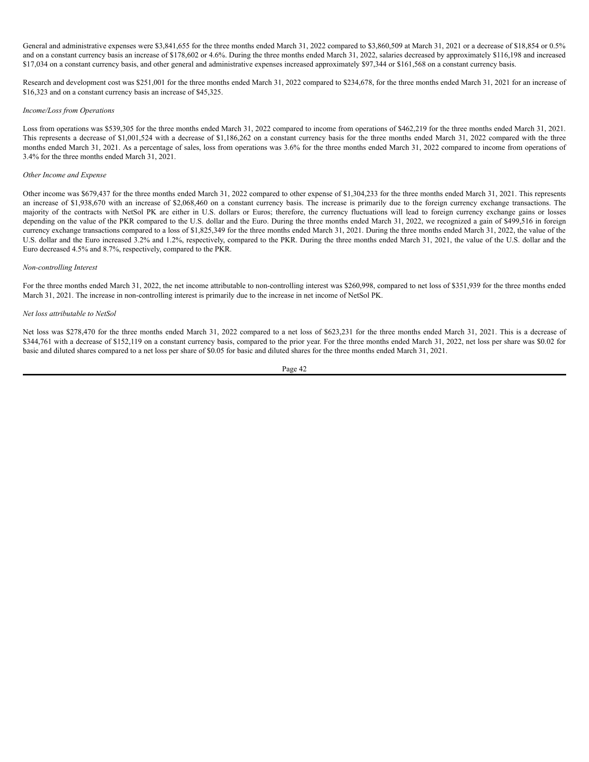General and administrative expenses were $3,841,655 for the three months ended March 31, 2022 compared to $3,860,509 at March 31, 2021 or a decrease of $18,854 or 0.5% and on a constant currency basis an increase of $178,602 or 4.6%. During the three months ended March 31, 2022, salaries decreased by approximately $116,198 and increased $17,034 on a constant currency basis, and other general and administrative expenses increased approximately $97,344 or $161,568 on a constant currency basis.

Research and development cost was $251,001 for the three months ended March 31, 2022 compared to $234,678, for the three months ended March 31, 2021 for an increase of $16,323 and on a constant currency basis an increase of $45,325.

*Income/Loss from Operations*

Loss from operations was $539,305 for the three months ended March 31, 2022 compared to income from operations of $462,219 for the three months ended March 31, 2021. This represents a decrease of $1,001,524 with a decrease of $1,186,262 on a constant currency basis for the three months ended March 31, 2022 compared with the three months ended March 31, 2021. As a percentage of sales, loss from operations was 3.6% for the three months ended March 31, 2022 compared to income from operations of 3.4% for the three months ended March 31, 2021.

*Other Income and Expense*

Other income was $679,437 for the three months ended March 31, 2022 compared to other expense of $1,304,233 for the three months ended March 31, 2021. This represents an increase of $1,938,670 with an increase of $2,068,460 on a constant currency basis. The increase is primarily due to the foreign currency exchange transactions. The majority of the contracts with NetSol PK are either in U.S. dollars or Euros; therefore, the currency fluctuations will lead to foreign currency exchange gains or losses depending on the value of the PKR compared to the U.S. dollar and the Euro. During the three months ended March 31, 2022, we recognized a gain of $499,516 in foreign currency exchange transactions compared to a loss of $1,825,349 for the three months ended March 31, 2021. During the three months ended March 31, 2022, the value of the U.S. dollar and the Euro increased 3.2% and 1.2%, respectively, compared to the PKR. During the three months ended March 31, 2021, the value of the U.S. dollar and the Euro decreased 4.5% and 8.7%, respectively, compared to the PKR.

*Non-controlling Interest*

For the three months ended March 31, 2022, the net income attributable to non-controlling interest was $260,998, compared to net loss of $351,939 for the three months ended March 31, 2021. The increase in non-controlling interest is primarily due to the increase in net income of NetSol PK.

*Net loss attributable to NetSol*

Net loss was $278,470 for the three months ended March 31, 2022 compared to a net loss of $623,231 for the three months ended March 31, 2021. This is a decrease of $344,761 with a decrease of $152,119 on a constant currency basis, compared to the prior year. For the three months ended March 31, 2022, net loss per share was $0.02 for basic and diluted shares compared to a net loss per share of $0.05 for basic and diluted shares for the three months ended March 31, 2021.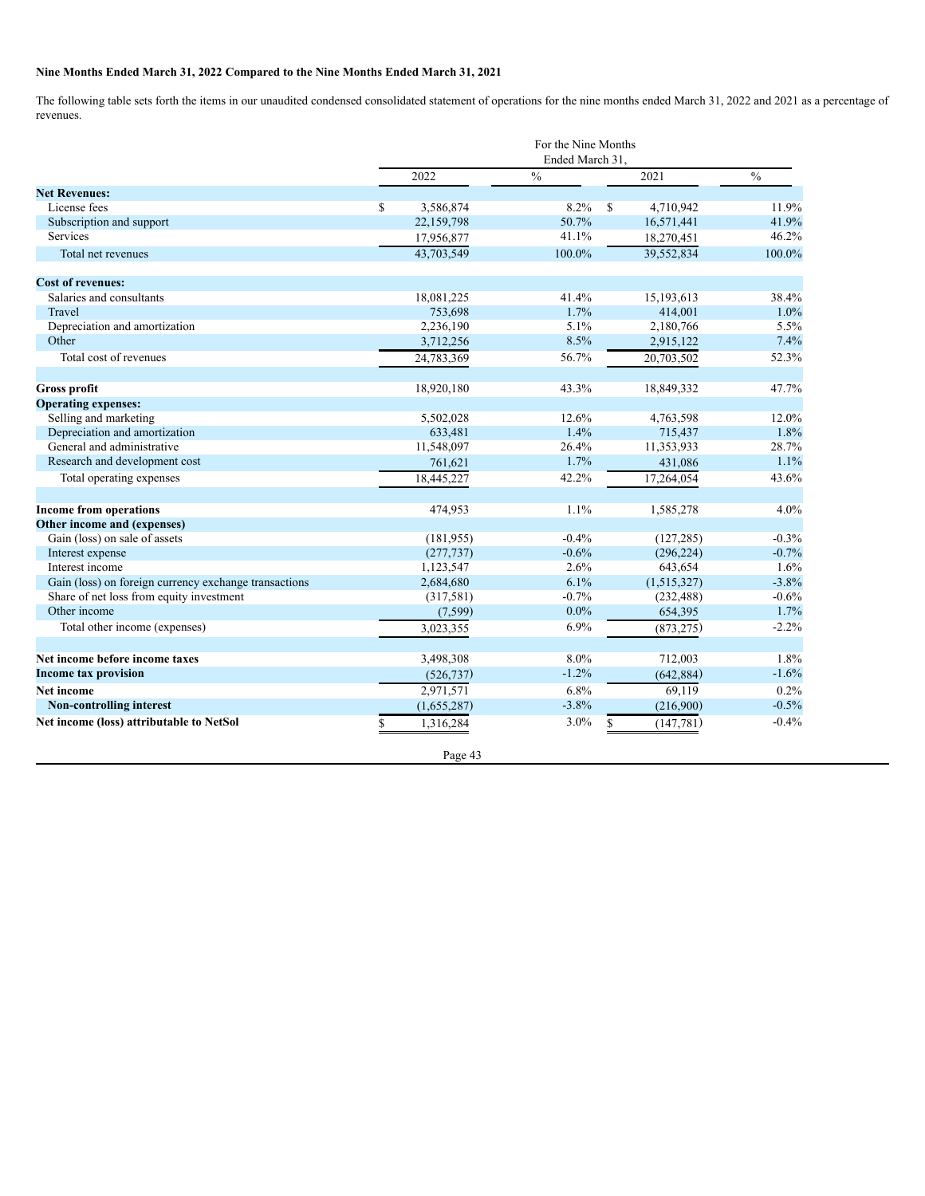### Nine Months Ended March 31, 2022 Compared to the Nine Months Ended March 31, 2021

The following table sets forth the items in our unaudited condensed consolidated statement of operations for the nine months ended March 31, 2022 and 2021 as a percentage of revenues.

| | For the Nine Months Ended March 31, | | | |
|---|---|---|---|---|
| | 2022 | % | 2021 | % |
| **Net Revenues:** | | | | |
| License fees | $ 3,586,874 | 8.2% | $ 4,710,942 | 11.9% |
| Subscription and support | 22,159,798 | 50.7% | 16,571,441 | 41.9% |
| Services | 17,956,877 | 41.1% | 18,270,451 | 46.2% |
| Total net revenues | 43,703,549 | 100.0% | 39,552,834 | 100.0% |
| **Cost of revenues:** | | | | |
| Salaries and consultants | 18,081,225 | 41.4% | 15,193,613 | 38.4% |
| Travel | 753,698 | 1.7% | 414,001 | 1.0% |
| Depreciation and amortization | 2,236,190 | 5.1% | 2,180,766 | 5.5% |
| Other | 3,712,256 | 8.5% | 2,915,122 | 7.4% |
| Total cost of revenues | 24,783,369 | 56.7% | 20,703,502 | 52.3% |
| **Gross profit** | 18,920,180 | 43.3% | 18,849,332 | 47.7% |
| **Operating expenses:** | | | | |
| Selling and marketing | 5,502,028 | 12.6% | 4,763,598 | 12.0% |
| Depreciation and amortization | 633,481 | 1.4% | 715,437 | 1.8% |
| General and administrative | 11,548,097 | 26.4% | 11,353,933 | 28.7% |
| Research and development cost | 761,621 | 1.7% | 431,086 | 1.1% |
| Total operating expenses | 18,445,227 | 42.2% | 17,264,054 | 43.6% |
| **Income from operations** | 474,953 | 1.1% | 1,585,278 | 4.0% |
| **Other income and (expenses)** | | | | |
| Gain (loss) on sale of assets | (181,955) | -0.4% | (127,285) | -0.3% |
| Interest expense | (277,737) | -0.6% | (296,224) | -0.7% |
| Interest income | 1,123,547 | 2.6% | 643,654 | 1.6% |
| Gain (loss) on foreign currency exchange transactions | 2,684,680 | 6.1% | (1,515,327) | -3.8% |
| Share of net loss from equity investment | (317,581) | -0.7% | (232,488) | -0.6% |
| Other income | (7,599) | 0.0% | 654,395 | 1.7% |
| Total other income (expenses) | 3,023,355 | 6.9% | (873,275) | -2.2% |
| **Net income before income taxes** | 3,498,308 | 8.0% | 712,003 | 1.8% |
| **Income tax provision** | (526,737) | -1.2% | (642,884) | -1.6% |
| **Net income** | 2,971,571 | 6.8% | 69,119 | 0.2% |
| **Non-controlling interest** | (1,655,287) | -3.8% | (216,900) | -0.5% |
| **Net income (loss) attributable to NetSol** | $ 1,316,284 | 3.0% | $ (147,781) | -0.4% |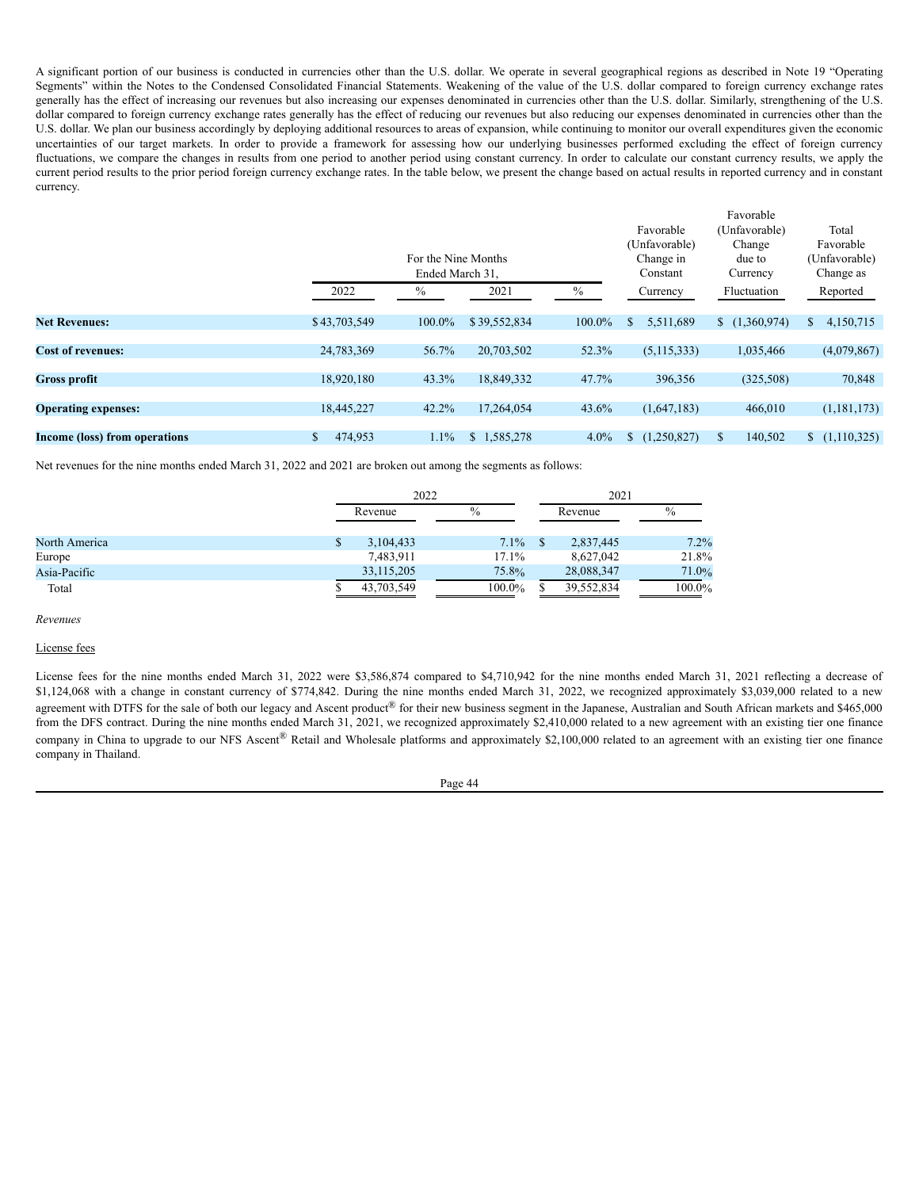A significant portion of our business is conducted in currencies other than the U.S. dollar. We operate in several geographical regions as described in Note 19 "Operating Segments" within the Notes to the Condensed Consolidated Financial Statements. Weakening of the value of the U.S. dollar compared to foreign currency exchange rates generally has the effect of increasing our revenues but also increasing our expenses denominated in currencies other than the U.S. dollar. Similarly, strengthening of the U.S. dollar compared to foreign currency exchange rates generally has the effect of reducing our revenues but also reducing our expenses denominated in currencies other than the U.S. dollar. We plan our business accordingly by deploying additional resources to areas of expansion, while continuing to monitor our overall expenditures given the economic uncertainties of our target markets. In order to provide a framework for assessing how our underlying businesses performed excluding the effect of foreign currency fluctuations, we compare the changes in results from one period to another period using constant currency. In order to calculate our constant currency results, we apply the current period results to the prior period foreign currency exchange rates. In the table below, we present the change based on actual results in reported currency and in constant currency.

| | For the Nine Months Ended March 31, | | | | Favorable (Unfavorable) Change in Constant Currency | Favorable (Unfavorable) Change due to Currency Fluctuation | Total Favorable (Unfavorable) Change as Reported |
|---|---|---|---|---|---|---|---|
| | 2022 | % | 2021 | % | | | |
| **Net Revenues:** | $43,703,549 | 100.0% | $39,552,834 | 100.0% | $ 5,511,689 | $ (1,360,974) | $ 4,150,715 |
| **Cost of revenues:** | 24,783,369 | 56.7% | 20,703,502 | 52.3% | (5,115,333) | 1,035,466 | (4,079,867) |
| **Gross profit** | 18,920,180 | 43.3% | 18,849,332 | 47.7% | 396,356 | (325,508) | 70,848 |
| **Operating expenses:** | 18,445,227 | 42.2% | 17,264,054 | 43.6% | (1,647,183) | 466,010 | (1,181,173) |
| **Income (loss) from operations** | $ 474,953 | 1.1% | $ 1,585,278 | 4.0% | $ (1,250,827) | $ 140,502 | $ (1,110,325) |

Net revenues for the nine months ended March 31, 2022 and 2021 are broken out among the segments as follows:

| | 2022 | | 2021 | |
|---|---|---|---|---|
| | Revenue | % | Revenue | % |
| North America | $ 3,104,433 | 7.1% | $ 2,837,445 | 7.2% |
| Europe | 7,483,911 | 17.1% | 8,627,042 | 21.8% |
| Asia-Pacific | 33,115,205 | 75.8% | 28,088,347 | 71.0% |
| Total | $ 43,703,549 | 100.0% | $ 39,552,834 | 100.0% |

*Revenues*

License fees

License fees for the nine months ended March 31, 2022 were $3,586,874 compared to $4,710,942 for the nine months ended March 31, 2021 reflecting a decrease of $1,124,068 with a change in constant currency of $774,842. During the nine months ended March 31, 2022, we recognized approximately $3,039,000 related to a new agreement with DTFS for the sale of both our legacy and Ascent product® for their new business segment in the Japanese, Australian and South African markets and $465,000 from the DFS contract. During the nine months ended March 31, 2021, we recognized approximately $2,410,000 related to a new agreement with an existing tier one finance company in China to upgrade to our NFS Ascent® Retail and Wholesale platforms and approximately $2,100,000 related to an agreement with an existing tier one finance company in Thailand.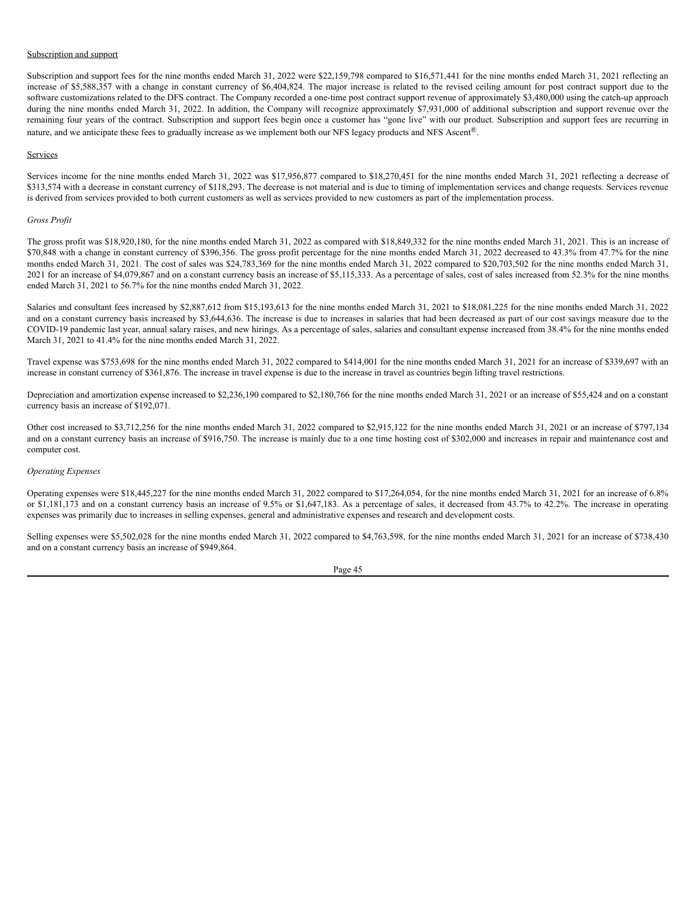Subscription and support

Subscription and support fees for the nine months ended March 31, 2022 were $22,159,798 compared to $16,571,441 for the nine months ended March 31, 2021 reflecting an increase of $5,588,357 with a change in constant currency of $6,404,824. The major increase is related to the revised ceiling amount for post contract support due to the software customizations related to the DFS contract. The Company recorded a one-time post contract support revenue of approximately $3,480,000 using the catch-up approach during the nine months ended March 31, 2022. In addition, the Company will recognize approximately $7,931,000 of additional subscription and support revenue over the remaining four years of the contract. Subscription and support fees begin once a customer has "gone live" with our product. Subscription and support fees are recurring in nature, and we anticipate these fees to gradually increase as we implement both our NFS legacy products and NFS Ascent®.

Services

Services income for the nine months ended March 31, 2022 was $17,956,877 compared to $18,270,451 for the nine months ended March 31, 2021 reflecting a decrease of $313,574 with a decrease in constant currency of $118,293. The decrease is not material and is due to timing of implementation services and change requests. Services revenue is derived from services provided to both current customers as well as services provided to new customers as part of the implementation process.

*Gross Profit*

The gross profit was $18,920,180, for the nine months ended March 31, 2022 as compared with $18,849,332 for the nine months ended March 31, 2021. This is an increase of $70,848 with a change in constant currency of $396,356. The gross profit percentage for the nine months ended March 31, 2022 decreased to 43.3% from 47.7% for the nine months ended March 31, 2021. The cost of sales was $24,783,369 for the nine months ended March 31, 2022 compared to $20,703,502 for the nine months ended March 31, 2021 for an increase of $4,079,867 and on a constant currency basis an increase of $5,115,333. As a percentage of sales, cost of sales increased from 52.3% for the nine months ended March 31, 2021 to 56.7% for the nine months ended March 31, 2022.

Salaries and consultant fees increased by $2,887,612 from $15,193,613 for the nine months ended March 31, 2021 to $18,081,225 for the nine months ended March 31, 2022 and on a constant currency basis increased by $3,644,636. The increase is due to increases in salaries that had been decreased as part of our cost savings measure due to the COVID-19 pandemic last year, annual salary raises, and new hirings. As a percentage of sales, salaries and consultant expense increased from 38.4% for the nine months ended March 31, 2021 to 41.4% for the nine months ended March 31, 2022.

Travel expense was $753,698 for the nine months ended March 31, 2022 compared to $414,001 for the nine months ended March 31, 2021 for an increase of $339,697 with an increase in constant currency of $361,876. The increase in travel expense is due to the increase in travel as countries begin lifting travel restrictions.

Depreciation and amortization expense increased to $2,236,190 compared to $2,180,766 for the nine months ended March 31, 2021 or an increase of $55,424 and on a constant currency basis an increase of $192,071.

Other cost increased to $3,712,256 for the nine months ended March 31, 2022 compared to $2,915,122 for the nine months ended March 31, 2021 or an increase of $797,134 and on a constant currency basis an increase of $916,750. The increase is mainly due to a one time hosting cost of $302,000 and increases in repair and maintenance cost and computer cost.

*Operating Expenses*

Operating expenses were $18,445,227 for the nine months ended March 31, 2022 compared to $17,264,054, for the nine months ended March 31, 2021 for an increase of 6.8% or $1,181,173 and on a constant currency basis an increase of 9.5% or $1,647,183. As a percentage of sales, it decreased from 43.7% to 42.2%. The increase in operating expenses was primarily due to increases in selling expenses, general and administrative expenses and research and development costs.

Selling expenses were $5,502,028 for the nine months ended March 31, 2022 compared to $4,763,598, for the nine months ended March 31, 2021 for an increase of $738,430 and on a constant currency basis an increase of $949,864.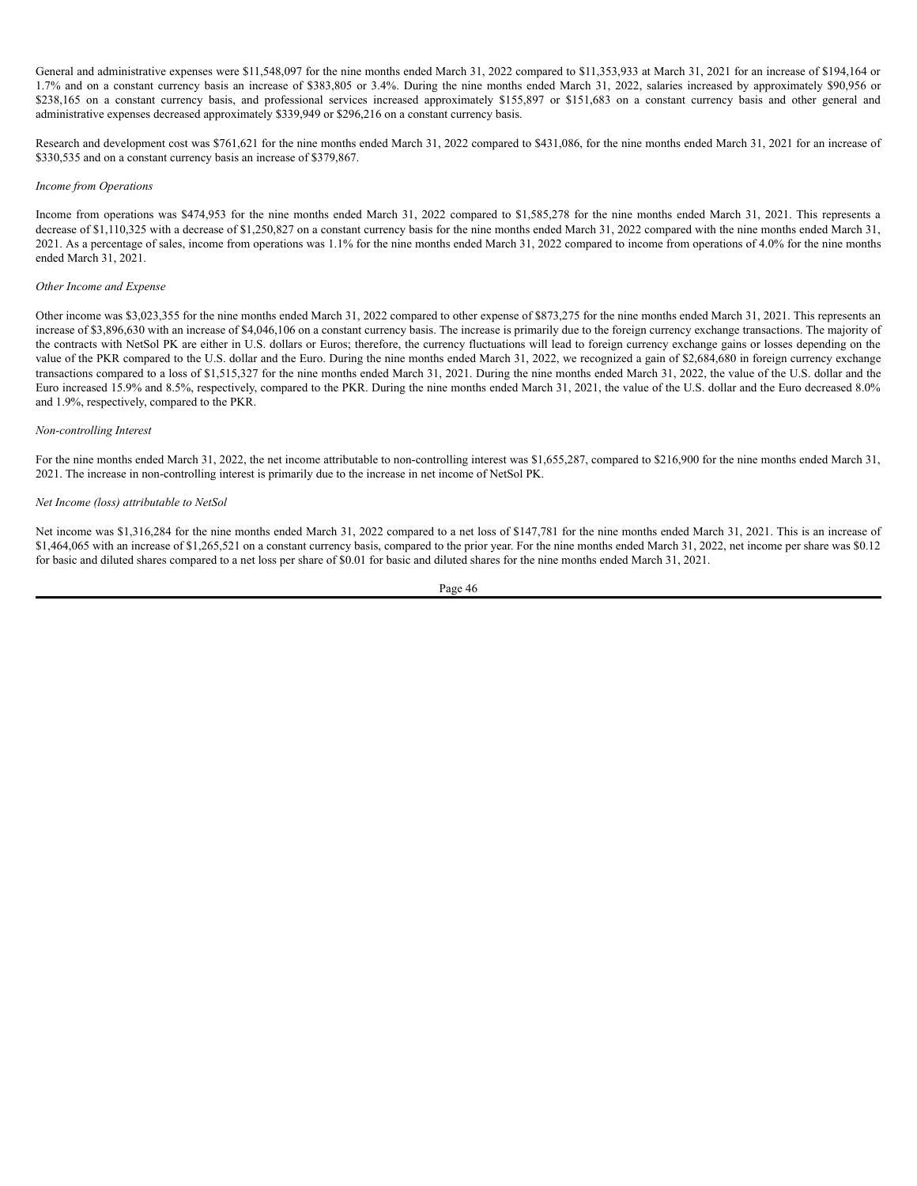General and administrative expenses were $11,548,097 for the nine months ended March 31, 2022 compared to $11,353,933 at March 31, 2021 for an increase of $194,164 or 1.7% and on a constant currency basis an increase of $383,805 or 3.4%. During the nine months ended March 31, 2022, salaries increased by approximately $90,956 or $238,165 on a constant currency basis, and professional services increased approximately $155,897 or $151,683 on a constant currency basis and other general and administrative expenses decreased approximately $339,949 or $296,216 on a constant currency basis.

Research and development cost was $761,621 for the nine months ended March 31, 2022 compared to $431,086, for the nine months ended March 31, 2021 for an increase of $330,535 and on a constant currency basis an increase of $379,867.

*Income from Operations*

Income from operations was $474,953 for the nine months ended March 31, 2022 compared to $1,585,278 for the nine months ended March 31, 2021. This represents a decrease of $1,110,325 with a decrease of $1,250,827 on a constant currency basis for the nine months ended March 31, 2022 compared with the nine months ended March 31, 2021. As a percentage of sales, income from operations was 1.1% for the nine months ended March 31, 2022 compared to income from operations of 4.0% for the nine months ended March 31, 2021.

*Other Income and Expense*

Other income was $3,023,355 for the nine months ended March 31, 2022 compared to other expense of $873,275 for the nine months ended March 31, 2021. This represents an increase of $3,896,630 with an increase of $4,046,106 on a constant currency basis. The increase is primarily due to the foreign currency exchange transactions. The majority of the contracts with NetSol PK are either in U.S. dollars or Euros; therefore, the currency fluctuations will lead to foreign currency exchange gains or losses depending on the value of the PKR compared to the U.S. dollar and the Euro. During the nine months ended March 31, 2022, we recognized a gain of $2,684,680 in foreign currency exchange transactions compared to a loss of $1,515,327 for the nine months ended March 31, 2021. During the nine months ended March 31, 2022, the value of the U.S. dollar and the Euro increased 15.9% and 8.5%, respectively, compared to the PKR. During the nine months ended March 31, 2021, the value of the U.S. dollar and the Euro decreased 8.0% and 1.9%, respectively, compared to the PKR.

*Non-controlling Interest*

For the nine months ended March 31, 2022, the net income attributable to non-controlling interest was $1,655,287, compared to $216,900 for the nine months ended March 31, 2021. The increase in non-controlling interest is primarily due to the increase in net income of NetSol PK.

*Net Income (loss) attributable to NetSol*

Net income was $1,316,284 for the nine months ended March 31, 2022 compared to a net loss of $147,781 for the nine months ended March 31, 2021. This is an increase of $1,464,065 with an increase of $1,265,521 on a constant currency basis, compared to the prior year. For the nine months ended March 31, 2022, net income per share was $0.12 for basic and diluted shares compared to a net loss per share of $0.01 for basic and diluted shares for the nine months ended March 31, 2021.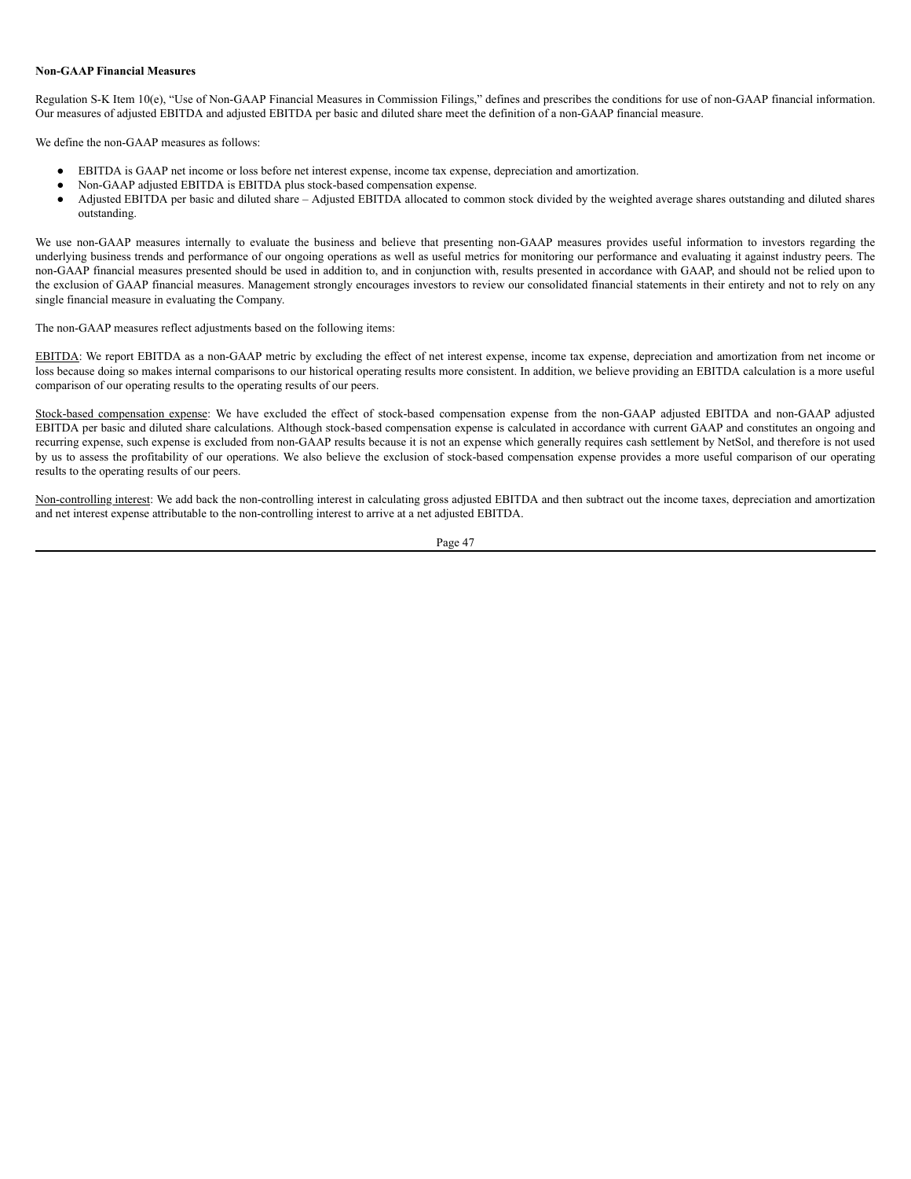**Non-GAAP Financial Measures**

Regulation S-K Item 10(e), "Use of Non-GAAP Financial Measures in Commission Filings," defines and prescribes the conditions for use of non-GAAP financial information. Our measures of adjusted EBITDA and adjusted EBITDA per basic and diluted share meet the definition of a non-GAAP financial measure.

We define the non-GAAP measures as follows:

- EBITDA is GAAP net income or loss before net interest expense, income tax expense, depreciation and amortization.
- Non-GAAP adjusted EBITDA is EBITDA plus stock-based compensation expense.
- Adjusted EBITDA per basic and diluted share – Adjusted EBITDA allocated to common stock divided by the weighted average shares outstanding and diluted shares outstanding.

We use non-GAAP measures internally to evaluate the business and believe that presenting non-GAAP measures provides useful information to investors regarding the underlying business trends and performance of our ongoing operations as well as useful metrics for monitoring our performance and evaluating it against industry peers. The non-GAAP financial measures presented should be used in addition to, and in conjunction with, results presented in accordance with GAAP, and should not be relied upon to the exclusion of GAAP financial measures. Management strongly encourages investors to review our consolidated financial statements in their entirety and not to rely on any single financial measure in evaluating the Company.

The non-GAAP measures reflect adjustments based on the following items:

EBITDA: We report EBITDA as a non-GAAP metric by excluding the effect of net interest expense, income tax expense, depreciation and amortization from net income or loss because doing so makes internal comparisons to our historical operating results more consistent. In addition, we believe providing an EBITDA calculation is a more useful comparison of our operating results to the operating results of our peers.

Stock-based compensation expense: We have excluded the effect of stock-based compensation expense from the non-GAAP adjusted EBITDA and non-GAAP adjusted EBITDA per basic and diluted share calculations. Although stock-based compensation expense is calculated in accordance with current GAAP and constitutes an ongoing and recurring expense, such expense is excluded from non-GAAP results because it is not an expense which generally requires cash settlement by NetSol, and therefore is not used by us to assess the profitability of our operations. We also believe the exclusion of stock-based compensation expense provides a more useful comparison of our operating results to the operating results of our peers.

Non-controlling interest: We add back the non-controlling interest in calculating gross adjusted EBITDA and then subtract out the income taxes, depreciation and amortization and net interest expense attributable to the non-controlling interest to arrive at a net adjusted EBITDA.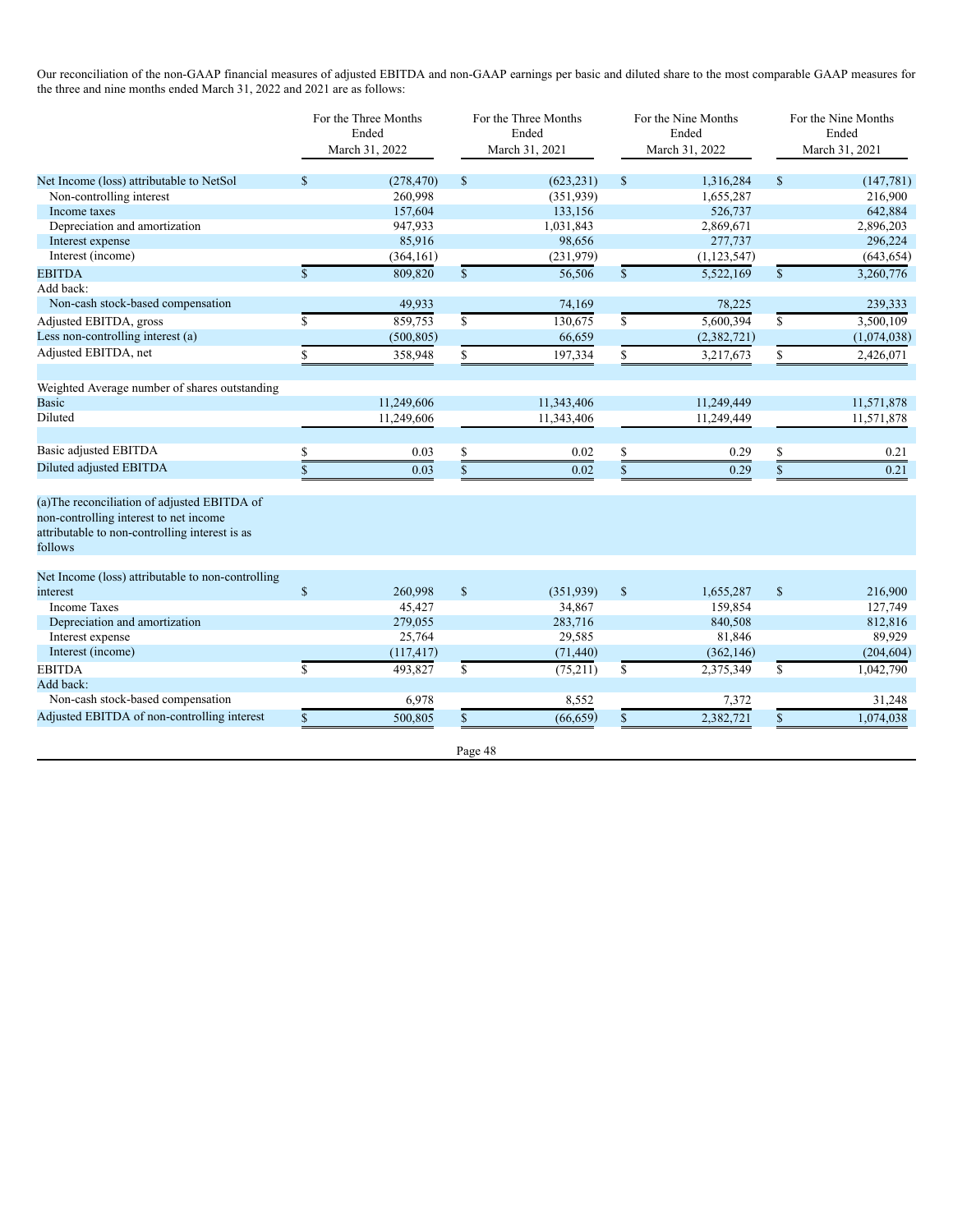Our reconciliation of the non-GAAP financial measures of adjusted EBITDA and non-GAAP earnings per basic and diluted share to the most comparable GAAP measures for the three and nine months ended March 31, 2022 and 2021 are as follows:

| | For the Three Months Ended March 31, 2022 | For the Three Months Ended March 31, 2021 | For the Nine Months Ended March 31, 2022 | For the Nine Months Ended March 31, 2021 |
|---|---|---|---|---|
| Net Income (loss) attributable to NetSol | $ (278,470) | $ (623,231) | $ 1,316,284 | $ (147,781) |
| Non-controlling interest | 260,998 | (351,939) | 1,655,287 | 216,900 |
| Income taxes | 157,604 | 133,156 | 526,737 | 642,884 |
| Depreciation and amortization | 947,933 | 1,031,843 | 2,869,671 | 2,896,203 |
| Interest expense | 85,916 | 98,656 | 277,737 | 296,224 |
| Interest (income) | (364,161) | (231,979) | (1,123,547) | (643,654) |
| EBITDA | $ 809,820 | $ 56,506 | $ 5,522,169 | $ 3,260,776 |
| Add back: | | | | |
| Non-cash stock-based compensation | 49,933 | 74,169 | 78,225 | 239,333 |
| Adjusted EBITDA, gross | $ 859,753 | $ 130,675 | $ 5,600,394 | $ 3,500,109 |
| Less non-controlling interest (a) | (500,805) | 66,659 | (2,382,721) | (1,074,038) |
| Adjusted EBITDA, net | $ 358,948 | $ 197,334 | $ 3,217,673 | $ 2,426,071 |
| | | | | |
| Weighted Average number of shares outstanding | | | | |
| Basic | 11,249,606 | 11,343,406 | 11,249,449 | 11,571,878 |
| Diluted | 11,249,606 | 11,343,406 | 11,249,449 | 11,571,878 |
| | | | | |
| Basic adjusted EBITDA | $ 0.03 | $ 0.02 | $ 0.29 | $ 0.21 |
| Diluted adjusted EBITDA | $ 0.03 | $ 0.02 | $ 0.29 | $ 0.21 |
| | | | | |
| (a)The reconciliation of adjusted EBITDA of non-controlling interest to net income attributable to non-controlling interest is as follows | | | | |
| | | | | |
| Net Income (loss) attributable to non-controlling interest | $ 260,998 | $ (351,939) | $ 1,655,287 | $ 216,900 |
| Income Taxes | 45,427 | 34,867 | 159,854 | 127,749 |
| Depreciation and amortization | 279,055 | 283,716 | 840,508 | 812,816 |
| Interest expense | 25,764 | 29,585 | 81,846 | 89,929 |
| Interest (income) | (117,417) | (71,440) | (362,146) | (204,604) |
| EBITDA | $ 493,827 | $ (75,211) | $ 2,375,349 | $ 1,042,790 |
| Add back: | | | | |
| Non-cash stock-based compensation | 6,978 | 8,552 | 7,372 | 31,248 |
| Adjusted EBITDA of non-controlling interest | $ 500,805 | $ (66,659) | $ 2,382,721 | $ 1,074,038 |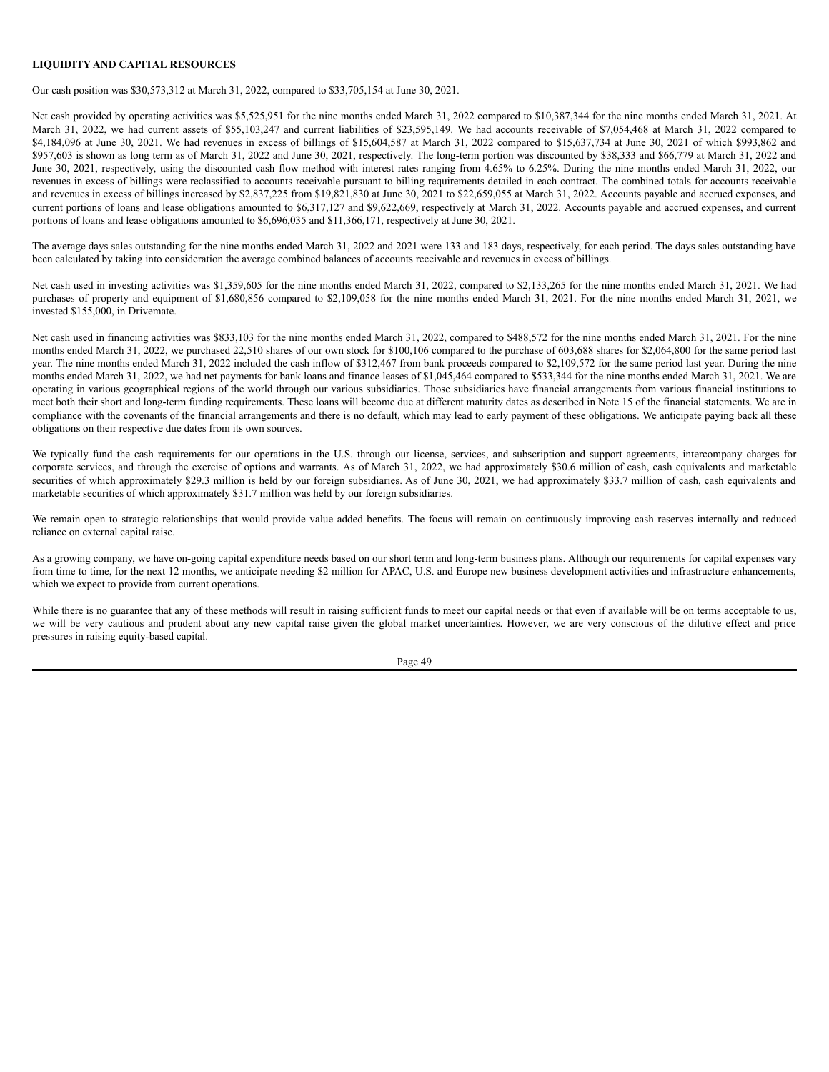**LIQUIDITY AND CAPITAL RESOURCES**

Our cash position was $30,573,312 at March 31, 2022, compared to $33,705,154 at June 30, 2021.

Net cash provided by operating activities was $5,525,951 for the nine months ended March 31, 2022 compared to $10,387,344 for the nine months ended March 31, 2021. At March 31, 2022, we had current assets of $55,103,247 and current liabilities of $23,595,149. We had accounts receivable of $7,054,468 at March 31, 2022 compared to $4,184,096 at June 30, 2021. We had revenues in excess of billings of $15,604,587 at March 31, 2022 compared to $15,637,734 at June 30, 2021 of which $993,862 and $957,603 is shown as long term as of March 31, 2022 and June 30, 2021, respectively. The long-term portion was discounted by $38,333 and $66,779 at March 31, 2022 and June 30, 2021, respectively, using the discounted cash flow method with interest rates ranging from 4.65% to 6.25%. During the nine months ended March 31, 2022, our revenues in excess of billings were reclassified to accounts receivable pursuant to billing requirements detailed in each contract. The combined totals for accounts receivable and revenues in excess of billings increased by $2,837,225 from $19,821,830 at June 30, 2021 to $22,659,055 at March 31, 2022. Accounts payable and accrued expenses, and current portions of loans and lease obligations amounted to $6,317,127 and $9,622,669, respectively at March 31, 2022. Accounts payable and accrued expenses, and current portions of loans and lease obligations amounted to $6,696,035 and $11,366,171, respectively at June 30, 2021.

The average days sales outstanding for the nine months ended March 31, 2022 and 2021 were 133 and 183 days, respectively, for each period. The days sales outstanding have been calculated by taking into consideration the average combined balances of accounts receivable and revenues in excess of billings.

Net cash used in investing activities was $1,359,605 for the nine months ended March 31, 2022, compared to $2,133,265 for the nine months ended March 31, 2021. We had purchases of property and equipment of $1,680,856 compared to $2,109,058 for the nine months ended March 31, 2021. For the nine months ended March 31, 2021, we invested $155,000, in Drivemate.

Net cash used in financing activities was $833,103 for the nine months ended March 31, 2022, compared to $488,572 for the nine months ended March 31, 2021. For the nine months ended March 31, 2022, we purchased 22,510 shares of our own stock for $100,106 compared to the purchase of 603,688 shares for $2,064,800 for the same period last year. The nine months ended March 31, 2022 included the cash inflow of $312,467 from bank proceeds compared to $2,109,572 for the same period last year. During the nine months ended March 31, 2022, we had net payments for bank loans and finance leases of $1,045,464 compared to $533,344 for the nine months ended March 31, 2021. We are operating in various geographical regions of the world through our various subsidiaries. Those subsidiaries have financial arrangements from various financial institutions to meet both their short and long-term funding requirements. These loans will become due at different maturity dates as described in Note 15 of the financial statements. We are in compliance with the covenants of the financial arrangements and there is no default, which may lead to early payment of these obligations. We anticipate paying back all these obligations on their respective due dates from its own sources.

We typically fund the cash requirements for our operations in the U.S. through our license, services, and subscription and support agreements, intercompany charges for corporate services, and through the exercise of options and warrants. As of March 31, 2022, we had approximately $30.6 million of cash, cash equivalents and marketable securities of which approximately $29.3 million is held by our foreign subsidiaries. As of June 30, 2021, we had approximately $33.7 million of cash, cash equivalents and marketable securities of which approximately $31.7 million was held by our foreign subsidiaries.

We remain open to strategic relationships that would provide value added benefits. The focus will remain on continuously improving cash reserves internally and reduced reliance on external capital raise.

As a growing company, we have on-going capital expenditure needs based on our short term and long-term business plans. Although our requirements for capital expenses vary from time to time, for the next 12 months, we anticipate needing $2 million for APAC, U.S. and Europe new business development activities and infrastructure enhancements, which we expect to provide from current operations.

While there is no guarantee that any of these methods will result in raising sufficient funds to meet our capital needs or that even if available will be on terms acceptable to us, we will be very cautious and prudent about any new capital raise given the global market uncertainties. However, we are very conscious of the dilutive effect and price pressures in raising equity-based capital.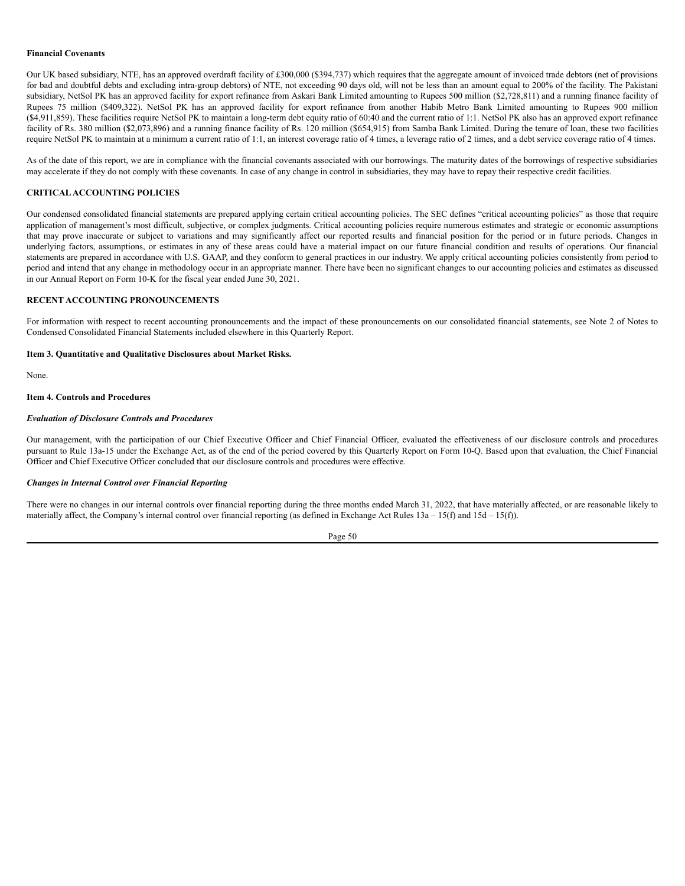**Financial Covenants**

Our UK based subsidiary, NTE, has an approved overdraft facility of £300,000 ($394,737) which requires that the aggregate amount of invoiced trade debtors (net of provisions for bad and doubtful debts and excluding intra-group debtors) of NTE, not exceeding 90 days old, will not be less than an amount equal to 200% of the facility. The Pakistani subsidiary, NetSol PK has an approved facility for export refinance from Askari Bank Limited amounting to Rupees 500 million ($2,728,811) and a running finance facility of Rupees 75 million ($409,322). NetSol PK has an approved facility for export refinance from another Habib Metro Bank Limited amounting to Rupees 900 million ($4,911,859). These facilities require NetSol PK to maintain a long-term debt equity ratio of 60:40 and the current ratio of 1:1. NetSol PK also has an approved export refinance facility of Rs. 380 million ($2,073,896) and a running finance facility of Rs. 120 million ($654,915) from Samba Bank Limited. During the tenure of loan, these two facilities require NetSol PK to maintain at a minimum a current ratio of 1:1, an interest coverage ratio of 4 times, a leverage ratio of 2 times, and a debt service coverage ratio of 4 times.

As of the date of this report, we are in compliance with the financial covenants associated with our borrowings. The maturity dates of the borrowings of respective subsidiaries may accelerate if they do not comply with these covenants. In case of any change in control in subsidiaries, they may have to repay their respective credit facilities.

**CRITICAL ACCOUNTING POLICIES**

Our condensed consolidated financial statements are prepared applying certain critical accounting policies. The SEC defines "critical accounting policies" as those that require application of management's most difficult, subjective, or complex judgments. Critical accounting policies require numerous estimates and strategic or economic assumptions that may prove inaccurate or subject to variations and may significantly affect our reported results and financial position for the period or in future periods. Changes in underlying factors, assumptions, or estimates in any of these areas could have a material impact on our future financial condition and results of operations. Our financial statements are prepared in accordance with U.S. GAAP, and they conform to general practices in our industry. We apply critical accounting policies consistently from period to period and intend that any change in methodology occur in an appropriate manner. There have been no significant changes to our accounting policies and estimates as discussed in our Annual Report on Form 10-K for the fiscal year ended June 30, 2021.

**RECENT ACCOUNTING PRONOUNCEMENTS**

For information with respect to recent accounting pronouncements and the impact of these pronouncements on our consolidated financial statements, see Note 2 of Notes to Condensed Consolidated Financial Statements included elsewhere in this Quarterly Report.

**Item 3. Quantitative and Qualitative Disclosures about Market Risks.**

None.

**Item 4. Controls and Procedures**

***Evaluation of Disclosure Controls and Procedures***

Our management, with the participation of our Chief Executive Officer and Chief Financial Officer, evaluated the effectiveness of our disclosure controls and procedures pursuant to Rule 13a-15 under the Exchange Act, as of the end of the period covered by this Quarterly Report on Form 10-Q. Based upon that evaluation, the Chief Financial Officer and Chief Executive Officer concluded that our disclosure controls and procedures were effective.

***Changes in Internal Control over Financial Reporting***

There were no changes in our internal controls over financial reporting during the three months ended March 31, 2022, that have materially affected, or are reasonable likely to materially affect, the Company's internal control over financial reporting (as defined in Exchange Act Rules 13a – 15(f) and 15d – 15(f)).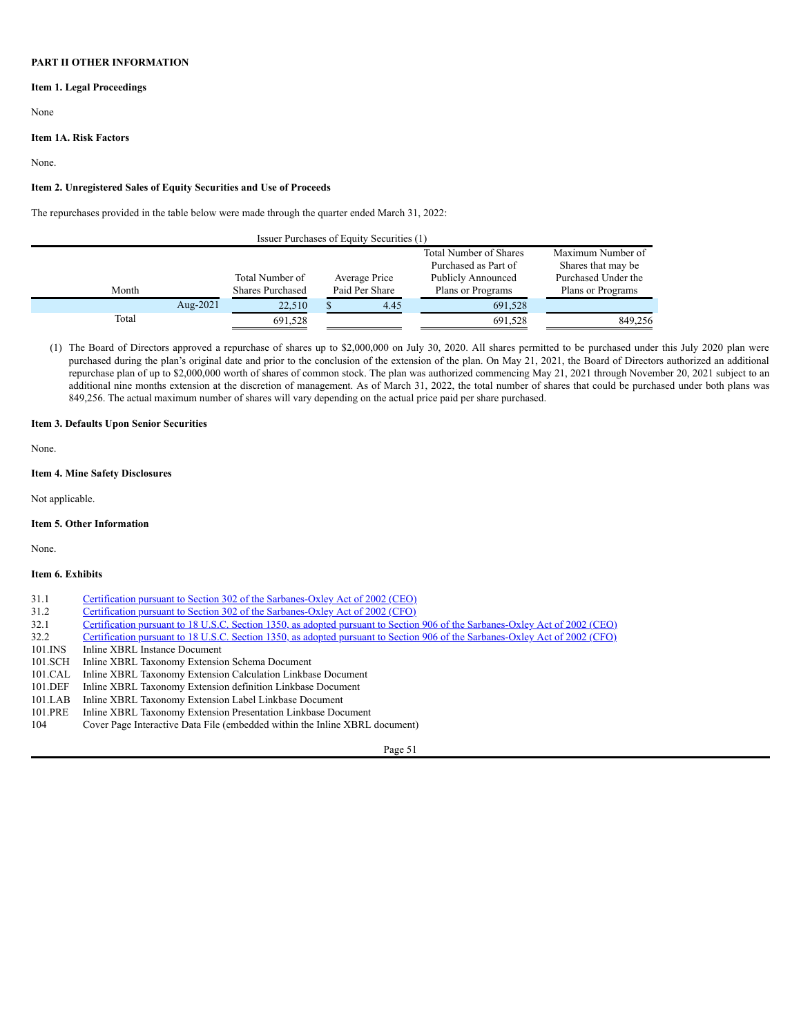**PART II OTHER INFORMATION**

**Item 1. Legal Proceedings**

None

**Item 1A. Risk Factors**

None.

**Item 2. Unregistered Sales of Equity Securities and Use of Proceeds**

The repurchases provided in the table below were made through the quarter ended March 31, 2022:

Issuer Purchases of Equity Securities (1)

| Month | Total Number of Shares Purchased | Average Price Paid Per Share | Total Number of Shares Purchased as Part of Publicly Announced Plans or Programs | Maximum Number of Shares that may be Purchased Under the Plans or Programs |
|---|---|---|---|---|
| Aug-2021 | 22,510 | $ 4.45 | 691,528 | |
| Total | 691,528 | | 691,528 | 849,256 |

(1) The Board of Directors approved a repurchase of shares up to $2,000,000 on July 30, 2020. All shares permitted to be purchased under this July 2020 plan were purchased during the plan's original date and prior to the conclusion of the extension of the plan. On May 21, 2021, the Board of Directors authorized an additional repurchase plan of up to $2,000,000 worth of shares of common stock. The plan was authorized commencing May 21, 2021 through November 20, 2021 subject to an additional nine months extension at the discretion of management. As of March 31, 2022, the total number of shares that could be purchased under both plans was 849,256. The actual maximum number of shares will vary depending on the actual price paid per share purchased.

**Item 3. Defaults Upon Senior Securities**

None.

**Item 4. Mine Safety Disclosures**

Not applicable.

**Item 5. Other Information**

None.

**Item 6. Exhibits**

| | |
|---|---|
| 31.1 | Certification pursuant to Section 302 of the Sarbanes-Oxley Act of 2002 (CEO) |
| 31.2 | Certification pursuant to Section 302 of the Sarbanes-Oxley Act of 2002 (CFO) |
| 32.1 | Certification pursuant to 18 U.S.C. Section 1350, as adopted pursuant to Section 906 of the Sarbanes-Oxley Act of 2002 (CEO) |
| 32.2 | Certification pursuant to 18 U.S.C. Section 1350, as adopted pursuant to Section 906 of the Sarbanes-Oxley Act of 2002 (CFO) |
| 101.INS | Inline XBRL Instance Document |
| 101.SCH | Inline XBRL Taxonomy Extension Schema Document |
| 101.CAL | Inline XBRL Taxonomy Extension Calculation Linkbase Document |
| 101.DEF | Inline XBRL Taxonomy Extension definition Linkbase Document |
| 101.LAB | Inline XBRL Taxonomy Extension Label Linkbase Document |
| 101.PRE | Inline XBRL Taxonomy Extension Presentation Linkbase Document |
| 104 | Cover Page Interactive Data File (embedded within the Inline XBRL document) |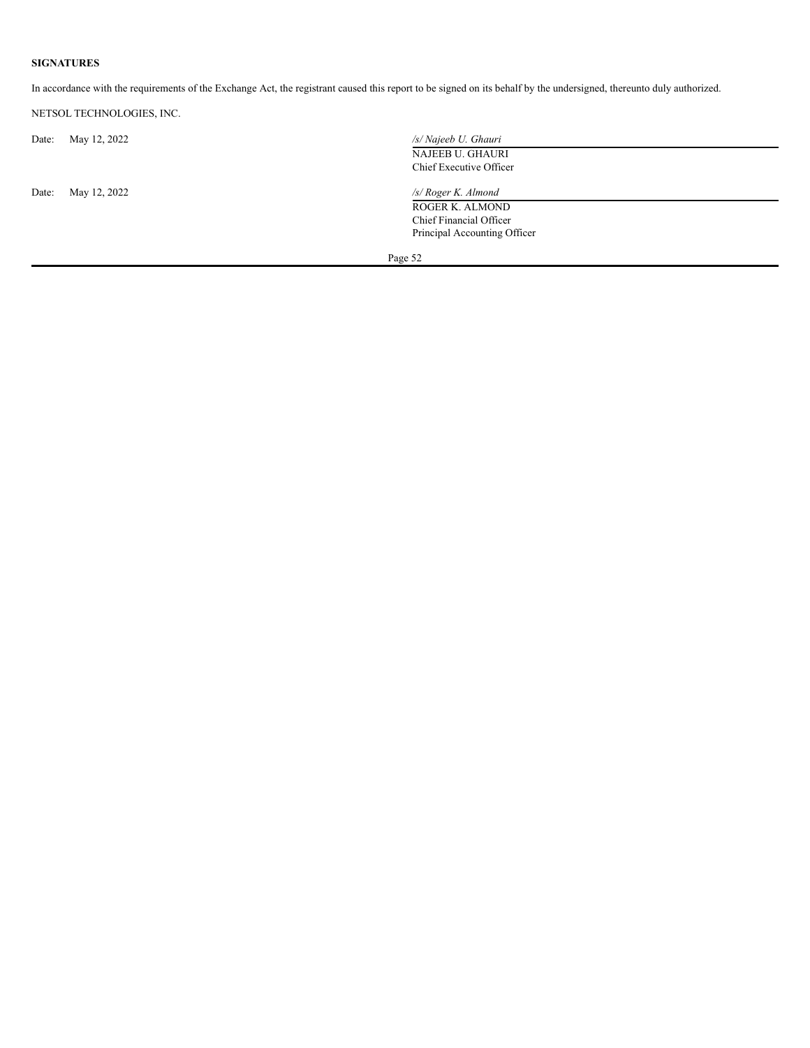**SIGNATURES**

In accordance with the requirements of the Exchange Act, the registrant caused this report to be signed on its behalf by the undersigned, thereunto duly authorized.

NETSOL TECHNOLOGIES, INC.

| | |
|---|---|
| Date: May 12, 2022 | */s/ Najeeb U. Ghauri* |
| | NAJEEB U. GHAURI |
| | Chief Executive Officer |
| Date: May 12, 2022 | */s/ Roger K. Almond* |
| | ROGER K. ALMOND |
| | Chief Financial Officer |
| | Principal Accounting Officer |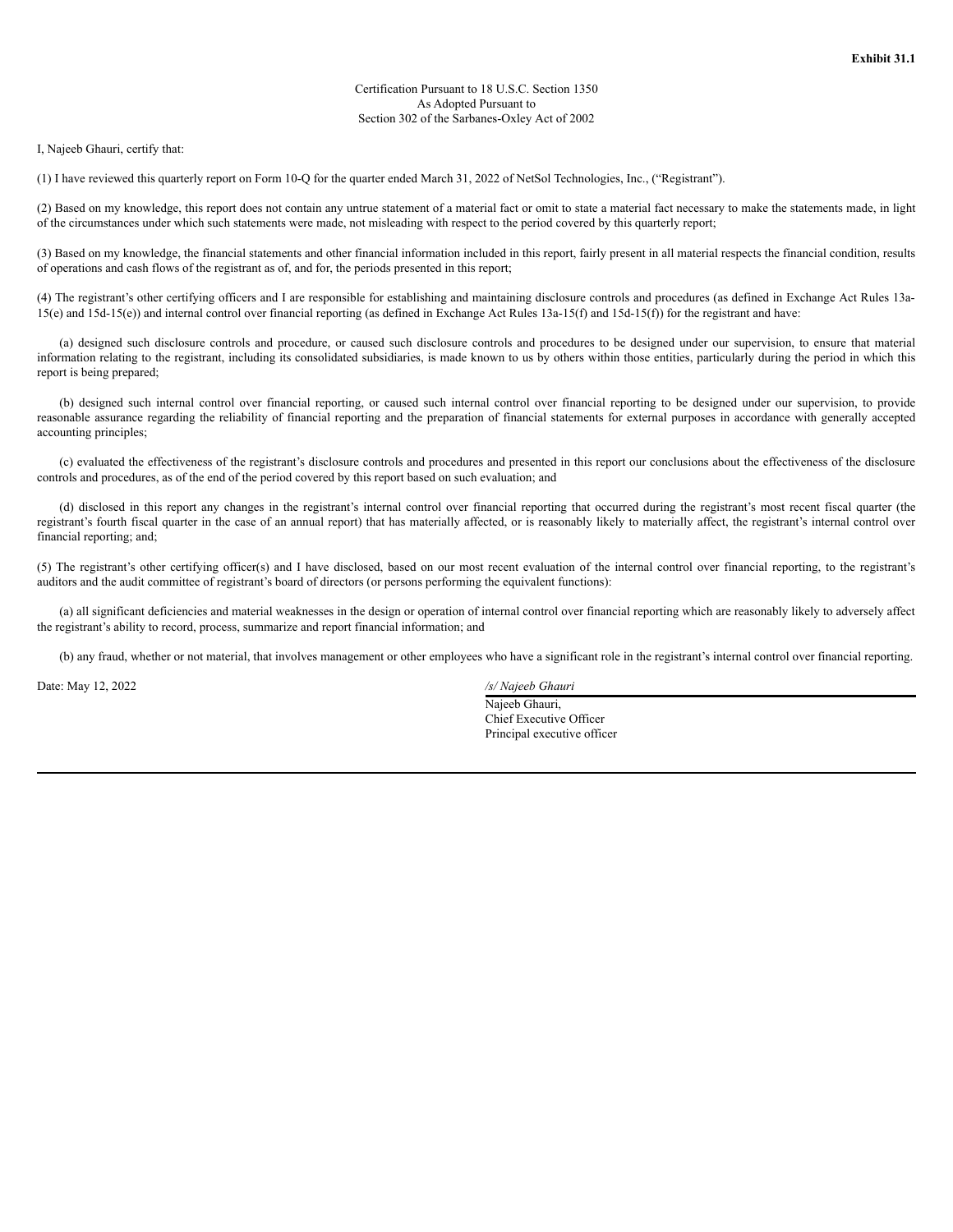**Exhibit 31.1**

Certification Pursuant to 18 U.S.C. Section 1350
As Adopted Pursuant to
Section 302 of the Sarbanes-Oxley Act of 2002

I, Najeeb Ghauri, certify that:

(1) I have reviewed this quarterly report on Form 10-Q for the quarter ended March 31, 2022 of NetSol Technologies, Inc., ("Registrant").

(2) Based on my knowledge, this report does not contain any untrue statement of a material fact or omit to state a material fact necessary to make the statements made, in light of the circumstances under which such statements were made, not misleading with respect to the period covered by this quarterly report;

(3) Based on my knowledge, the financial statements and other financial information included in this report, fairly present in all material respects the financial condition, results of operations and cash flows of the registrant as of, and for, the periods presented in this report;

(4) The registrant's other certifying officers and I are responsible for establishing and maintaining disclosure controls and procedures (as defined in Exchange Act Rules 13a-15(e) and 15d-15(e)) and internal control over financial reporting (as defined in Exchange Act Rules 13a-15(f) and 15d-15(f)) for the registrant and have:

(a) designed such disclosure controls and procedure, or caused such disclosure controls and procedures to be designed under our supervision, to ensure that material information relating to the registrant, including its consolidated subsidiaries, is made known to us by others within those entities, particularly during the period in which this report is being prepared;

(b) designed such internal control over financial reporting, or caused such internal control over financial reporting to be designed under our supervision, to provide reasonable assurance regarding the reliability of financial reporting and the preparation of financial statements for external purposes in accordance with generally accepted accounting principles;

(c) evaluated the effectiveness of the registrant's disclosure controls and procedures and presented in this report our conclusions about the effectiveness of the disclosure controls and procedures, as of the end of the period covered by this report based on such evaluation; and

(d) disclosed in this report any changes in the registrant's internal control over financial reporting that occurred during the registrant's most recent fiscal quarter (the registrant's fourth fiscal quarter in the case of an annual report) that has materially affected, or is reasonably likely to materially affect, the registrant's internal control over financial reporting; and;

(5) The registrant's other certifying officer(s) and I have disclosed, based on our most recent evaluation of the internal control over financial reporting, to the registrant's auditors and the audit committee of registrant's board of directors (or persons performing the equivalent functions):

(a) all significant deficiencies and material weaknesses in the design or operation of internal control over financial reporting which are reasonably likely to adversely affect the registrant's ability to record, process, summarize and report financial information; and

(b) any fraud, whether or not material, that involves management or other employees who have a significant role in the registrant's internal control over financial reporting.

Date: May 12, 2022

*/s/ Najeeb Ghauri*

Najeeb Ghauri,
Chief Executive Officer
Principal executive officer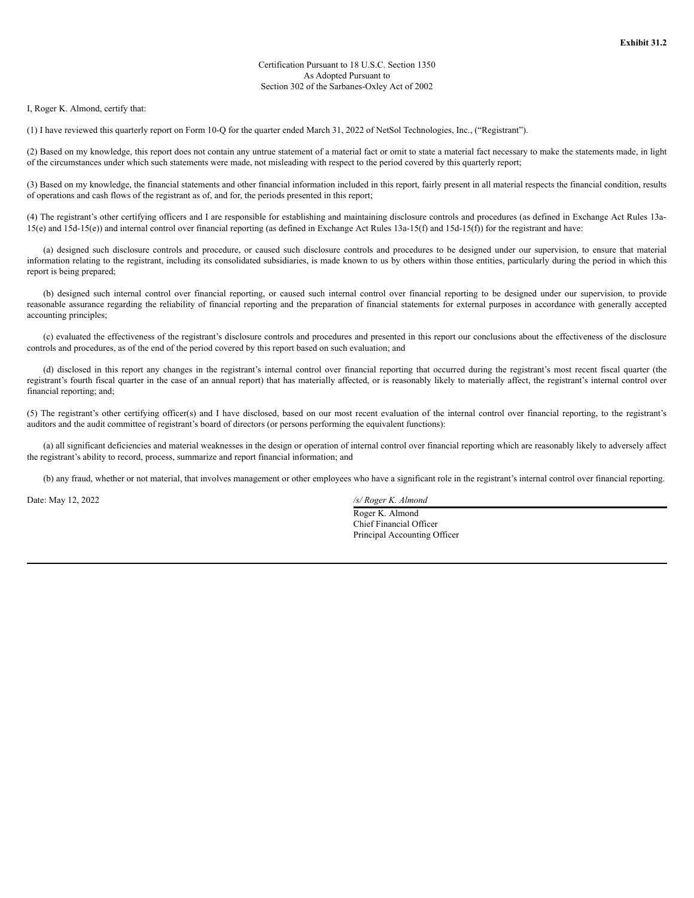**Exhibit 31.2**

Certification Pursuant to 18 U.S.C. Section 1350
As Adopted Pursuant to
Section 302 of the Sarbanes-Oxley Act of 2002

I, Roger K. Almond, certify that:

(1) I have reviewed this quarterly report on Form 10-Q for the quarter ended March 31, 2022 of NetSol Technologies, Inc., ("Registrant").

(2) Based on my knowledge, this report does not contain any untrue statement of a material fact or omit to state a material fact necessary to make the statements made, in light of the circumstances under which such statements were made, not misleading with respect to the period covered by this quarterly report;

(3) Based on my knowledge, the financial statements and other financial information included in this report, fairly present in all material respects the financial condition, results of operations and cash flows of the registrant as of, and for, the periods presented in this report;

(4) The registrant's other certifying officers and I are responsible for establishing and maintaining disclosure controls and procedures (as defined in Exchange Act Rules 13a-15(e) and 15d-15(e)) and internal control over financial reporting (as defined in Exchange Act Rules 13a-15(f) and 15d-15(f)) for the registrant and have:

(a) designed such disclosure controls and procedure, or caused such disclosure controls and procedures to be designed under our supervision, to ensure that material information relating to the registrant, including its consolidated subsidiaries, is made known to us by others within those entities, particularly during the period in which this report is being prepared;

(b) designed such internal control over financial reporting, or caused such internal control over financial reporting to be designed under our supervision, to provide reasonable assurance regarding the reliability of financial reporting and the preparation of financial statements for external purposes in accordance with generally accepted accounting principles;

(c) evaluated the effectiveness of the registrant's disclosure controls and procedures and presented in this report our conclusions about the effectiveness of the disclosure controls and procedures, as of the end of the period covered by this report based on such evaluation; and

(d) disclosed in this report any changes in the registrant's internal control over financial reporting that occurred during the registrant's most recent fiscal quarter (the registrant's fourth fiscal quarter in the case of an annual report) that has materially affected, or is reasonably likely to materially affect, the registrant's internal control over financial reporting; and;

(5) The registrant's other certifying officer(s) and I have disclosed, based on our most recent evaluation of the internal control over financial reporting, to the registrant's auditors and the audit committee of registrant's board of directors (or persons performing the equivalent functions):

(a) all significant deficiencies and material weaknesses in the design or operation of internal control over financial reporting which are reasonably likely to adversely affect the registrant's ability to record, process, summarize and report financial information; and

(b) any fraud, whether or not material, that involves management or other employees who have a significant role in the registrant's internal control over financial reporting.

Date: May 12, 2022

*/s/ Roger K. Almond*

Roger K. Almond
Chief Financial Officer
Principal Accounting Officer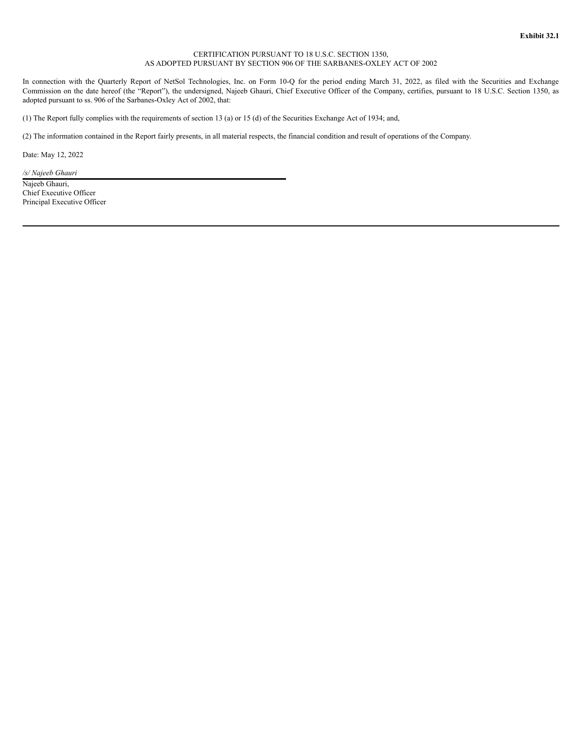**Exhibit 32.1**

CERTIFICATION PURSUANT TO 18 U.S.C. SECTION 1350,
AS ADOPTED PURSUANT BY SECTION 906 OF THE SARBANES-OXLEY ACT OF 2002

In connection with the Quarterly Report of NetSol Technologies, Inc. on Form 10-Q for the period ending March 31, 2022, as filed with the Securities and Exchange Commission on the date hereof (the "Report"), the undersigned, Najeeb Ghauri, Chief Executive Officer of the Company, certifies, pursuant to 18 U.S.C. Section 1350, as adopted pursuant to ss. 906 of the Sarbanes-Oxley Act of 2002, that:

(1) The Report fully complies with the requirements of section 13 (a) or 15 (d) of the Securities Exchange Act of 1934; and,

(2) The information contained in the Report fairly presents, in all material respects, the financial condition and result of operations of the Company.

Date: May 12, 2022

*/s/ Najeeb Ghauri*

Najeeb Ghauri,
Chief Executive Officer
Principal Executive Officer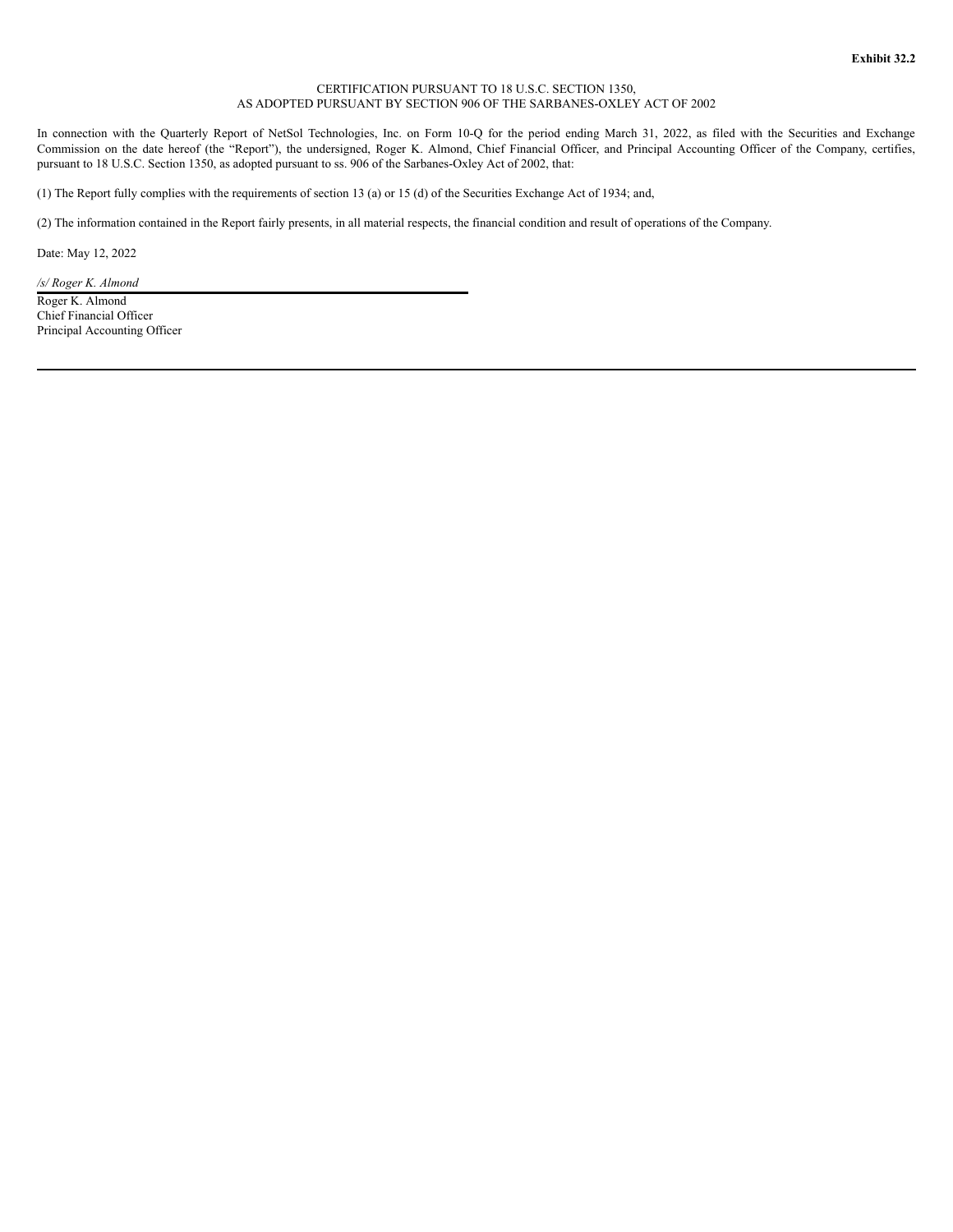**Exhibit 32.2**

CERTIFICATION PURSUANT TO 18 U.S.C. SECTION 1350,
AS ADOPTED PURSUANT BY SECTION 906 OF THE SARBANES-OXLEY ACT OF 2002

In connection with the Quarterly Report of NetSol Technologies, Inc. on Form 10-Q for the period ending March 31, 2022, as filed with the Securities and Exchange Commission on the date hereof (the "Report"), the undersigned, Roger K. Almond, Chief Financial Officer, and Principal Accounting Officer of the Company, certifies, pursuant to 18 U.S.C. Section 1350, as adopted pursuant to ss. 906 of the Sarbanes-Oxley Act of 2002, that:

(1) The Report fully complies with the requirements of section 13 (a) or 15 (d) of the Securities Exchange Act of 1934; and,

(2) The information contained in the Report fairly presents, in all material respects, the financial condition and result of operations of the Company.

Date: May 12, 2022

*/s/ Roger K. Almond*

Roger K. Almond
Chief Financial Officer
Principal Accounting Officer